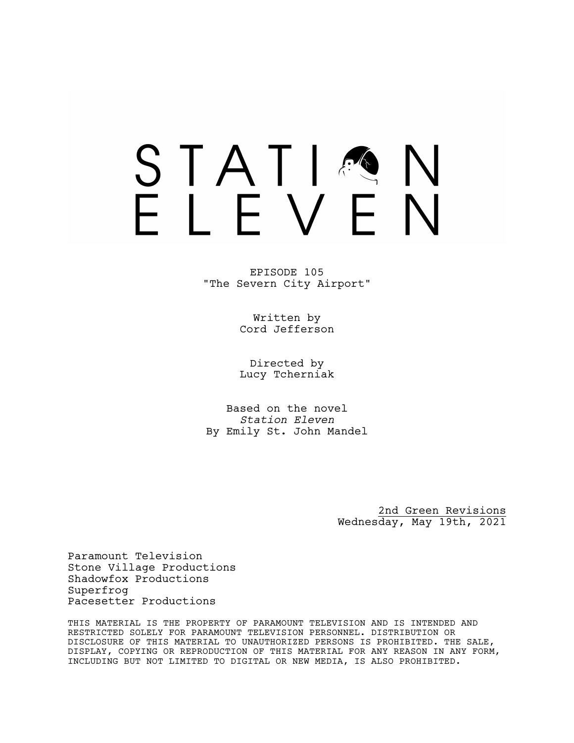# STATION ELEVEN

EPISODE 105
"The Severn City Airport"

Written by
Cord Jefferson

Directed by
Lucy Tcherniak

Based on the novel
*Station Eleven*
By Emily St. John Mandel

2nd Green Revisions
Wednesday, May 19th, 2021

Paramount Television
Stone Village Productions
Shadowfox Productions
Superfrog
Pacesetter Productions

THIS MATERIAL IS THE PROPERTY OF PARAMOUNT TELEVISION AND IS INTENDED AND RESTRICTED SOLELY FOR PARAMOUNT TELEVISION PERSONNEL. DISTRIBUTION OR DISCLOSURE OF THIS MATERIAL TO UNAUTHORIZED PERSONS IS PROHIBITED. THE SALE, DISPLAY, COPYING OR REPRODUCTION OF THIS MATERIAL FOR ANY REASON IN ANY FORM, INCLUDING BUT NOT LIMITED TO DIGITAL OR NEW MEDIA, IS ALSO PROHIBITED.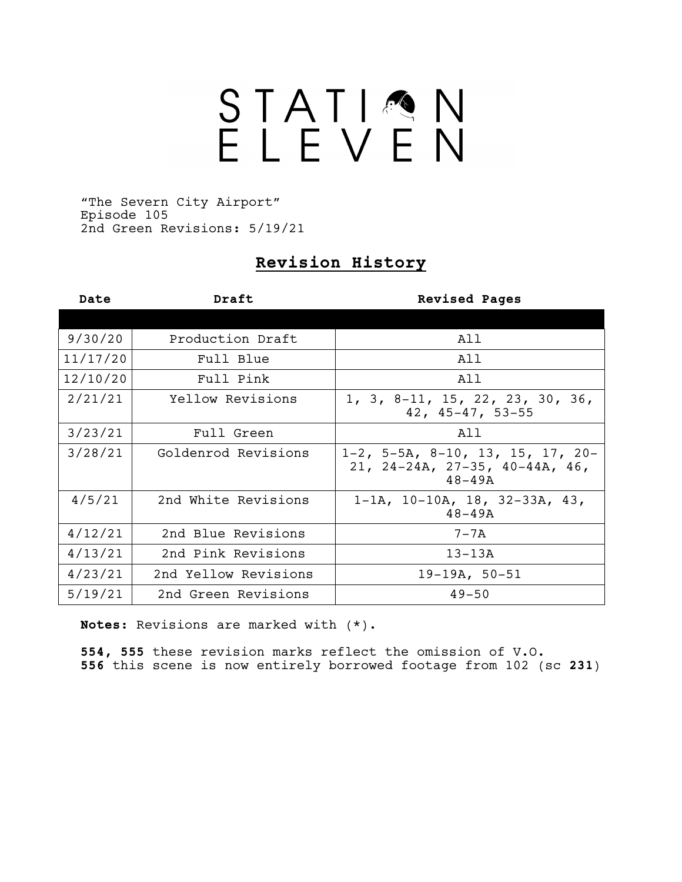# STATION ELEVEN

"The Severn City Airport"
Episode 105
2nd Green Revisions: 5/19/21

## Revision History

| Date | Draft | Revised Pages |
|---|---|---|
| 9/30/20 | Production Draft | All |
| 11/17/20 | Full Blue | All |
| 12/10/20 | Full Pink | All |
| 2/21/21 | Yellow Revisions | 1, 3, 8-11, 15, 22, 23, 30, 36, 42, 45-47, 53-55 |
| 3/23/21 | Full Green | All |
| 3/28/21 | Goldenrod Revisions | 1-2, 5-5A, 8-10, 13, 15, 17, 20-21, 24-24A, 27-35, 40-44A, 46, 48-49A |
| 4/5/21 | 2nd White Revisions | 1-1A, 10-10A, 18, 32-33A, 43, 48-49A |
| 4/12/21 | 2nd Blue Revisions | 7-7A |
| 4/13/21 | 2nd Pink Revisions | 13-13A |
| 4/23/21 | 2nd Yellow Revisions | 19-19A, 50-51 |
| 5/19/21 | 2nd Green Revisions | 49-50 |

**Notes:** Revisions are marked with (*).

**554, 555** these revision marks reflect the omission of V.O.
**556** this scene is now entirely borrowed footage from 102 (sc **231**)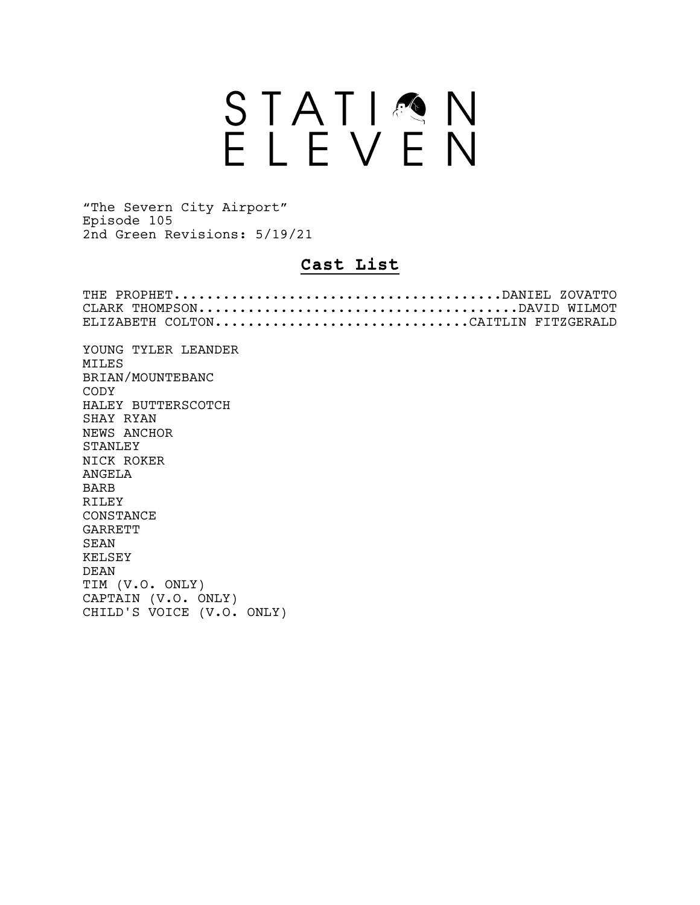# STATION ELEVEN

"The Severn City Airport"
Episode 105
2nd Green Revisions: 5/19/21

## **Cast List**

THE PROPHET.......................................DANIEL ZOVATTO
CLARK THOMPSON....................................DAVID WILMOT
ELIZABETH COLTON..............................CAITLIN FITZGERALD

YOUNG TYLER LEANDER
MILES
BRIAN/MOUNTEBANC
CODY
HALEY BUTTERSCOTCH
SHAY RYAN
NEWS ANCHOR
STANLEY
NICK ROKER
ANGELA
BARB
RILEY
CONSTANCE
GARRETT
SEAN
KELSEY
DEAN
TIM (V.O. ONLY)
CAPTAIN (V.O. ONLY)
CHILD'S VOICE (V.O. ONLY)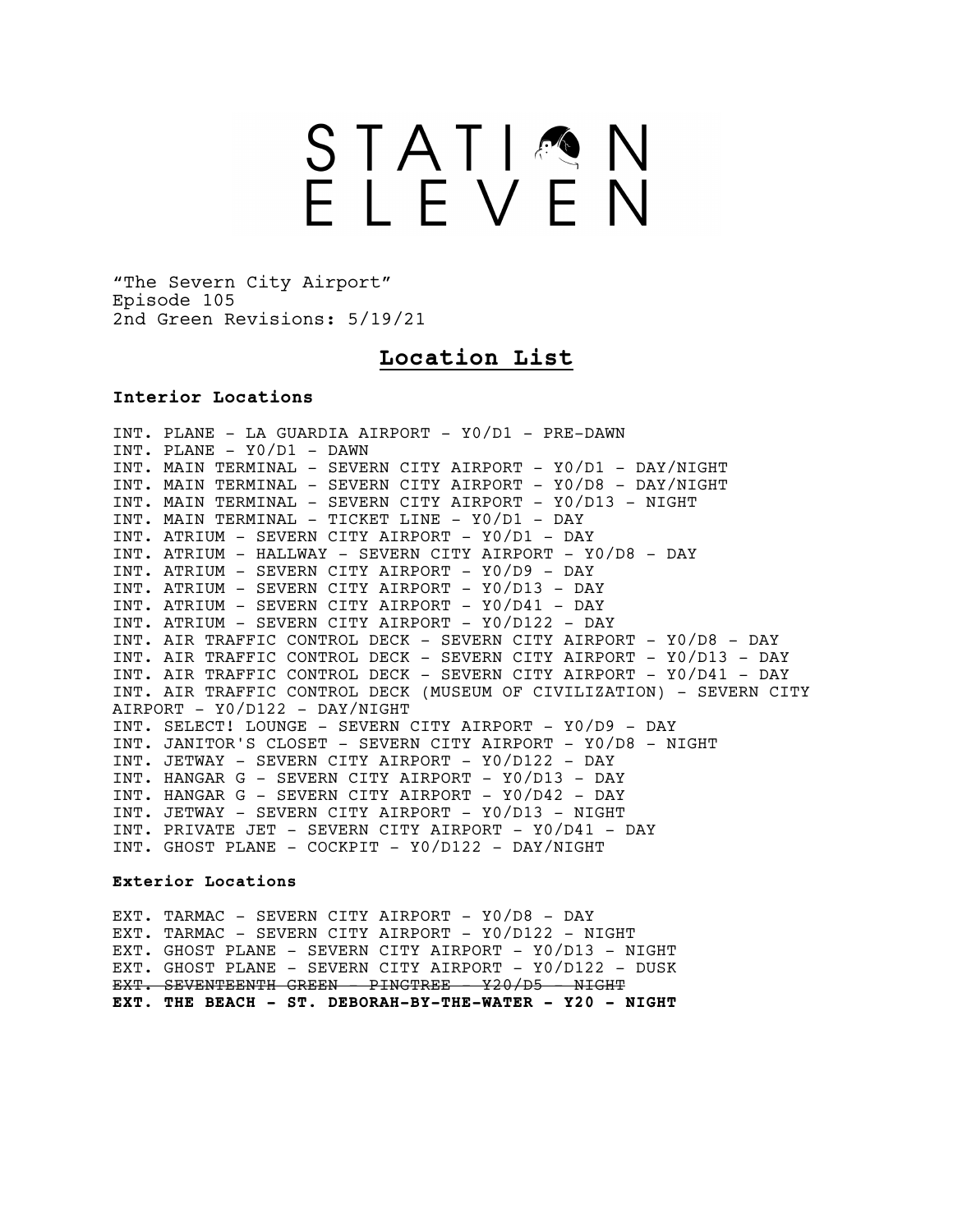# STATION ELEVEN

"The Severn City Airport"
Episode 105
2nd Green Revisions: 5/19/21

## Location List

### Interior Locations

INT. PLANE - LA GUARDIA AIRPORT - Y0/D1 - PRE-DAWN
INT. PLANE - Y0/D1 - DAWN
INT. MAIN TERMINAL - SEVERN CITY AIRPORT - Y0/D1 - DAY/NIGHT
INT. MAIN TERMINAL - SEVERN CITY AIRPORT - Y0/D8 - DAY/NIGHT
INT. MAIN TERMINAL - SEVERN CITY AIRPORT - Y0/D13 - NIGHT
INT. MAIN TERMINAL - TICKET LINE - Y0/D1 - DAY
INT. ATRIUM - SEVERN CITY AIRPORT - Y0/D1 - DAY
INT. ATRIUM - HALLWAY - SEVERN CITY AIRPORT - Y0/D8 - DAY
INT. ATRIUM - SEVERN CITY AIRPORT - Y0/D9 - DAY
INT. ATRIUM - SEVERN CITY AIRPORT - Y0/D13 - DAY
INT. ATRIUM - SEVERN CITY AIRPORT - Y0/D41 - DAY
INT. ATRIUM - SEVERN CITY AIRPORT - Y0/D122 - DAY
INT. AIR TRAFFIC CONTROL DECK - SEVERN CITY AIRPORT - Y0/D8 - DAY
INT. AIR TRAFFIC CONTROL DECK - SEVERN CITY AIRPORT - Y0/D13 - DAY
INT. AIR TRAFFIC CONTROL DECK - SEVERN CITY AIRPORT - Y0/D41 - DAY
INT. AIR TRAFFIC CONTROL DECK (MUSEUM OF CIVILIZATION) - SEVERN CITY AIRPORT - Y0/D122 - DAY/NIGHT
INT. SELECT! LOUNGE - SEVERN CITY AIRPORT - Y0/D9 - DAY
INT. JANITOR'S CLOSET - SEVERN CITY AIRPORT - Y0/D8 - NIGHT
INT. JETWAY - SEVERN CITY AIRPORT - Y0/D122 - DAY
INT. HANGAR G - SEVERN CITY AIRPORT - Y0/D13 - DAY
INT. HANGAR G - SEVERN CITY AIRPORT - Y0/D42 - DAY
INT. JETWAY - SEVERN CITY AIRPORT - Y0/D13 - NIGHT
INT. PRIVATE JET - SEVERN CITY AIRPORT - Y0/D41 - DAY
INT. GHOST PLANE - COCKPIT - Y0/D122 - DAY/NIGHT

### Exterior Locations

EXT. TARMAC - SEVERN CITY AIRPORT - Y0/D8 - DAY
EXT. TARMAC - SEVERN CITY AIRPORT - Y0/D122 - NIGHT
EXT. GHOST PLANE - SEVERN CITY AIRPORT - Y0/D13 - NIGHT
EXT. GHOST PLANE - SEVERN CITY AIRPORT - Y0/D122 - DUSK
~~EXT. SEVENTEENTH GREEN - PINGTREE - Y20/D5 - NIGHT~~
**EXT. THE BEACH - ST. DEBORAH-BY-THE-WATER - Y20 - NIGHT**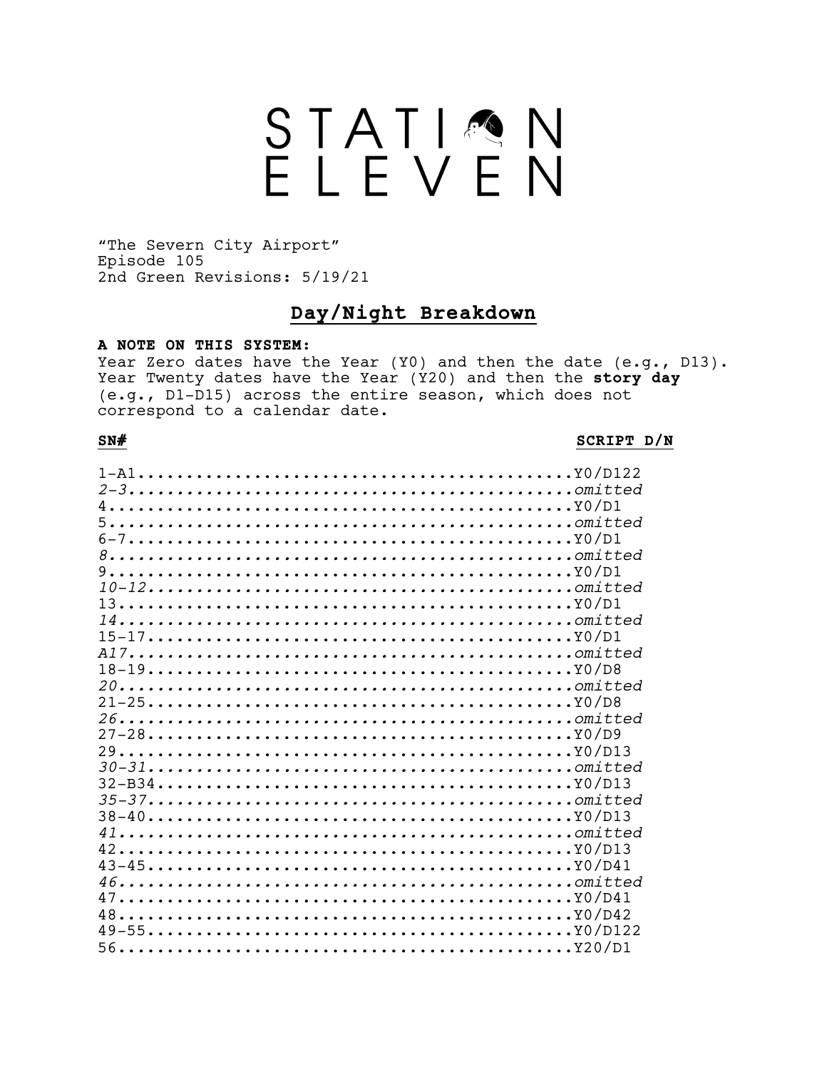# STATION ELEVEN

"The Severn City Airport"
Episode 105
2nd Green Revisions: 5/19/21

## Day/Night Breakdown

**A NOTE ON THIS SYSTEM:**
Year Zero dates have the Year (Y0) and then the date (e.g., D13). Year Twenty dates have the Year (Y20) and then the **story day** (e.g., D1-D15) across the entire season, which does not correspond to a calendar date.

| SN# | SCRIPT D/N |
|---|---|
| 1-A1 | Y0/D122 |
| *2-3* | *omitted* |
| 4 | Y0/D1 |
| 5 | *omitted* |
| 6-7 | Y0/D1 |
| *8* | *omitted* |
| 9 | Y0/D1 |
| *10-12* | *omitted* |
| 13 | Y0/D1 |
| *14* | *omitted* |
| 15-17 | Y0/D1 |
| *A17* | *omitted* |
| 18-19 | Y0/D8 |
| *20* | *omitted* |
| 21-25 | Y0/D8 |
| *26* | *omitted* |
| 27-28 | Y0/D9 |
| 29 | Y0/D13 |
| *30-31* | *omitted* |
| 32-B34 | Y0/D13 |
| *35-37* | *omitted* |
| 38-40 | Y0/D13 |
| *41* | *omitted* |
| 42 | Y0/D13 |
| 43-45 | Y0/D41 |
| *46* | *omitted* |
| 47 | Y0/D41 |
| 48 | Y0/D42 |
| 49-55 | Y0/D122 |
| 56 | Y20/D1 |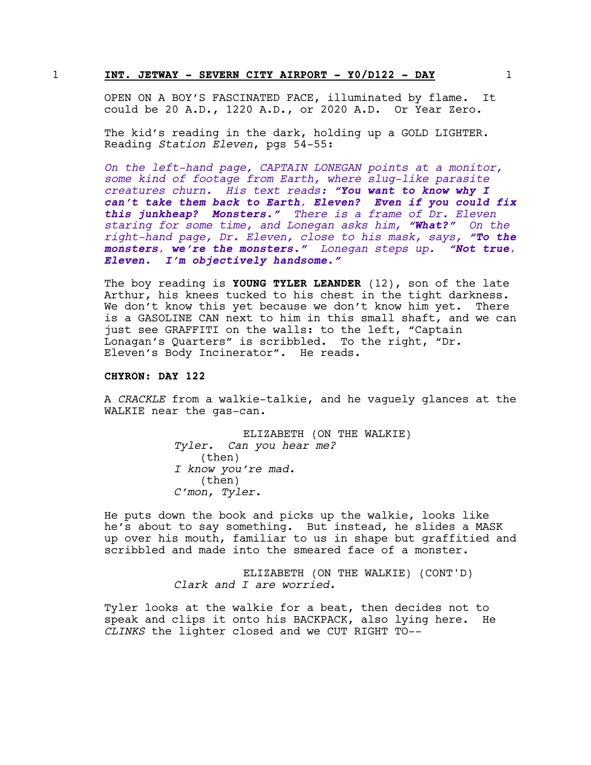1 **INT. JETWAY - SEVERN CITY AIRPORT - Y0/D122 - DAY** 1

OPEN ON A BOY'S FASCINATED FACE, illuminated by flame. It could be 20 A.D., 1220 A.D., or 2020 A.D. Or Year Zero.

The kid's reading in the dark, holding up a GOLD LIGHTER. Reading *Station Eleven*, pgs 54-55:

*On the left-hand page, CAPTAIN LONEGAN points at a monitor, some kind of footage from Earth, where slug-like parasite creatures churn. His text reads:* ***"You want to know why I can't take them back to Earth, Eleven? Even if you could fix this junkheap? Monsters."*** *There is a frame of Dr. Eleven staring for some time, and Lonegan asks him,* ***"What?"*** *On the right-hand page, Dr. Eleven, close to his mask, says,* ***"To the monsters, we're the monsters."*** *Lonegan steps up.* ***"Not true, Eleven. I'm objectively handsome."***

The boy reading is **YOUNG TYLER LEANDER** (12), son of the late Arthur, his knees tucked to his chest in the tight darkness. We don't know this yet because we don't know him yet. There is a GASOLINE CAN next to him in this small shaft, and we can just see GRAFFITI on the walls: to the left, "Captain Lonagan's Quarters" is scribbled. To the right, "Dr. Eleven's Body Incinerator". He reads.

**CHYRON: DAY 122**

A *CRACKLE* from a walkie-talkie, and he vaguely glances at the WALKIE near the gas-can.

ELIZABETH (ON THE WALKIE)
*Tyler. Can you hear me?*
(then)
*I know you're mad.*
(then)
*C'mon, Tyler.*

He puts down the book and picks up the walkie, looks like he's about to say something. But instead, he slides a MASK up over his mouth, familiar to us in shape but graffitied and scribbled and made into the smeared face of a monster.

ELIZABETH (ON THE WALKIE) (CONT'D)
*Clark and I are worried.*

Tyler looks at the walkie for a beat, then decides not to speak and clips it onto his BACKPACK, also lying here. He *CLINKS* the lighter closed and we CUT RIGHT TO--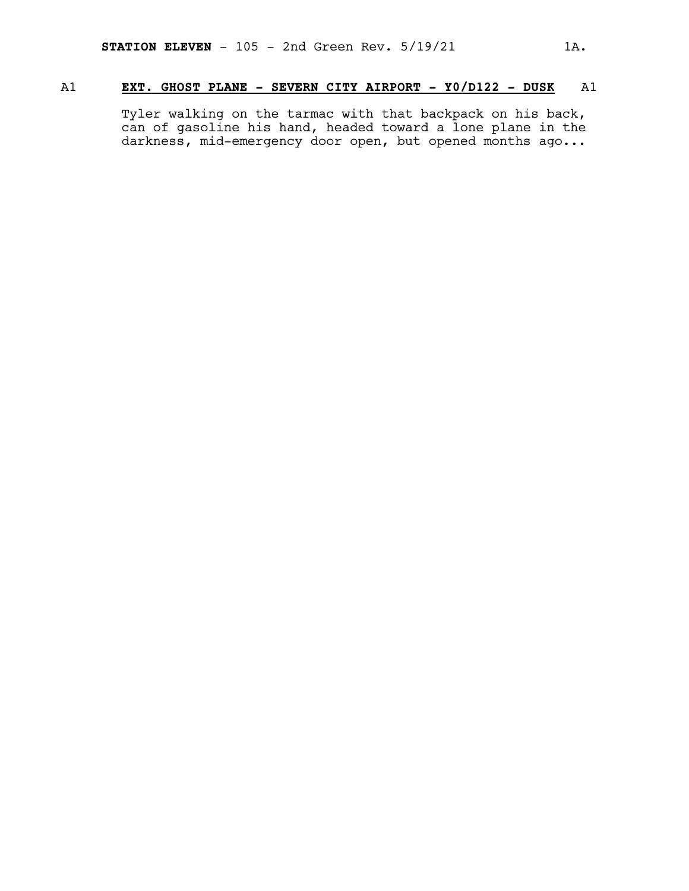A1 **EXT. GHOST PLANE - SEVERN CITY AIRPORT - Y0/D122 - DUSK** A1

Tyler walking on the tarmac with that backpack on his back, can of gasoline his hand, headed toward a lone plane in the darkness, mid-emergency door open, but opened months ago...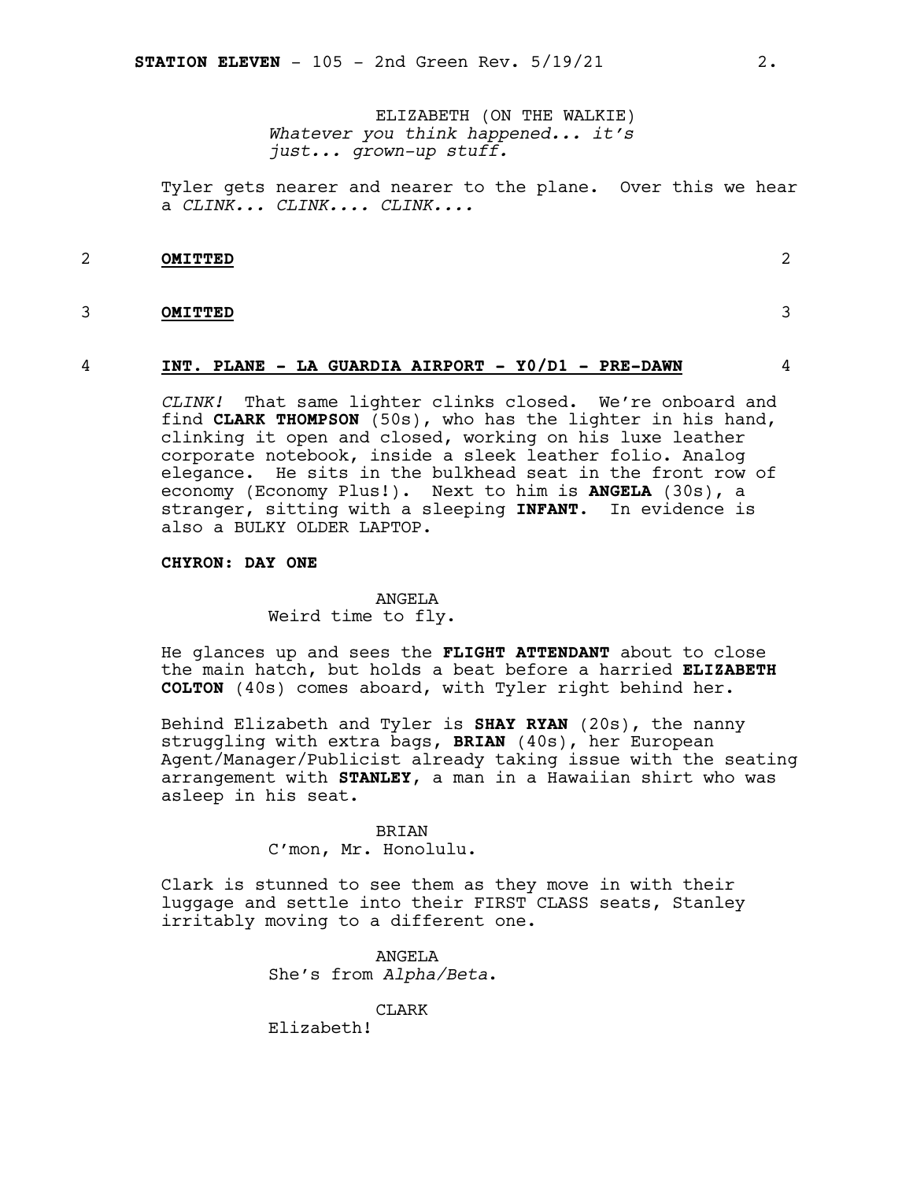ELIZABETH (ON THE WALKIE)
*Whatever you think happened... it's just... grown-up stuff.*

Tyler gets nearer and nearer to the plane. Over this we hear a *CLINK... CLINK.... CLINK....*

2 **OMITTED** 2

3 **OMITTED** 3

4 **INT. PLANE - LA GUARDIA AIRPORT - Y0/D1 - PRE-DAWN** 4

*CLINK!* That same lighter clinks closed. We're onboard and find **CLARK THOMPSON** (50s), who has the lighter in his hand, clinking it open and closed, working on his luxe leather corporate notebook, inside a sleek leather folio. Analog elegance. He sits in the bulkhead seat in the front row of economy (Economy Plus!). Next to him is **ANGELA** (30s), a stranger, sitting with a sleeping **INFANT**. In evidence is also a BULKY OLDER LAPTOP.

**CHYRON: DAY ONE**

ANGELA
Weird time to fly.

He glances up and sees the **FLIGHT ATTENDANT** about to close the main hatch, but holds a beat before a harried **ELIZABETH COLTON** (40s) comes aboard, with Tyler right behind her.

Behind Elizabeth and Tyler is **SHAY RYAN** (20s), the nanny struggling with extra bags, **BRIAN** (40s), her European Agent/Manager/Publicist already taking issue with the seating arrangement with **STANLEY**, a man in a Hawaiian shirt who was asleep in his seat.

BRIAN
C'mon, Mr. Honolulu.

Clark is stunned to see them as they move in with their luggage and settle into their FIRST CLASS seats, Stanley irritably moving to a different one.

ANGELA
She's from *Alpha/Beta*.

CLARK
Elizabeth!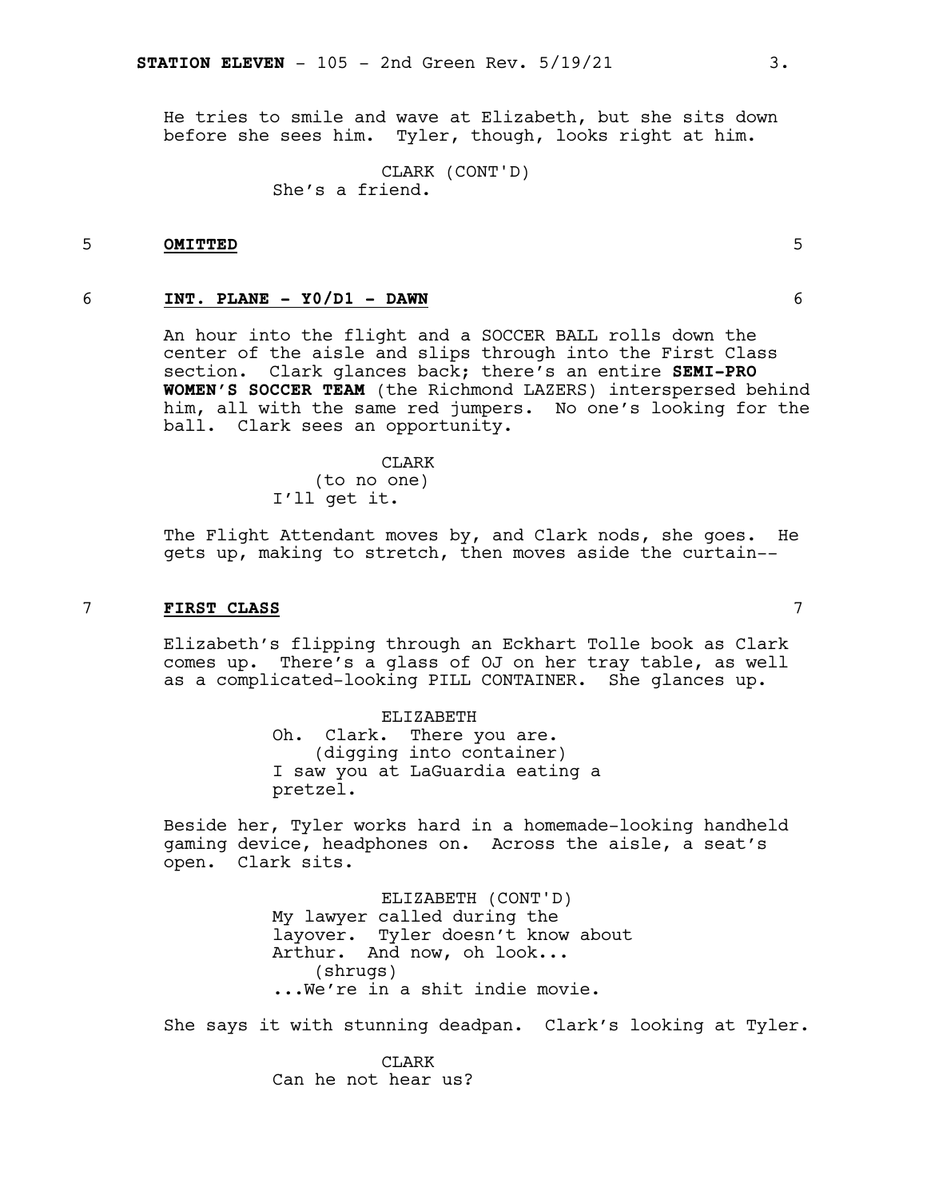He tries to smile and wave at Elizabeth, but she sits down before she sees him. Tyler, though, looks right at him.

CLARK (CONT'D)
She's a friend.

5 **OMITTED** 5

6 **INT. PLANE - Y0/D1 - DAWN** 6

An hour into the flight and a SOCCER BALL rolls down the center of the aisle and slips through into the First Class section. Clark glances back; there's an entire **SEMI-PRO WOMEN'S SOCCER TEAM** (the Richmond LAZERS) interspersed behind him, all with the same red jumpers. No one's looking for the ball. Clark sees an opportunity.

CLARK
(to no one)
I'll get it.

The Flight Attendant moves by, and Clark nods, she goes. He gets up, making to stretch, then moves aside the curtain--

7 **FIRST CLASS** 7

Elizabeth's flipping through an Eckhart Tolle book as Clark comes up. There's a glass of OJ on her tray table, as well as a complicated-looking PILL CONTAINER. She glances up.

ELIZABETH
Oh. Clark. There you are.
(digging into container)
I saw you at LaGuardia eating a pretzel.

Beside her, Tyler works hard in a homemade-looking handheld gaming device, headphones on. Across the aisle, a seat's open. Clark sits.

ELIZABETH (CONT'D)
My lawyer called during the layover. Tyler doesn't know about Arthur. And now, oh look...
(shrugs)
...We're in a shit indie movie.

She says it with stunning deadpan. Clark's looking at Tyler.

CLARK
Can he not hear us?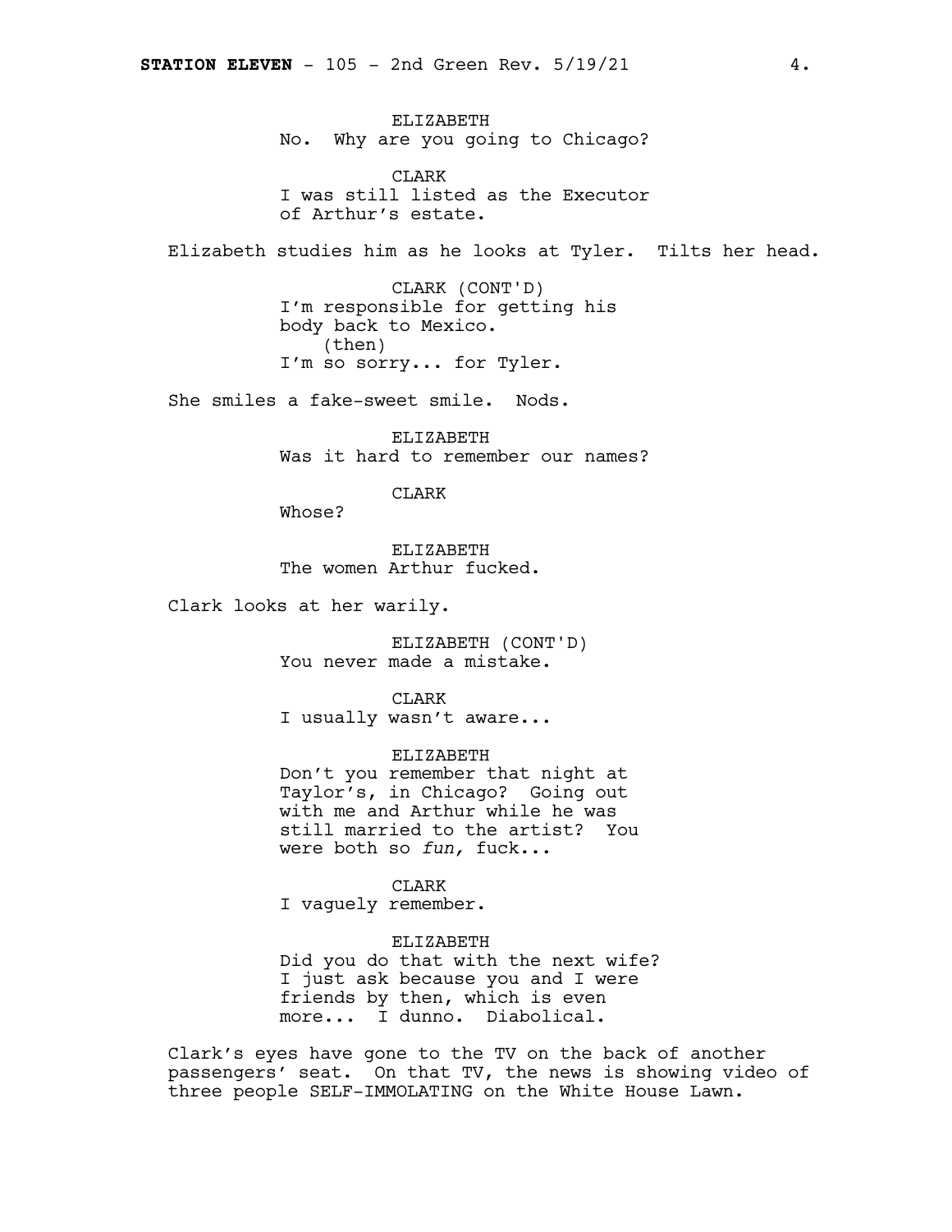ELIZABETH
No. Why are you going to Chicago?

CLARK
I was still listed as the Executor of Arthur's estate.

Elizabeth studies him as he looks at Tyler. Tilts her head.

CLARK (CONT'D)
I'm responsible for getting his body back to Mexico.
(then)
I'm so sorry... for Tyler.

She smiles a fake-sweet smile. Nods.

ELIZABETH
Was it hard to remember our names?

CLARK
Whose?

ELIZABETH
The women Arthur fucked.

Clark looks at her warily.

ELIZABETH (CONT'D)
You never made a mistake.

CLARK
I usually wasn't aware...

ELIZABETH
Don't you remember that night at Taylor's, in Chicago? Going out with me and Arthur while he was still married to the artist? You were both so *fun,* fuck...

CLARK
I vaguely remember.

ELIZABETH
Did you do that with the next wife? I just ask because you and I were friends by then, which is even more... I dunno. Diabolical.

Clark's eyes have gone to the TV on the back of another passengers' seat. On that TV, the news is showing video of three people SELF-IMMOLATING on the White House Lawn.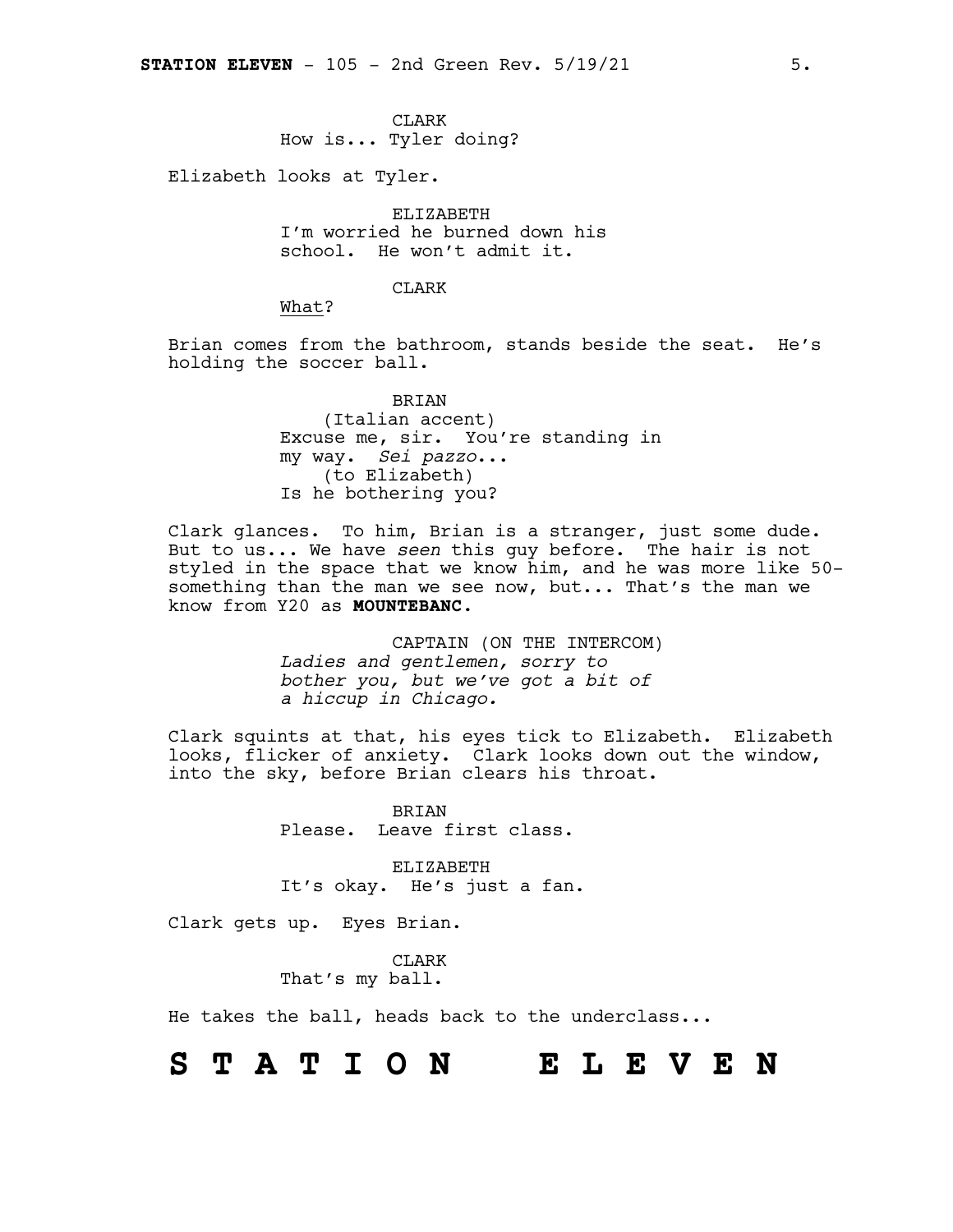CLARK
How is... Tyler doing?

Elizabeth looks at Tyler.

ELIZABETH
I'm worried he burned down his school. He won't admit it.

CLARK
What?

Brian comes from the bathroom, stands beside the seat. He's holding the soccer ball.

BRIAN
(Italian accent)
Excuse me, sir. You're standing in my way. *Sei pazzo*...
(to Elizabeth)
Is he bothering you?

Clark glances. To him, Brian is a stranger, just some dude. But to us... We have *seen* this guy before. The hair is not styled in the space that we know him, and he was more like 50-something than the man we see now, but... That's the man we know from Y20 as **MOUNTEBANC.**

CAPTAIN (ON THE INTERCOM)
*Ladies and gentlemen, sorry to bother you, but we've got a bit of a hiccup in Chicago.*

Clark squints at that, his eyes tick to Elizabeth. Elizabeth looks, flicker of anxiety. Clark looks down out the window, into the sky, before Brian clears his throat.

BRIAN
Please. Leave first class.

ELIZABETH
It's okay. He's just a fan.

Clark gets up. Eyes Brian.

CLARK
That's my ball.

He takes the ball, heads back to the underclass...

# S T A T I O N   E L E V E N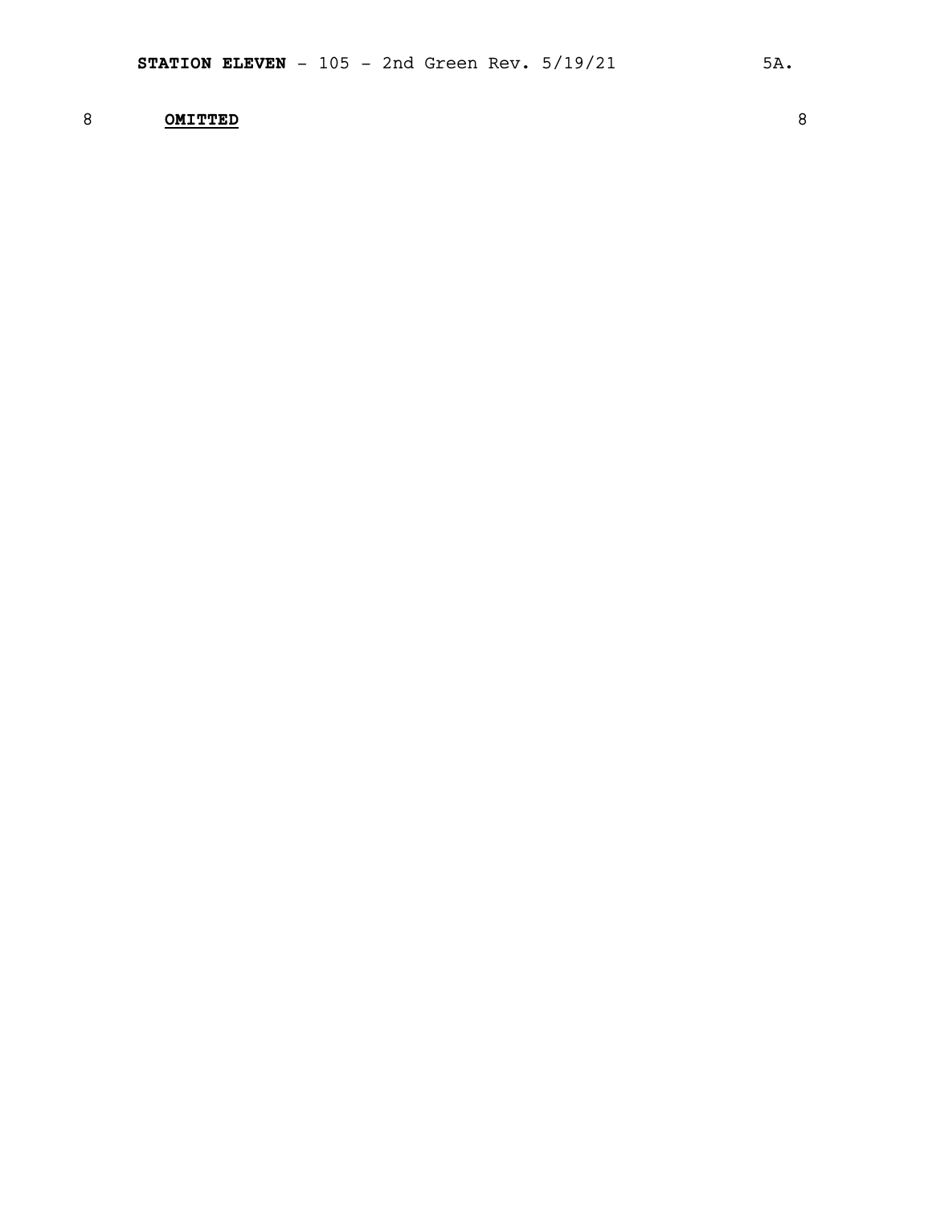8 **OMITTED** 8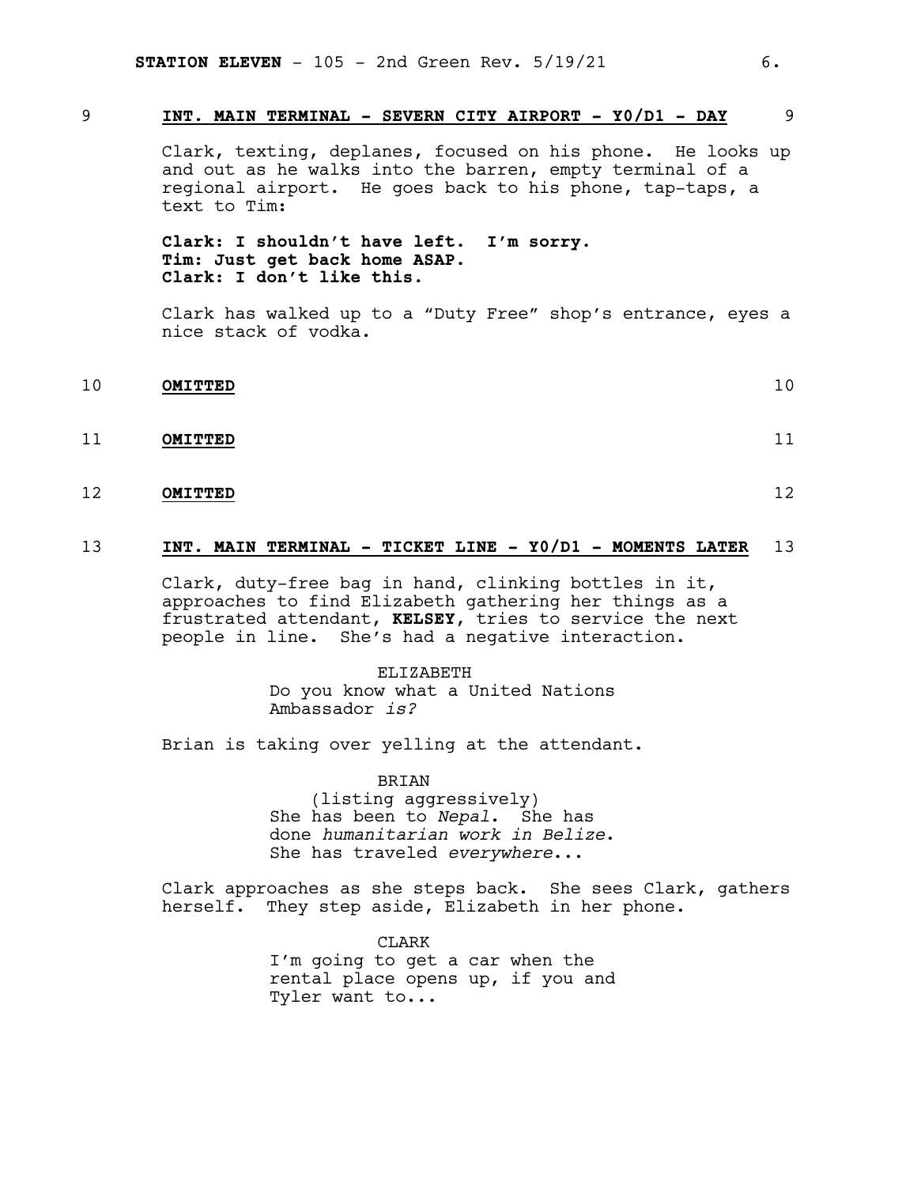**9 INT. MAIN TERMINAL - SEVERN CITY AIRPORT - Y0/D1 - DAY 9**

Clark, texting, deplanes, focused on his phone. He looks up and out as he walks into the barren, empty terminal of a regional airport. He goes back to his phone, tap-taps, a text to Tim:

**Clark: I shouldn't have left. I'm sorry.**
**Tim: Just get back home ASAP.**
**Clark: I don't like this.**

Clark has walked up to a "Duty Free" shop's entrance, eyes a nice stack of vodka.

**10 OMITTED 10**

**11 OMITTED 11**

**12 OMITTED 12**

**13 INT. MAIN TERMINAL - TICKET LINE - Y0/D1 - MOMENTS LATER 13**

Clark, duty-free bag in hand, clinking bottles in it, approaches to find Elizabeth gathering her things as a frustrated attendant, **KELSEY**, tries to service the next people in line. She's had a negative interaction.

ELIZABETH
Do you know what a United Nations Ambassador *is?*

Brian is taking over yelling at the attendant.

BRIAN
(listing aggressively)
She has been to *Nepal*. She has done *humanitarian work in Belize*. She has traveled *everywhere*...

Clark approaches as she steps back. She sees Clark, gathers herself. They step aside, Elizabeth in her phone.

CLARK
I'm going to get a car when the rental place opens up, if you and Tyler want to...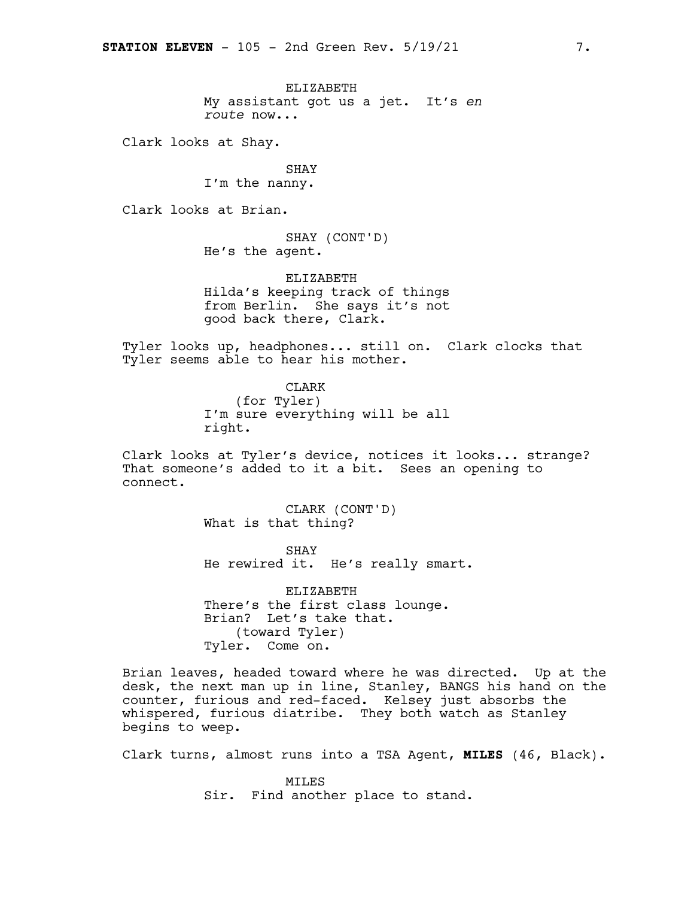ELIZABETH
My assistant got us a jet. It's *en route* now...

Clark looks at Shay.

SHAY
I'm the nanny.

Clark looks at Brian.

SHAY (CONT'D)
He's the agent.

ELIZABETH
Hilda's keeping track of things from Berlin. She says it's not good back there, Clark.

Tyler looks up, headphones... still on. Clark clocks that Tyler seems able to hear his mother.

CLARK
(for Tyler)
I'm sure everything will be all right.

Clark looks at Tyler's device, notices it looks... strange? That someone's added to it a bit. Sees an opening to connect.

CLARK (CONT'D)
What is that thing?

SHAY
He rewired it. He's really smart.

ELIZABETH
There's the first class lounge. Brian? Let's take that.
(toward Tyler)
Tyler. Come on.

Brian leaves, headed toward where he was directed. Up at the desk, the next man up in line, Stanley, BANGS his hand on the counter, furious and red-faced. Kelsey just absorbs the whispered, furious diatribe. They both watch as Stanley begins to weep.

Clark turns, almost runs into a TSA Agent, **MILES** (46, Black).

MILES
Sir. Find another place to stand.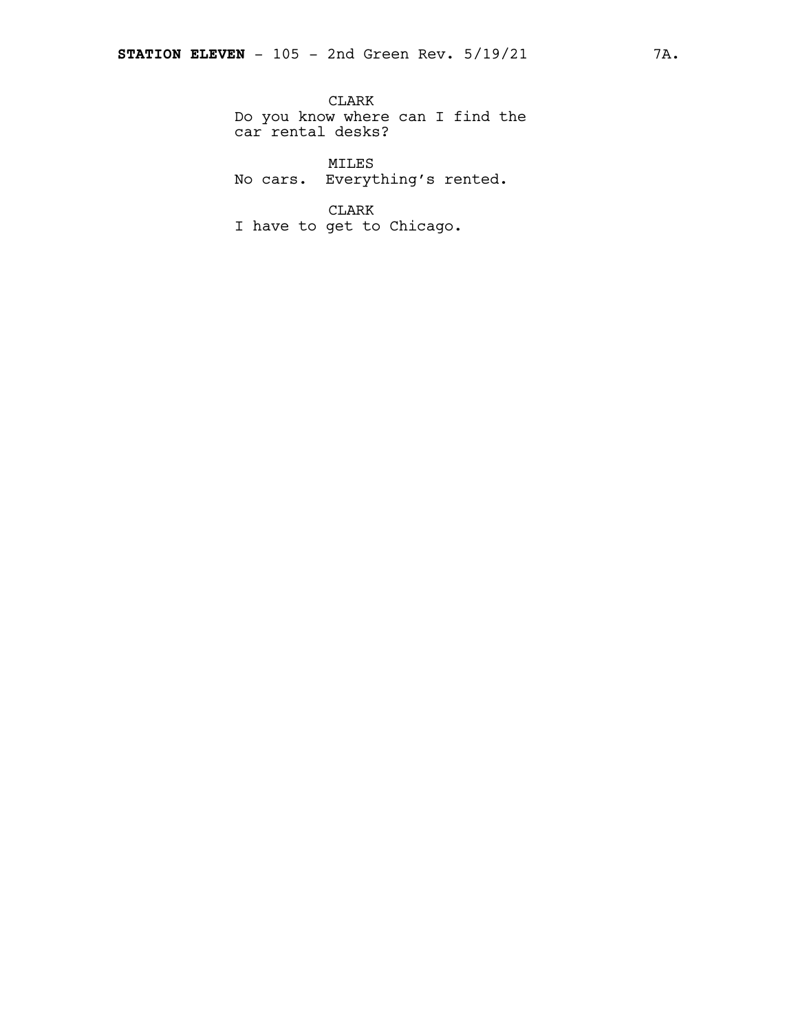CLARK
Do you know where can I find the car rental desks?

MILES
No cars. Everything's rented.

CLARK
I have to get to Chicago.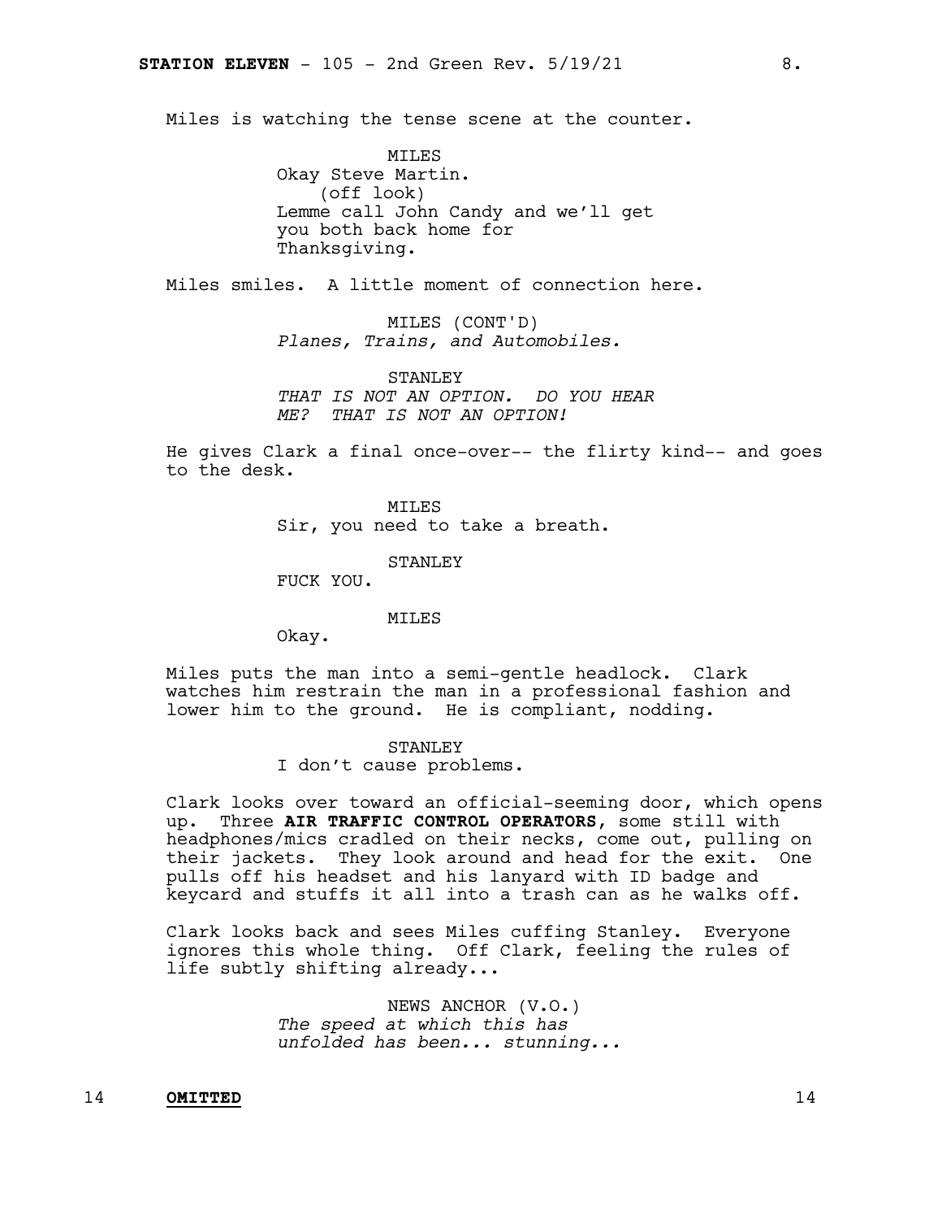Miles is watching the tense scene at the counter.

MILES
Okay Steve Martin.
(off look)
Lemme call John Candy and we'll get you both back home for Thanksgiving.

Miles smiles. A little moment of connection here.

MILES (CONT'D)
*Planes, Trains, and Automobiles.*

STANLEY
*THAT IS NOT AN OPTION. DO YOU HEAR ME? THAT IS NOT AN OPTION!*

He gives Clark a final once-over-- the flirty kind-- and goes to the desk.

MILES
Sir, you need to take a breath.

STANLEY
FUCK YOU.

MILES
Okay.

Miles puts the man into a semi-gentle headlock. Clark watches him restrain the man in a professional fashion and lower him to the ground. He is compliant, nodding.

STANLEY
I don't cause problems.

Clark looks over toward an official-seeming door, which opens up. Three **AIR TRAFFIC CONTROL OPERATORS**, some still with headphones/mics cradled on their necks, come out, pulling on their jackets. They look around and head for the exit. One pulls off his headset and his lanyard with ID badge and keycard and stuffs it all into a trash can as he walks off.

Clark looks back and sees Miles cuffing Stanley. Everyone ignores this whole thing. Off Clark, feeling the rules of life subtly shifting already...

NEWS ANCHOR (V.O.)
*The speed at which this has unfolded has been... stunning...*

14 **OMITTED** 14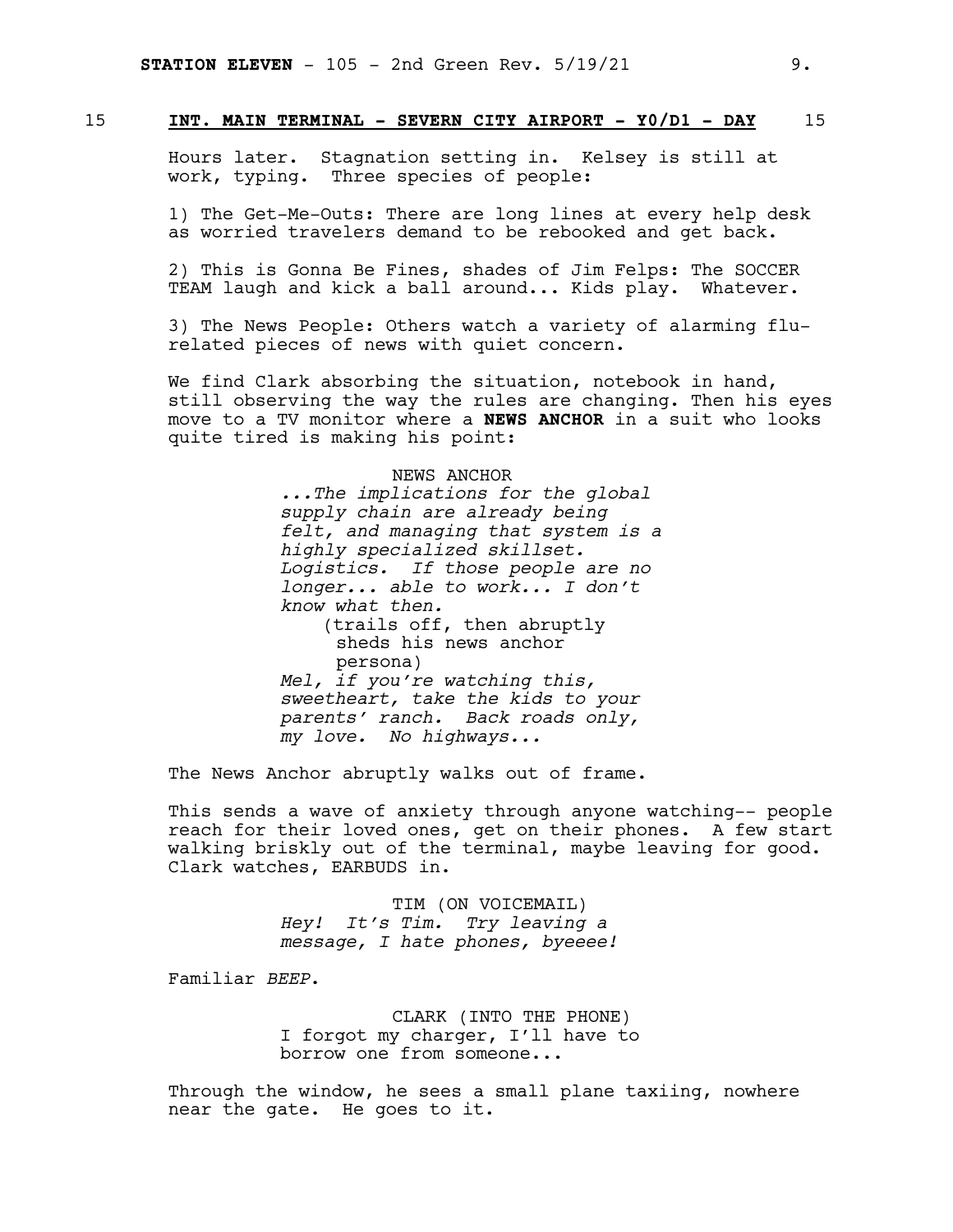## 15 **INT. MAIN TERMINAL - SEVERN CITY AIRPORT - Y0/D1 - DAY** 15

Hours later. Stagnation setting in. Kelsey is still at work, typing. Three species of people:

1) The Get-Me-Outs: There are long lines at every help desk as worried travelers demand to be rebooked and get back.

2) This is Gonna Be Fines, shades of Jim Felps: The SOCCER TEAM laugh and kick a ball around... Kids play. Whatever.

3) The News People: Others watch a variety of alarming flu-related pieces of news with quiet concern.

We find Clark absorbing the situation, notebook in hand, still observing the way the rules are changing. Then his eyes move to a TV monitor where a **NEWS ANCHOR** in a suit who looks quite tired is making his point:

NEWS ANCHOR
*...The implications for the global supply chain are already being felt, and managing that system is a highly specialized skillset. Logistics. If those people are no longer... able to work... I don't know what then.*
(trails off, then abruptly sheds his news anchor persona)
*Mel, if you're watching this, sweetheart, take the kids to your parents' ranch. Back roads only, my love. No highways...*

The News Anchor abruptly walks out of frame.

This sends a wave of anxiety through anyone watching-- people reach for their loved ones, get on their phones. A few start walking briskly out of the terminal, maybe leaving for good. Clark watches, EARBUDS in.

TIM (ON VOICEMAIL)
*Hey! It's Tim. Try leaving a message, I hate phones, byeeee!*

Familiar *BEEP*.

CLARK (INTO THE PHONE)
I forgot my charger, I'll have to borrow one from someone...

Through the window, he sees a small plane taxiing, nowhere near the gate. He goes to it.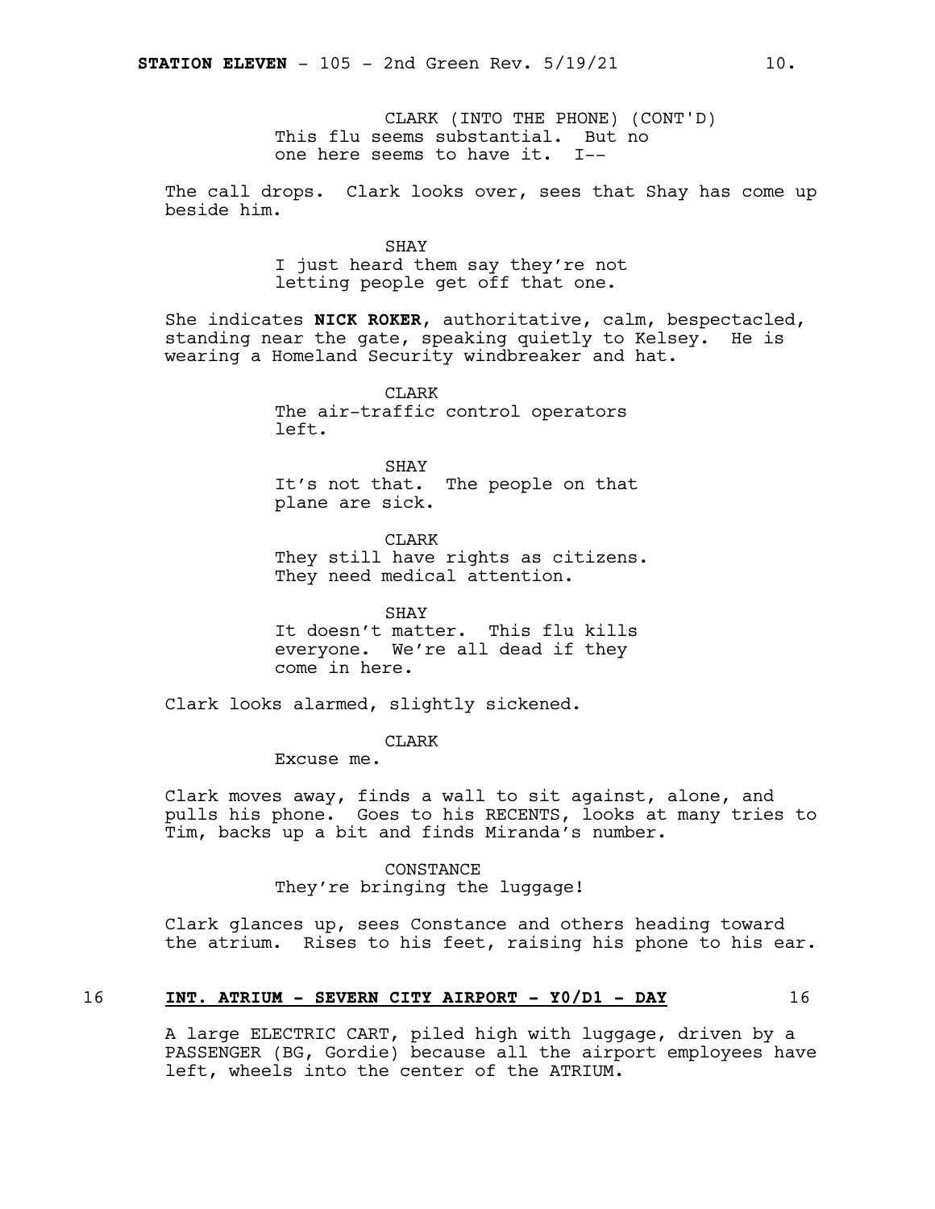CLARK (INTO THE PHONE) (CONT'D)
This flu seems substantial. But no one here seems to have it. I--

The call drops. Clark looks over, sees that Shay has come up beside him.

SHAY
I just heard them say they're not letting people get off that one.

She indicates **NICK ROKER**, authoritative, calm, bespectacled, standing near the gate, speaking quietly to Kelsey. He is wearing a Homeland Security windbreaker and hat.

CLARK
The air-traffic control operators left.

SHAY
It's not that. The people on that plane are sick.

CLARK
They still have rights as citizens. They need medical attention.

SHAY
It doesn't matter. This flu kills everyone. We're all dead if they come in here.

Clark looks alarmed, slightly sickened.

CLARK
Excuse me.

Clark moves away, finds a wall to sit against, alone, and pulls his phone. Goes to his RECENTS, looks at many tries to Tim, backs up a bit and finds Miranda's number.

CONSTANCE
They're bringing the luggage!

Clark glances up, sees Constance and others heading toward the atrium. Rises to his feet, raising his phone to his ear.

16 **INT. ATRIUM - SEVERN CITY AIRPORT - Y0/D1 - DAY** 16

A large ELECTRIC CART, piled high with luggage, driven by a PASSENGER (BG, Gordie) because all the airport employees have left, wheels into the center of the ATRIUM.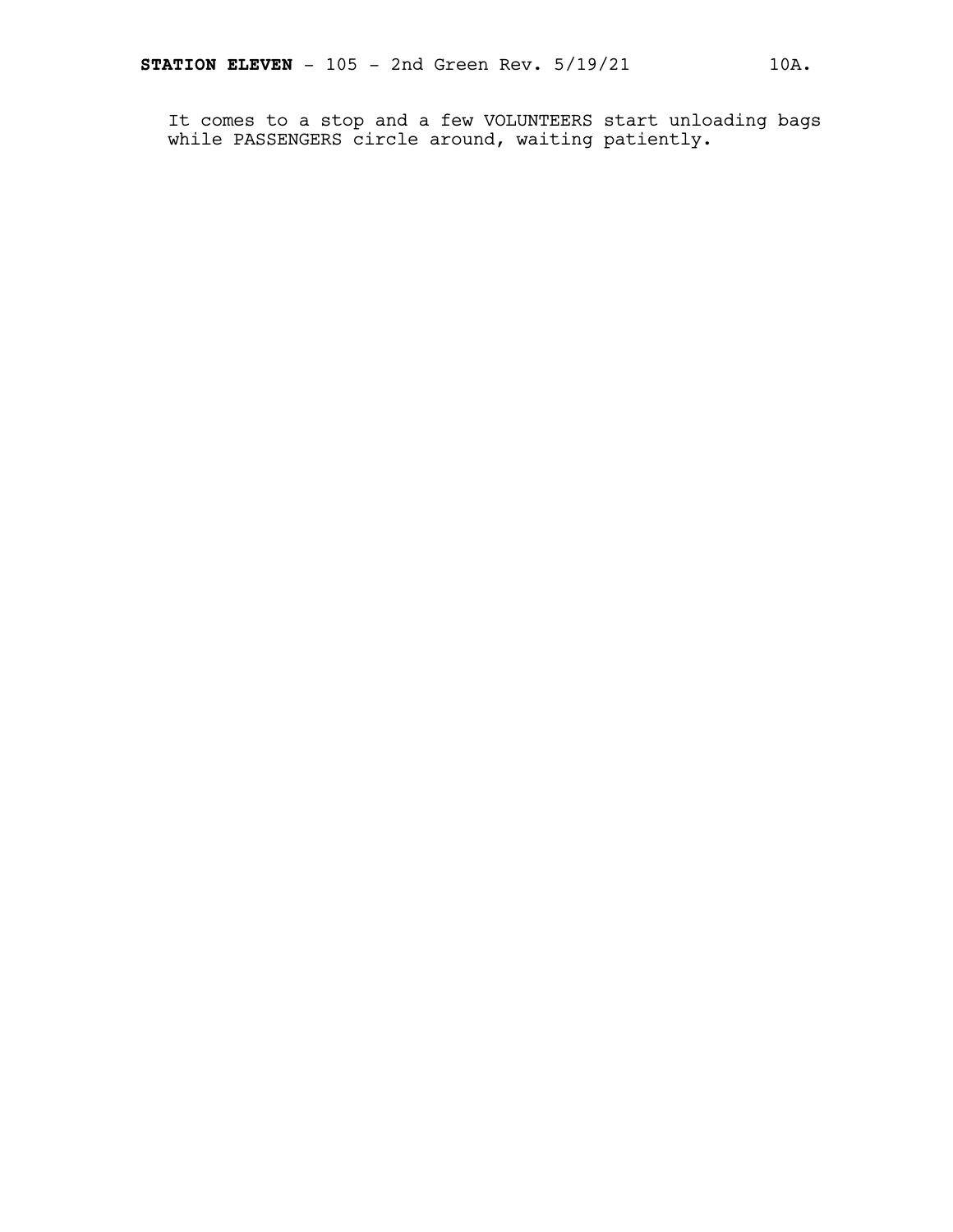It comes to a stop and a few VOLUNTEERS start unloading bags while PASSENGERS circle around, waiting patiently.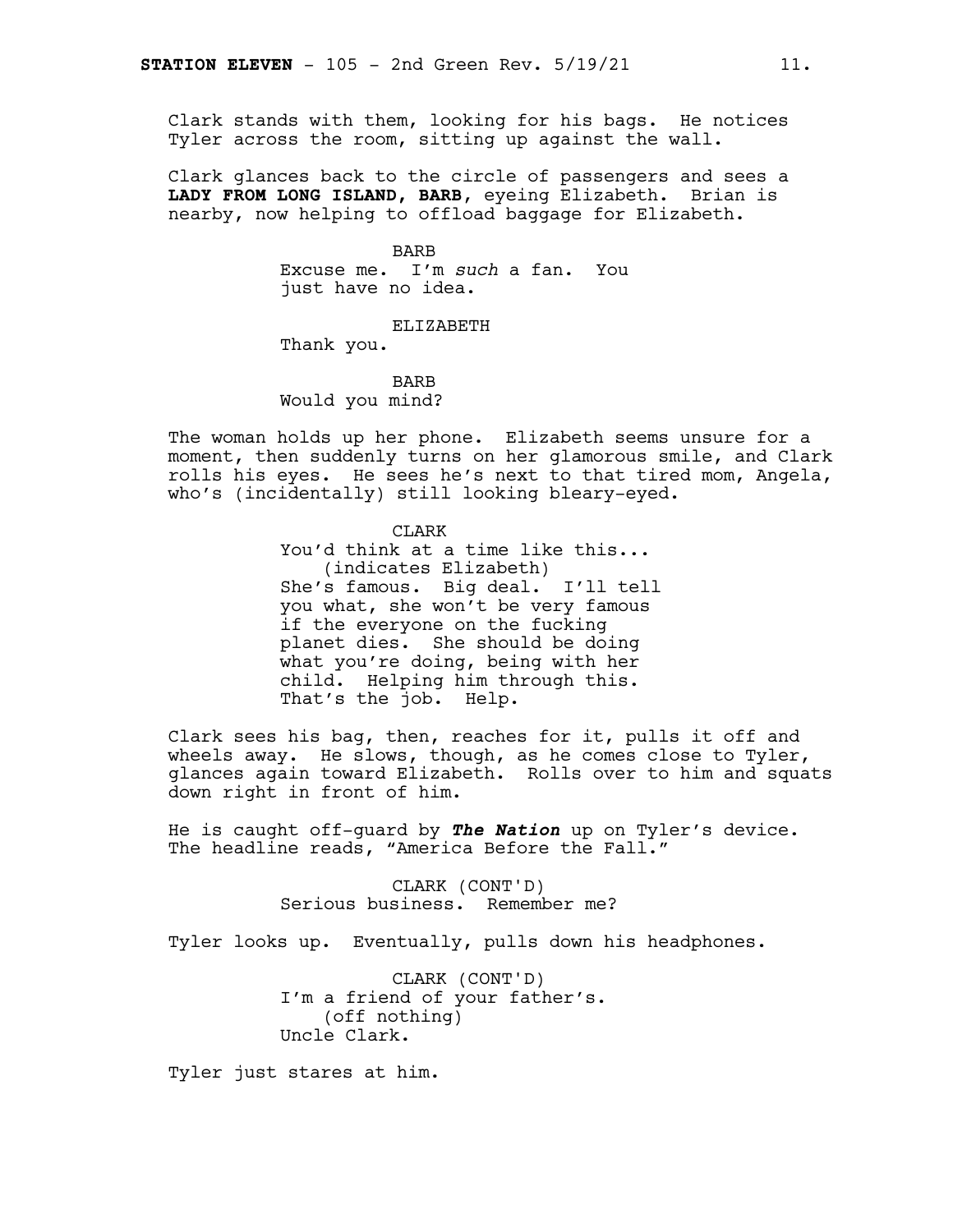Clark stands with them, looking for his bags. He notices Tyler across the room, sitting up against the wall.

Clark glances back to the circle of passengers and sees a **LADY FROM LONG ISLAND, BARB**, eyeing Elizabeth. Brian is nearby, now helping to offload baggage for Elizabeth.

BARB
Excuse me. I'm *such* a fan. You just have no idea.

ELIZABETH
Thank you.

BARB
Would you mind?

The woman holds up her phone. Elizabeth seems unsure for a moment, then suddenly turns on her glamorous smile, and Clark rolls his eyes. He sees he's next to that tired mom, Angela, who's (incidentally) still looking bleary-eyed.

CLARK
You'd think at a time like this...
(indicates Elizabeth)
She's famous. Big deal. I'll tell you what, she won't be very famous if the everyone on the fucking planet dies. She should be doing what you're doing, being with her child. Helping him through this. That's the job. Help.

Clark sees his bag, then, reaches for it, pulls it off and wheels away. He slows, though, as he comes close to Tyler, glances again toward Elizabeth. Rolls over to him and squats down right in front of him.

He is caught off-guard by ***The Nation*** up on Tyler's device. The headline reads, "America Before the Fall."

CLARK (CONT'D)
Serious business. Remember me?

Tyler looks up. Eventually, pulls down his headphones.

CLARK (CONT'D)
I'm a friend of your father's.
(off nothing)
Uncle Clark.

Tyler just stares at him.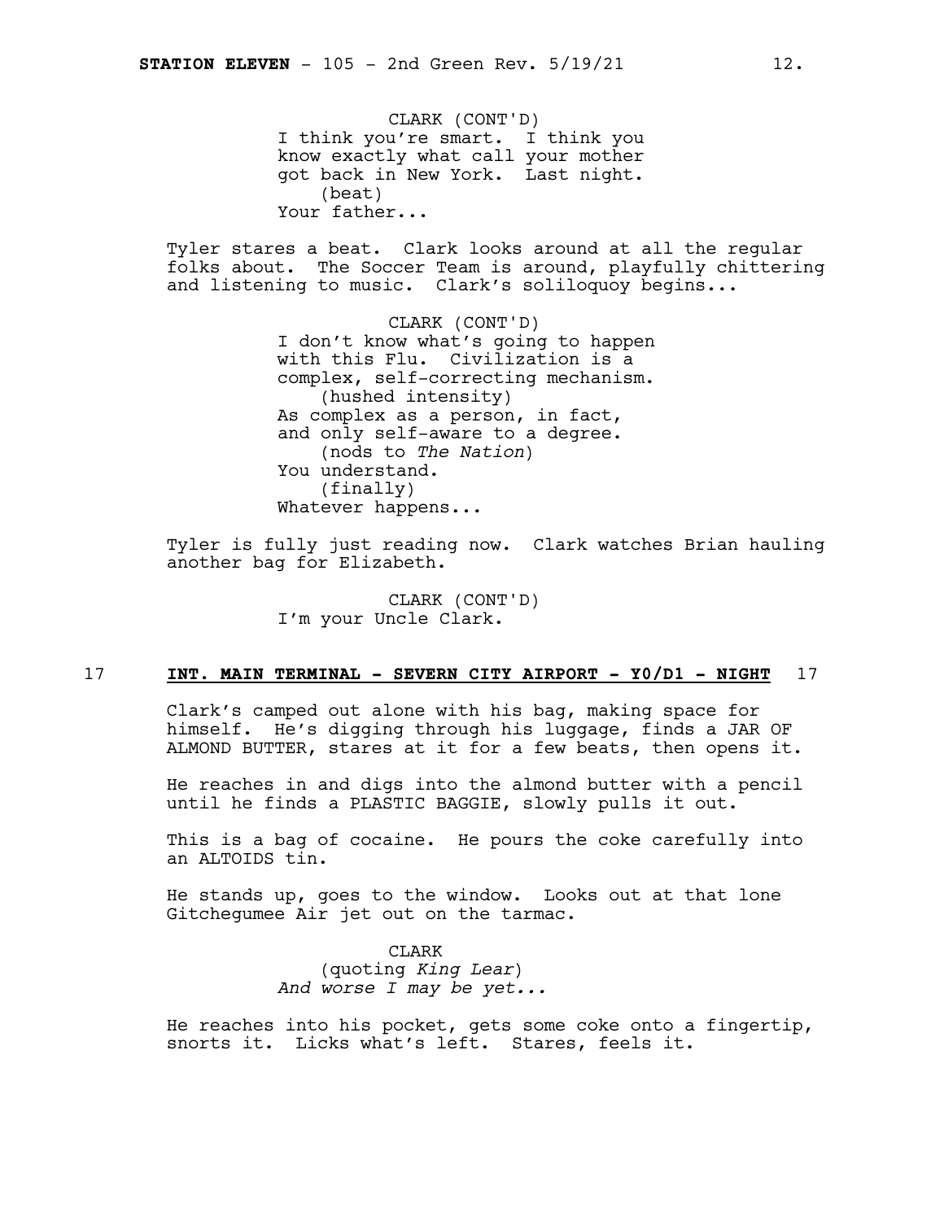CLARK (CONT'D)
I think you're smart. I think you know exactly what call your mother got back in New York. Last night.
(beat)
Your father...

Tyler stares a beat. Clark looks around at all the regular folks about. The Soccer Team is around, playfully chittering and listening to music. Clark's soliloquoy begins...

CLARK (CONT'D)
I don't know what's going to happen with this Flu. Civilization is a complex, self-correcting mechanism.
(hushed intensity)
As complex as a person, in fact, and only self-aware to a degree.
(nods to *The Nation*)
You understand.
(finally)
Whatever happens...

Tyler is fully just reading now. Clark watches Brian hauling another bag for Elizabeth.

CLARK (CONT'D)
I'm your Uncle Clark.

17 **INT. MAIN TERMINAL - SEVERN CITY AIRPORT - Y0/D1 - NIGHT** 17

Clark's camped out alone with his bag, making space for himself. He's digging through his luggage, finds a JAR OF ALMOND BUTTER, stares at it for a few beats, then opens it.

He reaches in and digs into the almond butter with a pencil until he finds a PLASTIC BAGGIE, slowly pulls it out.

This is a bag of cocaine. He pours the coke carefully into an ALTOIDS tin.

He stands up, goes to the window. Looks out at that lone Gitchegumee Air jet out on the tarmac.

CLARK
(quoting *King Lear*)
*And worse I may be yet...*

He reaches into his pocket, gets some coke onto a fingertip, snorts it. Licks what's left. Stares, feels it.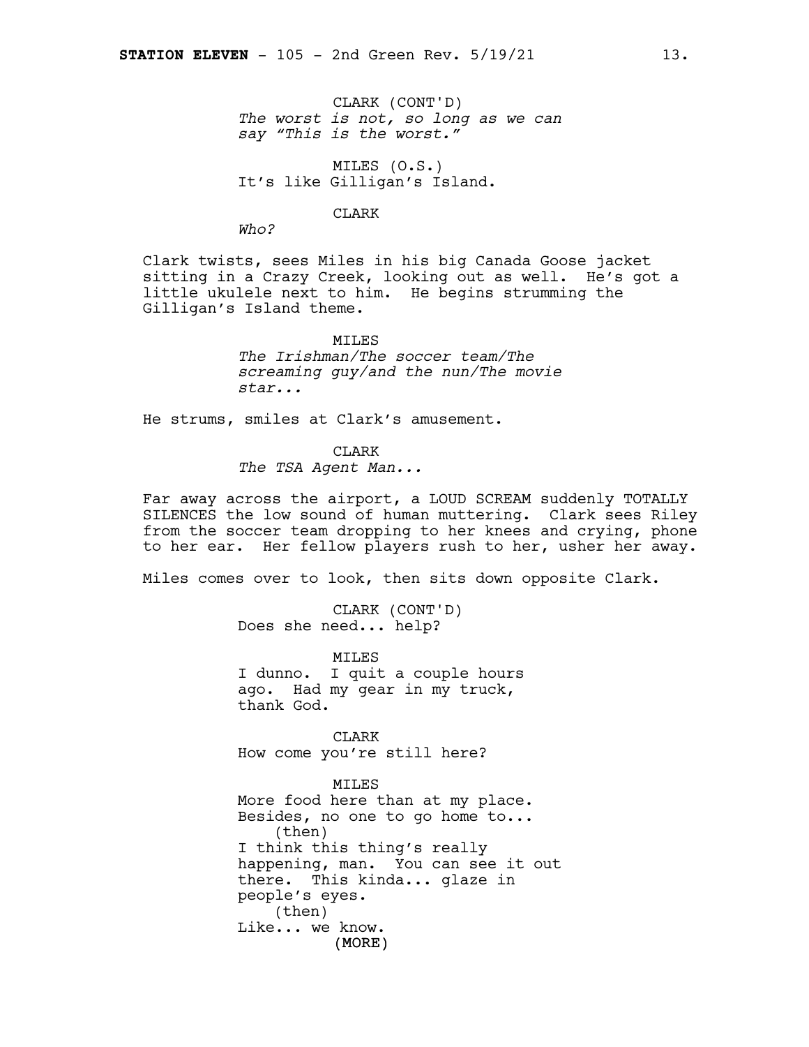CLARK (CONT'D)
*The worst is not, so long as we can say "This is the worst."*

MILES (O.S.)
It's like Gilligan's Island.

CLARK
*Who?*

Clark twists, sees Miles in his big Canada Goose jacket sitting in a Crazy Creek, looking out as well. He's got a little ukulele next to him. He begins strumming the Gilligan's Island theme.

MILES
*The Irishman/The soccer team/The screaming guy/and the nun/The movie star...*

He strums, smiles at Clark's amusement.

CLARK
*The TSA Agent Man...*

Far away across the airport, a LOUD SCREAM suddenly TOTALLY SILENCES the low sound of human muttering. Clark sees Riley from the soccer team dropping to her knees and crying, phone to her ear. Her fellow players rush to her, usher her away.

Miles comes over to look, then sits down opposite Clark.

CLARK (CONT'D)
Does she need... help?

MILES
I dunno. I quit a couple hours ago. Had my gear in my truck, thank God.

CLARK
How come you're still here?

MILES
More food here than at my place. Besides, no one to go home to...
(then)
I think this thing's really happening, man. You can see it out there. This kinda... glaze in people's eyes.
(then)
Like... we know.
(MORE)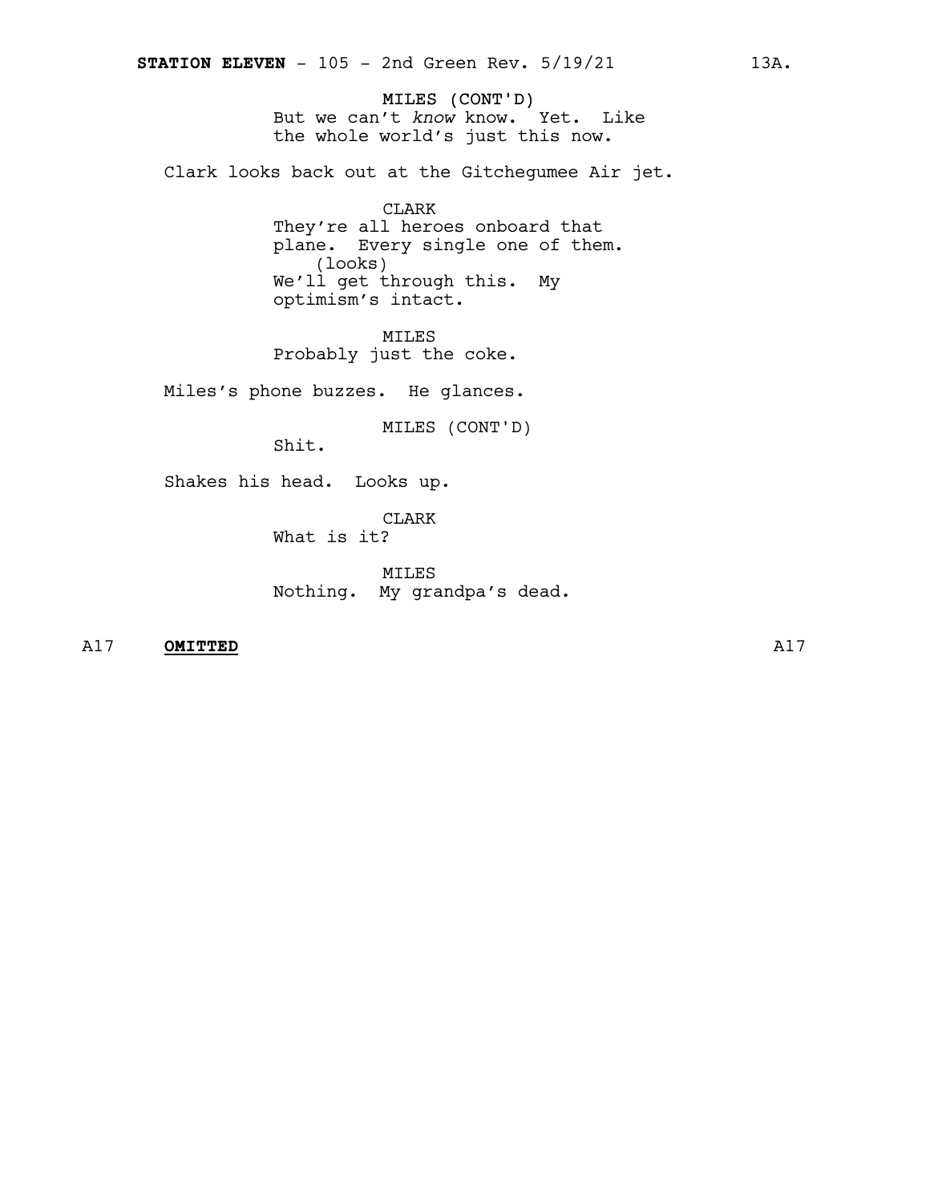MILES (CONT'D)
But we can't *know* know. Yet. Like the whole world's just this now.

Clark looks back out at the Gitchegumee Air jet.

CLARK
They're all heroes onboard that plane. Every single one of them.
(looks)
We'll get through this. My optimism's intact.

MILES
Probably just the coke.

Miles's phone buzzes. He glances.

MILES (CONT'D)
Shit.

Shakes his head. Looks up.

CLARK
What is it?

MILES
Nothing. My grandpa's dead.

A17 **OMITTED** A17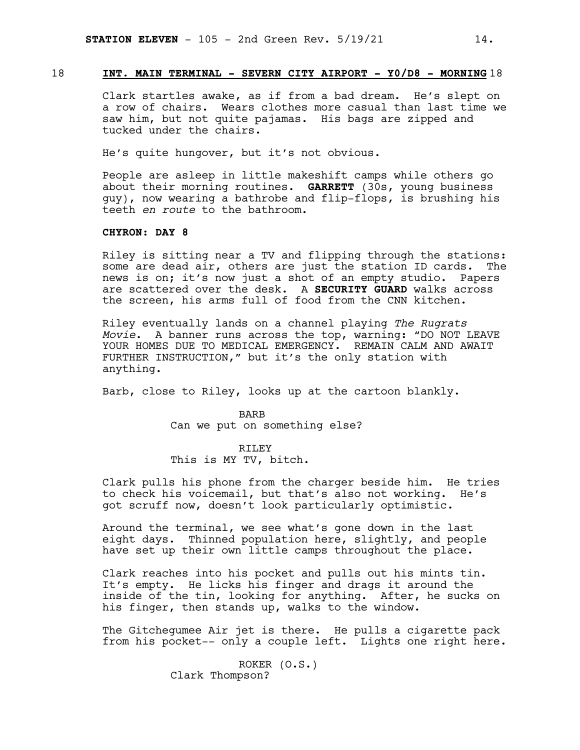18 **INT. MAIN TERMINAL - SEVERN CITY AIRPORT - Y0/D8 - MORNING** 18

Clark startles awake, as if from a bad dream. He's slept on a row of chairs. Wears clothes more casual than last time we saw him, but not quite pajamas. His bags are zipped and tucked under the chairs.

He's quite hungover, but it's not obvious.

People are asleep in little makeshift camps while others go about their morning routines. **GARRETT** (30s, young business guy), now wearing a bathrobe and flip-flops, is brushing his teeth *en route* to the bathroom.

**CHYRON: DAY 8**

Riley is sitting near a TV and flipping through the stations: some are dead air, others are just the station ID cards. The news is on; it's now just a shot of an empty studio. Papers are scattered over the desk. A **SECURITY GUARD** walks across the screen, his arms full of food from the CNN kitchen.

Riley eventually lands on a channel playing *The Rugrats Movie*. A banner runs across the top, warning: "DO NOT LEAVE YOUR HOMES DUE TO MEDICAL EMERGENCY. REMAIN CALM AND AWAIT FURTHER INSTRUCTION," but it's the only station with anything.

Barb, close to Riley, looks up at the cartoon blankly.

BARB
Can we put on something else?

RILEY
This is MY TV, bitch.

Clark pulls his phone from the charger beside him. He tries to check his voicemail, but that's also not working. He's got scruff now, doesn't look particularly optimistic.

Around the terminal, we see what's gone down in the last eight days. Thinned population here, slightly, and people have set up their own little camps throughout the place.

Clark reaches into his pocket and pulls out his mints tin. It's empty. He licks his finger and drags it around the inside of the tin, looking for anything. After, he sucks on his finger, then stands up, walks to the window.

The Gitchegumee Air jet is there. He pulls a cigarette pack from his pocket-- only a couple left. Lights one right here.

ROKER (O.S.)
Clark Thompson?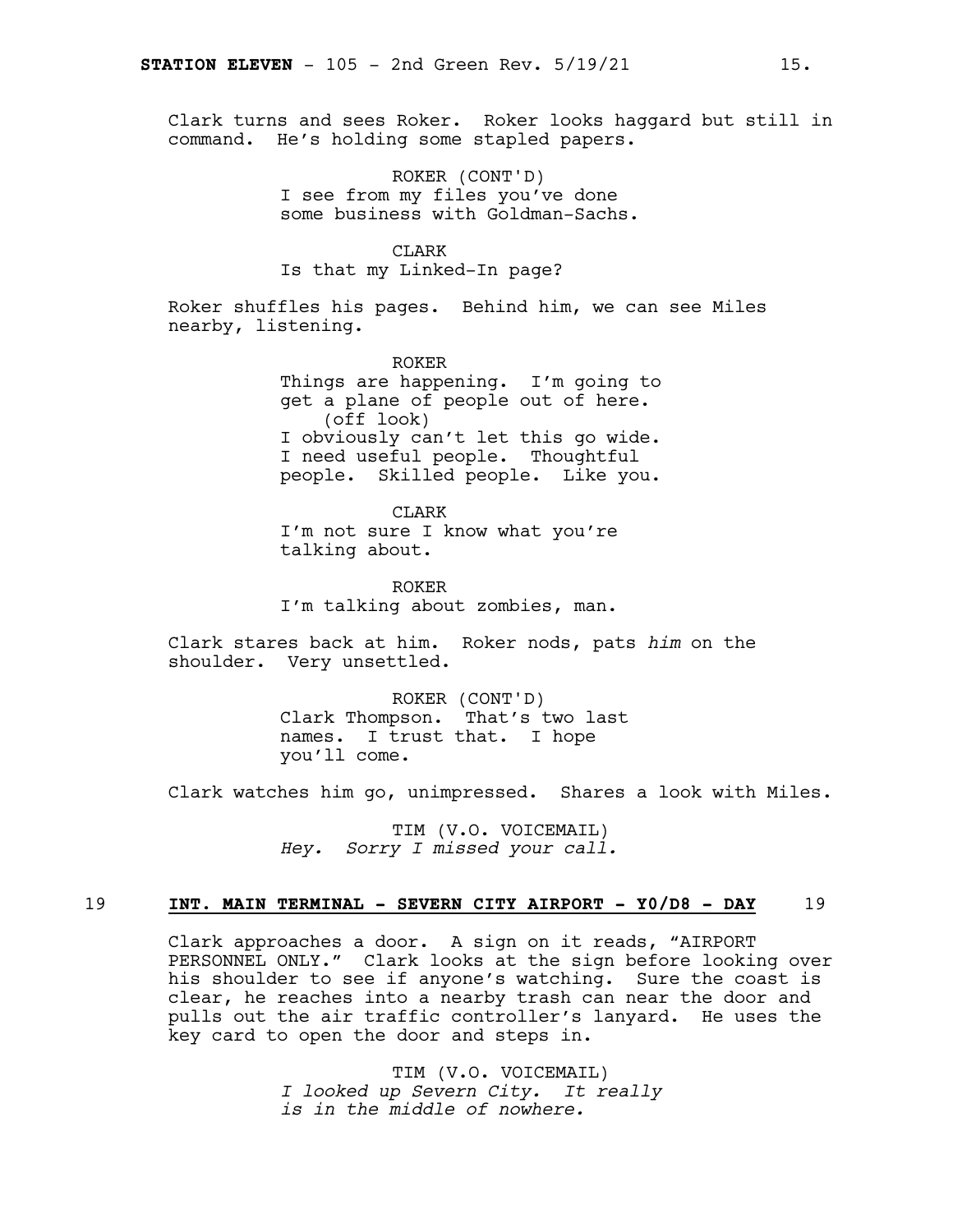Clark turns and sees Roker. Roker looks haggard but still in command. He's holding some stapled papers.

ROKER (CONT'D)
I see from my files you've done some business with Goldman-Sachs.

CLARK
Is that my Linked-In page?

Roker shuffles his pages. Behind him, we can see Miles nearby, listening.

ROKER
Things are happening. I'm going to get a plane of people out of here.
(off look)
I obviously can't let this go wide. I need useful people. Thoughtful people. Skilled people. Like you.

CLARK
I'm not sure I know what you're talking about.

ROKER
I'm talking about zombies, man.

Clark stares back at him. Roker nods, pats *him* on the shoulder. Very unsettled.

ROKER (CONT'D)
Clark Thompson. That's two last names. I trust that. I hope you'll come.

Clark watches him go, unimpressed. Shares a look with Miles.

TIM (V.O. VOICEMAIL)
*Hey. Sorry I missed your call.*

## 19 **INT. MAIN TERMINAL - SEVERN CITY AIRPORT - Y0/D8 - DAY** 19

Clark approaches a door. A sign on it reads, "AIRPORT PERSONNEL ONLY." Clark looks at the sign before looking over his shoulder to see if anyone's watching. Sure the coast is clear, he reaches into a nearby trash can near the door and pulls out the air traffic controller's lanyard. He uses the key card to open the door and steps in.

TIM (V.O. VOICEMAIL)
*I looked up Severn City. It really is in the middle of nowhere.*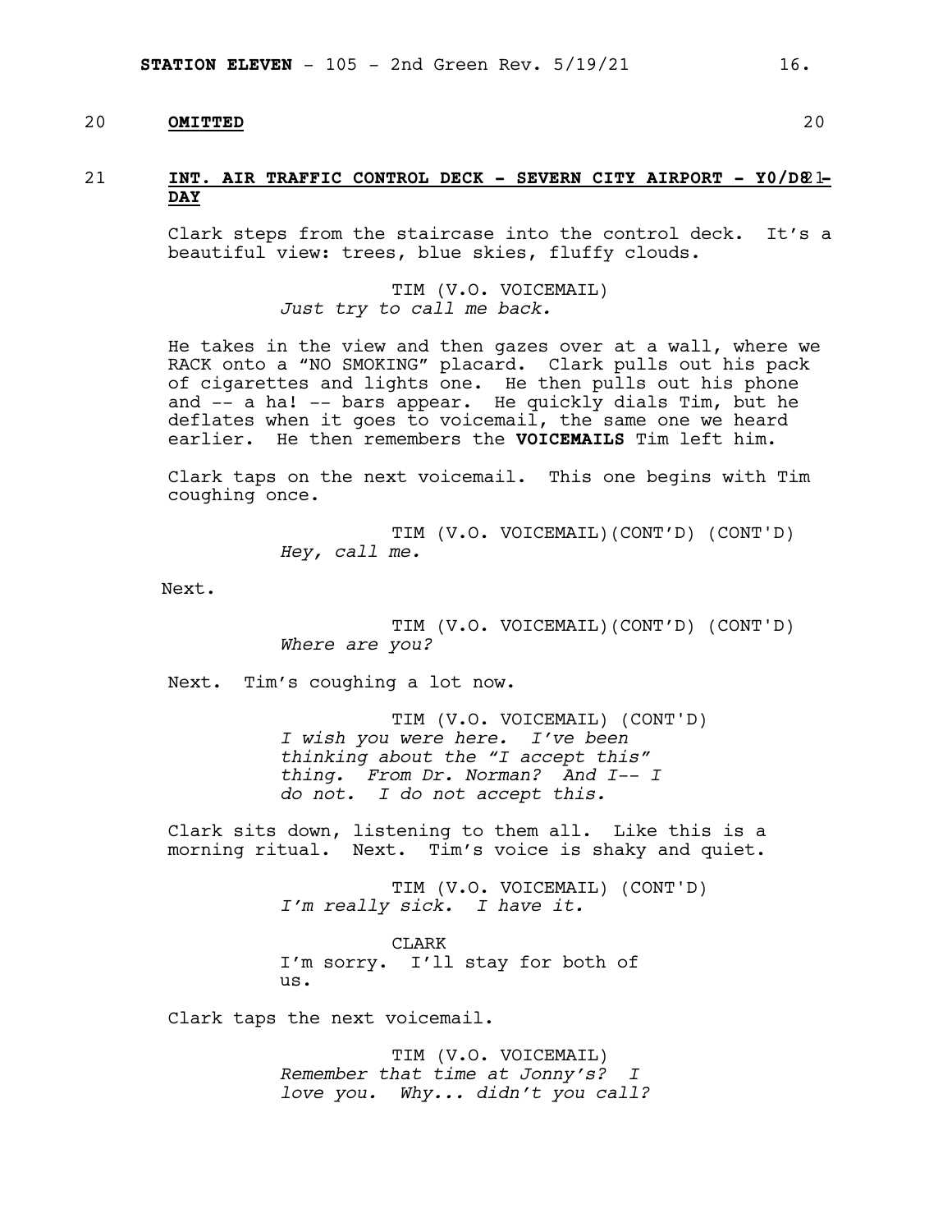20 **OMITTED** 20

21 **INT. AIR TRAFFIC CONTROL DECK - SEVERN CITY AIRPORT - Y0/D821- DAY**

Clark steps from the staircase into the control deck. It's a beautiful view: trees, blue skies, fluffy clouds.

TIM (V.O. VOICEMAIL)
*Just try to call me back.*

He takes in the view and then gazes over at a wall, where we RACK onto a "NO SMOKING" placard. Clark pulls out his pack of cigarettes and lights one. He then pulls out his phone and -- a ha! -- bars appear. He quickly dials Tim, but he deflates when it goes to voicemail, the same one we heard earlier. He then remembers the **VOICEMAILS** Tim left him.

Clark taps on the next voicemail. This one begins with Tim coughing once.

TIM (V.O. VOICEMAIL)(CONT'D) (CONT'D)
*Hey, call me.*

Next.

TIM (V.O. VOICEMAIL)(CONT'D) (CONT'D)
*Where are you?*

Next. Tim's coughing a lot now.

TIM (V.O. VOICEMAIL) (CONT'D)
*I wish you were here. I've been thinking about the "I accept this" thing. From Dr. Norman? And I-- I do not. I do not accept this.*

Clark sits down, listening to them all. Like this is a morning ritual. Next. Tim's voice is shaky and quiet.

TIM (V.O. VOICEMAIL) (CONT'D)
*I'm really sick. I have it.*

CLARK
I'm sorry. I'll stay for both of us.

Clark taps the next voicemail.

TIM (V.O. VOICEMAIL)
*Remember that time at Jonny's? I love you. Why... didn't you call?*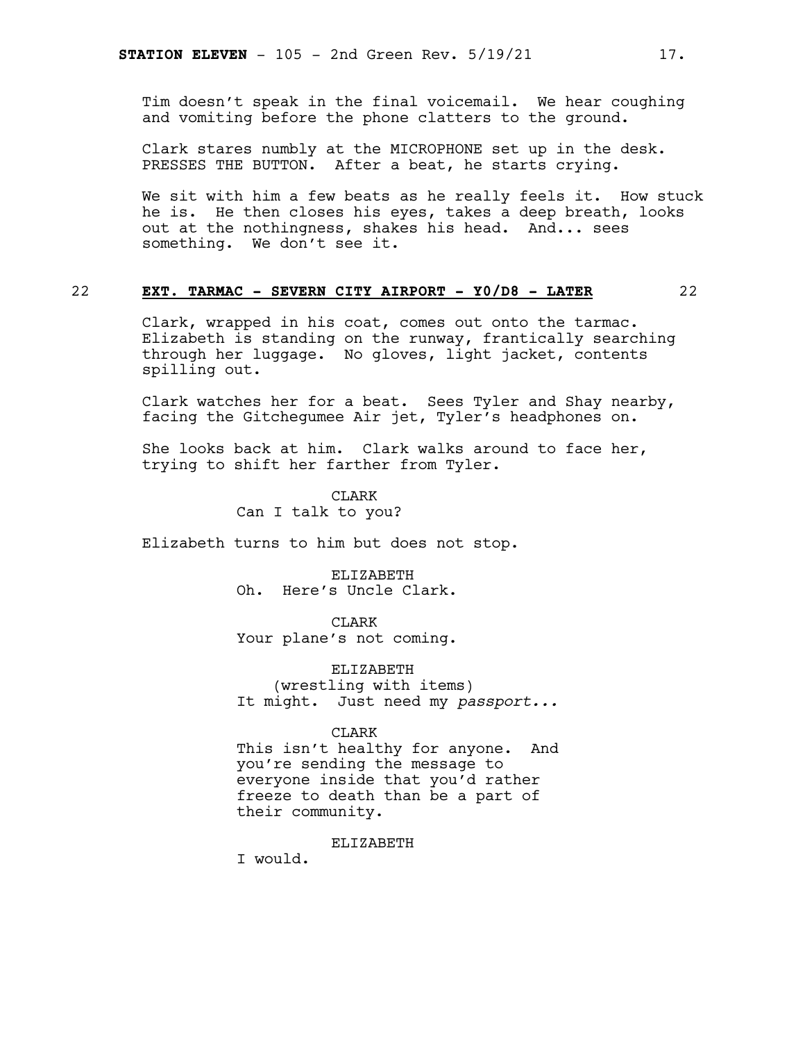Tim doesn't speak in the final voicemail. We hear coughing and vomiting before the phone clatters to the ground.

Clark stares numbly at the MICROPHONE set up in the desk. PRESSES THE BUTTON. After a beat, he starts crying.

We sit with him a few beats as he really feels it. How stuck he is. He then closes his eyes, takes a deep breath, looks out at the nothingness, shakes his head. And... sees something. We don't see it.

22 **EXT. TARMAC - SEVERN CITY AIRPORT - Y0/D8 - LATER** 22

Clark, wrapped in his coat, comes out onto the tarmac. Elizabeth is standing on the runway, frantically searching through her luggage. No gloves, light jacket, contents spilling out.

Clark watches her for a beat. Sees Tyler and Shay nearby, facing the Gitchegumee Air jet, Tyler's headphones on.

She looks back at him. Clark walks around to face her, trying to shift her farther from Tyler.

CLARK
Can I talk to you?

Elizabeth turns to him but does not stop.

ELIZABETH
Oh. Here's Uncle Clark.

CLARK
Your plane's not coming.

ELIZABETH
(wrestling with items)
It might. Just need my *passport...*

CLARK
This isn't healthy for anyone. And you're sending the message to everyone inside that you'd rather freeze to death than be a part of their community.

ELIZABETH
I would.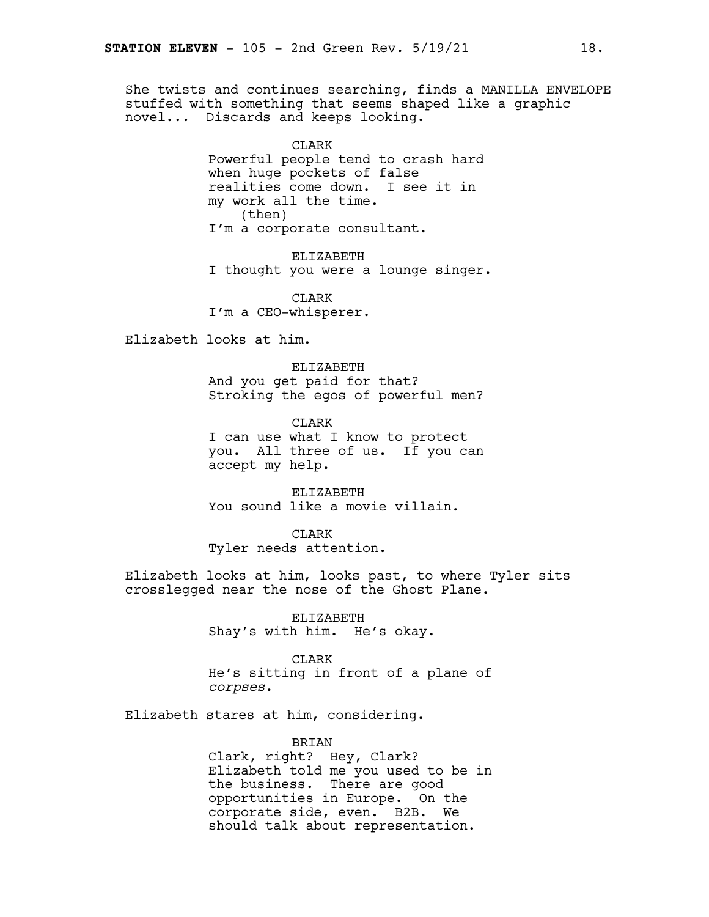She twists and continues searching, finds a MANILLA ENVELOPE stuffed with something that seems shaped like a graphic novel... Discards and keeps looking.

CLARK
Powerful people tend to crash hard when huge pockets of false realities come down. I see it in my work all the time.
(then)
I'm a corporate consultant.

ELIZABETH
I thought you were a lounge singer.

CLARK
I'm a CEO-whisperer.

Elizabeth looks at him.

ELIZABETH
And you get paid for that? Stroking the egos of powerful men?

CLARK
I can use what I know to protect you. All three of us. If you can accept my help.

ELIZABETH
You sound like a movie villain.

CLARK
Tyler needs attention.

Elizabeth looks at him, looks past, to where Tyler sits crosslegged near the nose of the Ghost Plane.

ELIZABETH
Shay's with him. He's okay.

CLARK
He's sitting in front of a plane of *corpses*.

Elizabeth stares at him, considering.

BRIAN
Clark, right? Hey, Clark? Elizabeth told me you used to be in the business. There are good opportunities in Europe. On the corporate side, even. B2B. We should talk about representation.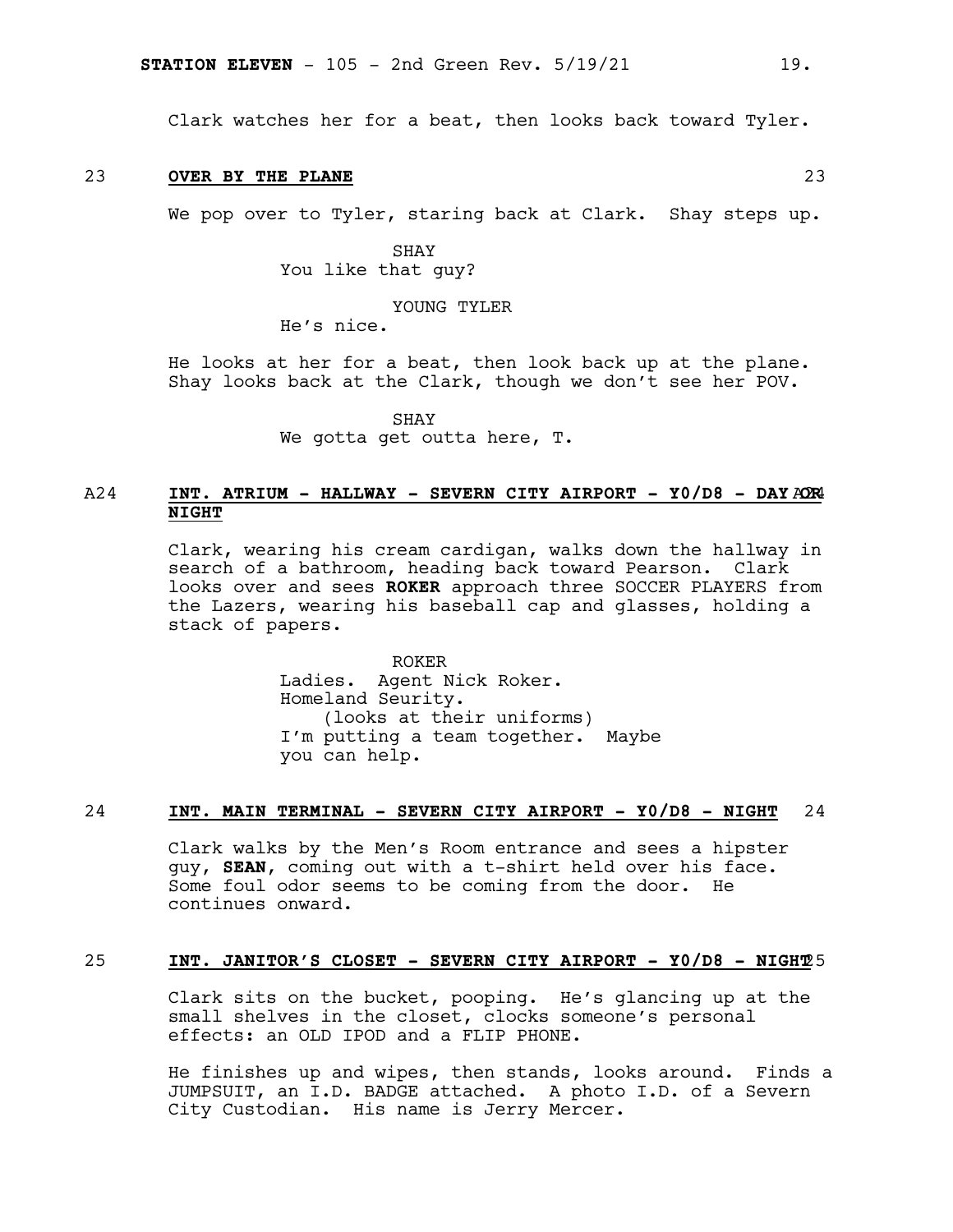Clark watches her for a beat, then looks back toward Tyler.

23 **OVER BY THE PLANE** 23

We pop over to Tyler, staring back at Clark. Shay steps up.

SHAY
You like that guy?

YOUNG TYLER
He's nice.

He looks at her for a beat, then look back up at the plane. Shay looks back at the Clark, though we don't see her POV.

SHAY
We gotta get outta here, T.

A24 **INT. ATRIUM - HALLWAY - SEVERN CITY AIRPORT - Y0/D8 - DAY OR NIGHT** A24

Clark, wearing his cream cardigan, walks down the hallway in search of a bathroom, heading back toward Pearson. Clark looks over and sees **ROKER** approach three SOCCER PLAYERS from the Lazers, wearing his baseball cap and glasses, holding a stack of papers.

ROKER
Ladies. Agent Nick Roker.
Homeland Seurity.
(looks at their uniforms)
I'm putting a team together. Maybe you can help.

24 **INT. MAIN TERMINAL - SEVERN CITY AIRPORT - Y0/D8 - NIGHT** 24

Clark walks by the Men's Room entrance and sees a hipster guy, **SEAN**, coming out with a t-shirt held over his face. Some foul odor seems to be coming from the door. He continues onward.

25 **INT. JANITOR'S CLOSET - SEVERN CITY AIRPORT - Y0/D8 - NIGHT** 25

Clark sits on the bucket, pooping. He's glancing up at the small shelves in the closet, clocks someone's personal effects: an OLD IPOD and a FLIP PHONE.

He finishes up and wipes, then stands, looks around. Finds a JUMPSUIT, an I.D. BADGE attached. A photo I.D. of a Severn City Custodian. His name is Jerry Mercer.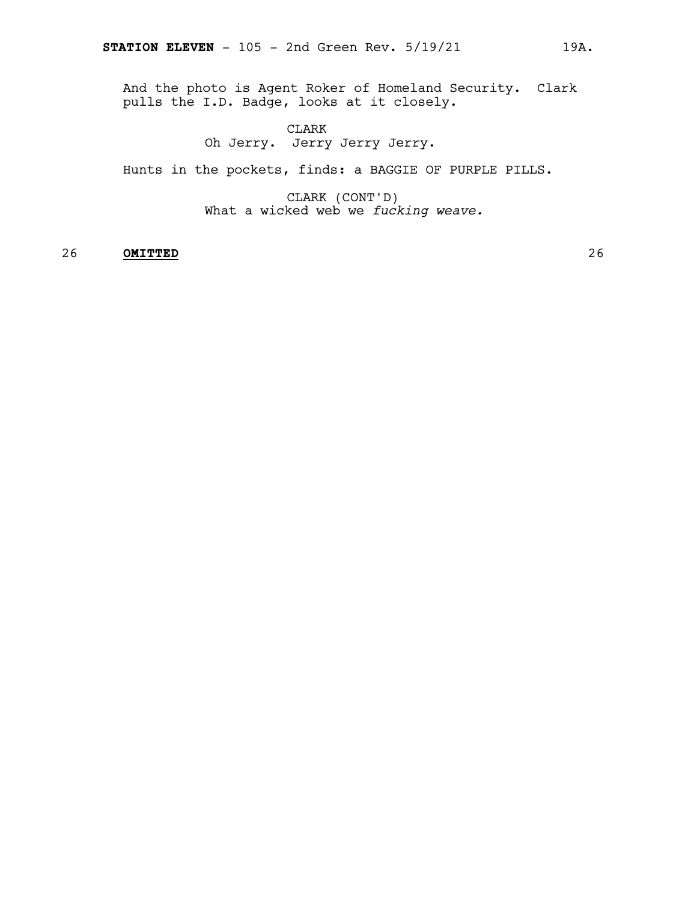And the photo is Agent Roker of Homeland Security. Clark pulls the I.D. Badge, looks at it closely.

CLARK
Oh Jerry. Jerry Jerry Jerry.

Hunts in the pockets, finds: a BAGGIE OF PURPLE PILLS.

CLARK (CONT'D)
What a wicked web we *fucking weave.*

26 **OMITTED** 26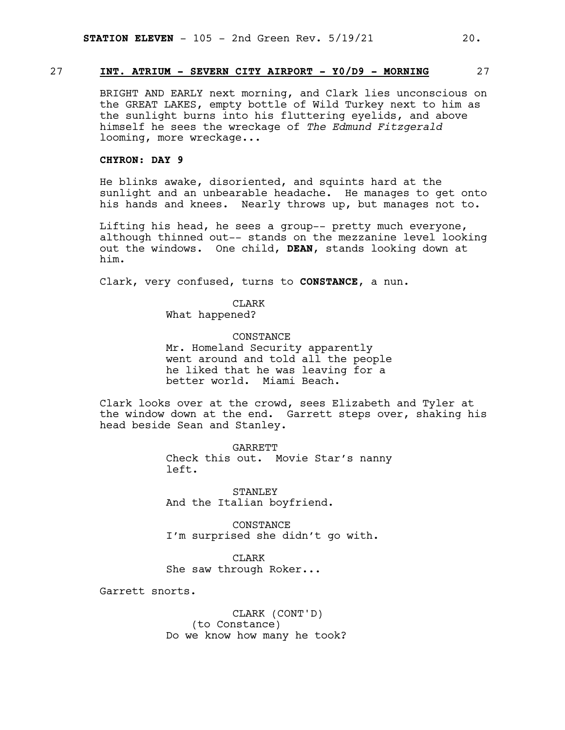## 27 INT. ATRIUM - SEVERN CITY AIRPORT - Y0/D9 - MORNING 27

BRIGHT AND EARLY next morning, and Clark lies unconscious on the GREAT LAKES, empty bottle of Wild Turkey next to him as the sunlight burns into his fluttering eyelids, and above himself he sees the wreckage of *The Edmund Fitzgerald* looming, more wreckage...

**CHYRON: DAY 9**

He blinks awake, disoriented, and squints hard at the sunlight and an unbearable headache. He manages to get onto his hands and knees. Nearly throws up, but manages not to.

Lifting his head, he sees a group-- pretty much everyone, although thinned out-- stands on the mezzanine level looking out the windows. One child, **DEAN**, stands looking down at him.

Clark, very confused, turns to **CONSTANCE**, a nun.

CLARK
What happened?

CONSTANCE
Mr. Homeland Security apparently went around and told all the people he liked that he was leaving for a better world. Miami Beach.

Clark looks over at the crowd, sees Elizabeth and Tyler at the window down at the end. Garrett steps over, shaking his head beside Sean and Stanley.

GARRETT
Check this out. Movie Star's nanny left.

STANLEY
And the Italian boyfriend.

CONSTANCE
I'm surprised she didn't go with.

CLARK
She saw through Roker...

Garrett snorts.

CLARK (CONT'D)
(to Constance)
Do we know how many he took?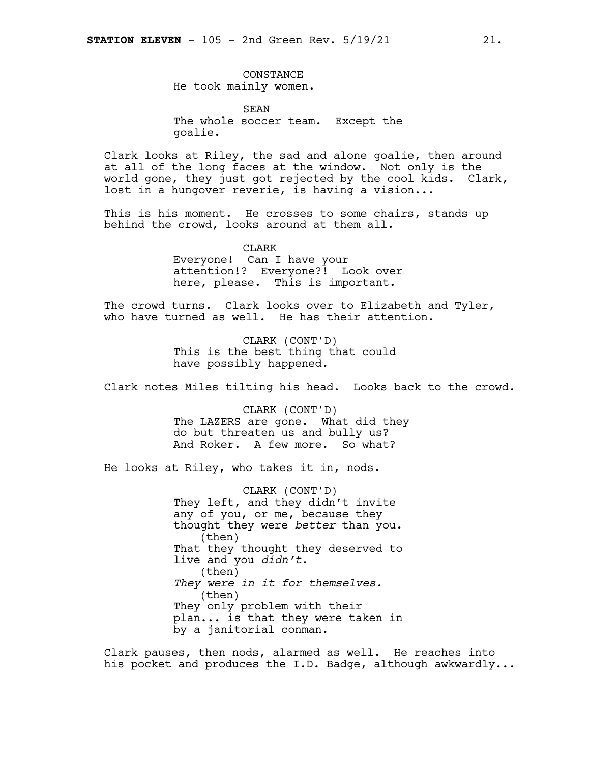CONSTANCE
He took mainly women.

SEAN
The whole soccer team. Except the goalie.

Clark looks at Riley, the sad and alone goalie, then around at all of the long faces at the window. Not only is the world gone, they just got rejected by the cool kids. Clark, lost in a hungover reverie, is having a vision...

This is his moment. He crosses to some chairs, stands up behind the crowd, looks around at them all.

CLARK
Everyone! Can I have your attention!? Everyone?! Look over here, please. This is important.

The crowd turns. Clark looks over to Elizabeth and Tyler, who have turned as well. He has their attention.

CLARK (CONT'D)
This is the best thing that could have possibly happened.

Clark notes Miles tilting his head. Looks back to the crowd.

CLARK (CONT'D)
The LAZERS are gone. What did they do but threaten us and bully us? And Roker. A few more. So what?

He looks at Riley, who takes it in, nods.

CLARK (CONT'D)
They left, and they didn't invite any of you, or me, because they thought they were *better* than you.
(then)
That they thought they deserved to live and you *didn't*.
(then)
*They were in it for themselves.*
(then)
They only problem with their plan... is that they were taken in by a janitorial conman.

Clark pauses, then nods, alarmed as well. He reaches into his pocket and produces the I.D. Badge, although awkwardly...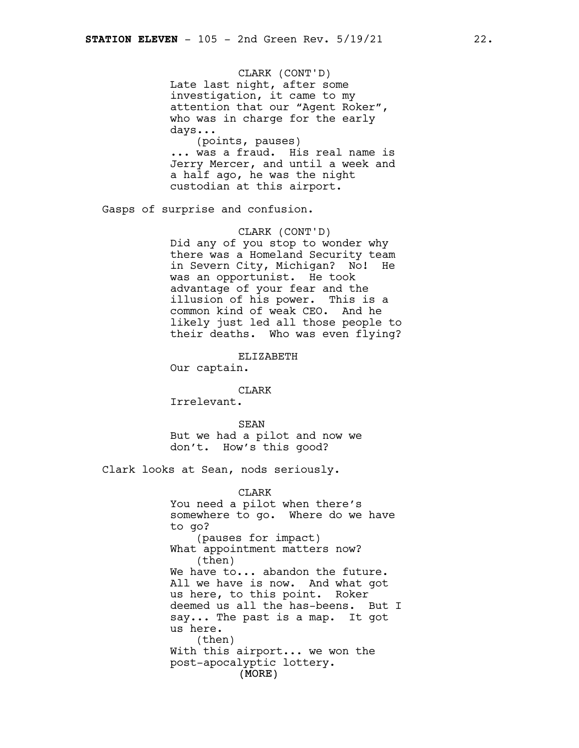CLARK (CONT'D)
Late last night, after some investigation, it came to my attention that our "Agent Roker", who was in charge for the early days...
(points, pauses)
... was a fraud. His real name is Jerry Mercer, and until a week and a half ago, he was the night custodian at this airport.

Gasps of surprise and confusion.

CLARK (CONT'D)
Did any of you stop to wonder why there was a Homeland Security team in Severn City, Michigan? No! He was an opportunist. He took advantage of your fear and the illusion of his power. This is a common kind of weak CEO. And he likely just led all those people to their deaths. Who was even flying?

ELIZABETH
Our captain.

CLARK
Irrelevant.

SEAN
But we had a pilot and now we don't. How's this good?

Clark looks at Sean, nods seriously.

CLARK
You need a pilot when there's somewhere to go. Where do we have to go?
(pauses for impact)
What appointment matters now?
(then)
We have to... abandon the future. All we have is now. And what got us here, to this point. Roker deemed us all the has-beens. But I say... The past is a map. It got us here.
(then)
With this airport... we won the post-apocalyptic lottery.
(MORE)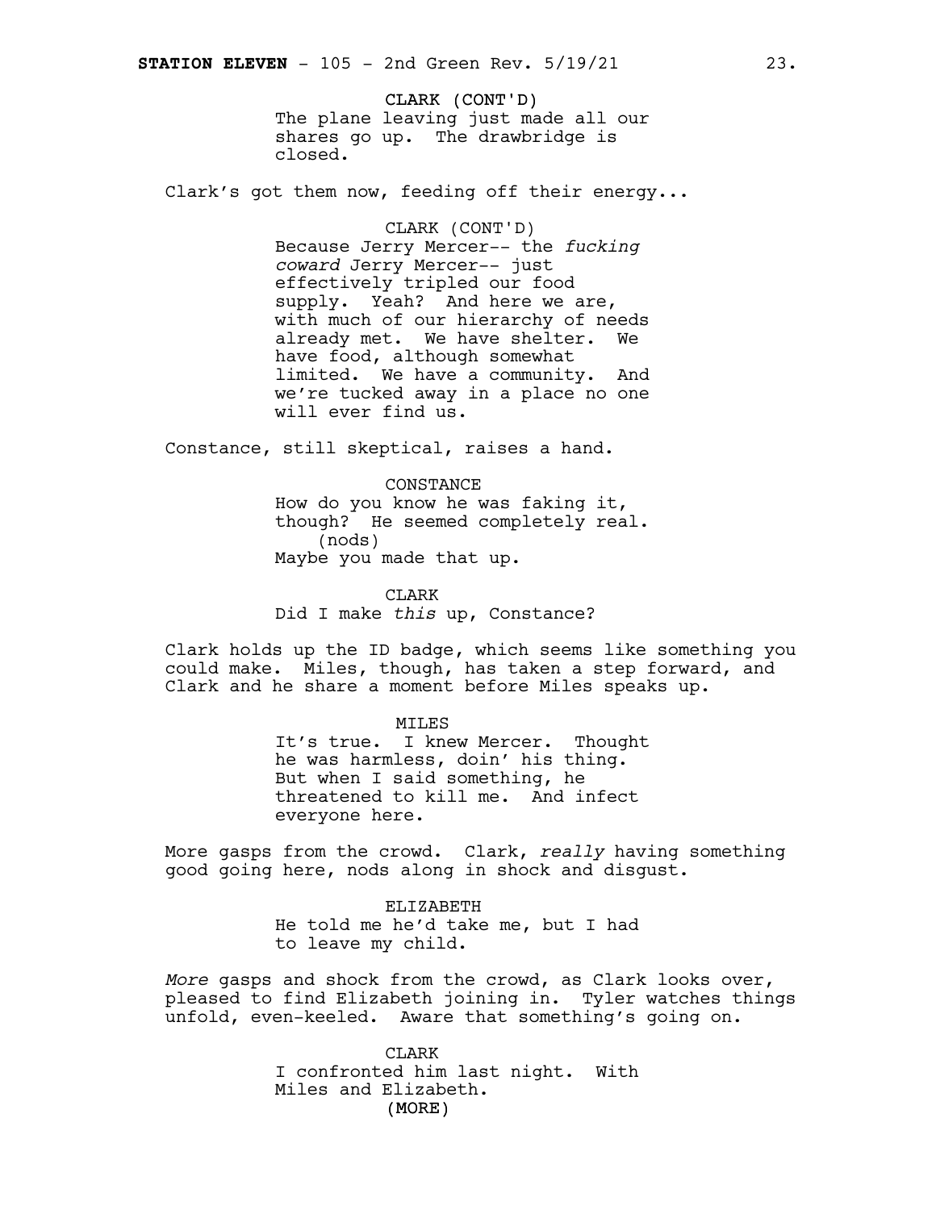CLARK (CONT'D)
The plane leaving just made all our shares go up. The drawbridge is closed.

Clark's got them now, feeding off their energy...

CLARK (CONT'D)
Because Jerry Mercer-- the *fucking coward* Jerry Mercer-- just effectively tripled our food supply. Yeah? And here we are, with much of our hierarchy of needs already met. We have shelter. We have food, although somewhat limited. We have a community. And we're tucked away in a place no one will ever find us.

Constance, still skeptical, raises a hand.

CONSTANCE
How do you know he was faking it, though? He seemed completely real.
(nods)
Maybe you made that up.

CLARK
Did I make *this* up, Constance?

Clark holds up the ID badge, which seems like something you could make. Miles, though, has taken a step forward, and Clark and he share a moment before Miles speaks up.

MILES
It's true. I knew Mercer. Thought he was harmless, doin' his thing. But when I said something, he threatened to kill me. And infect everyone here.

More gasps from the crowd. Clark, *really* having something good going here, nods along in shock and disgust.

ELIZABETH
He told me he'd take me, but I had to leave my child.

*More* gasps and shock from the crowd, as Clark looks over, pleased to find Elizabeth joining in. Tyler watches things unfold, even-keeled. Aware that something's going on.

CLARK
I confronted him last night. With Miles and Elizabeth.
(MORE)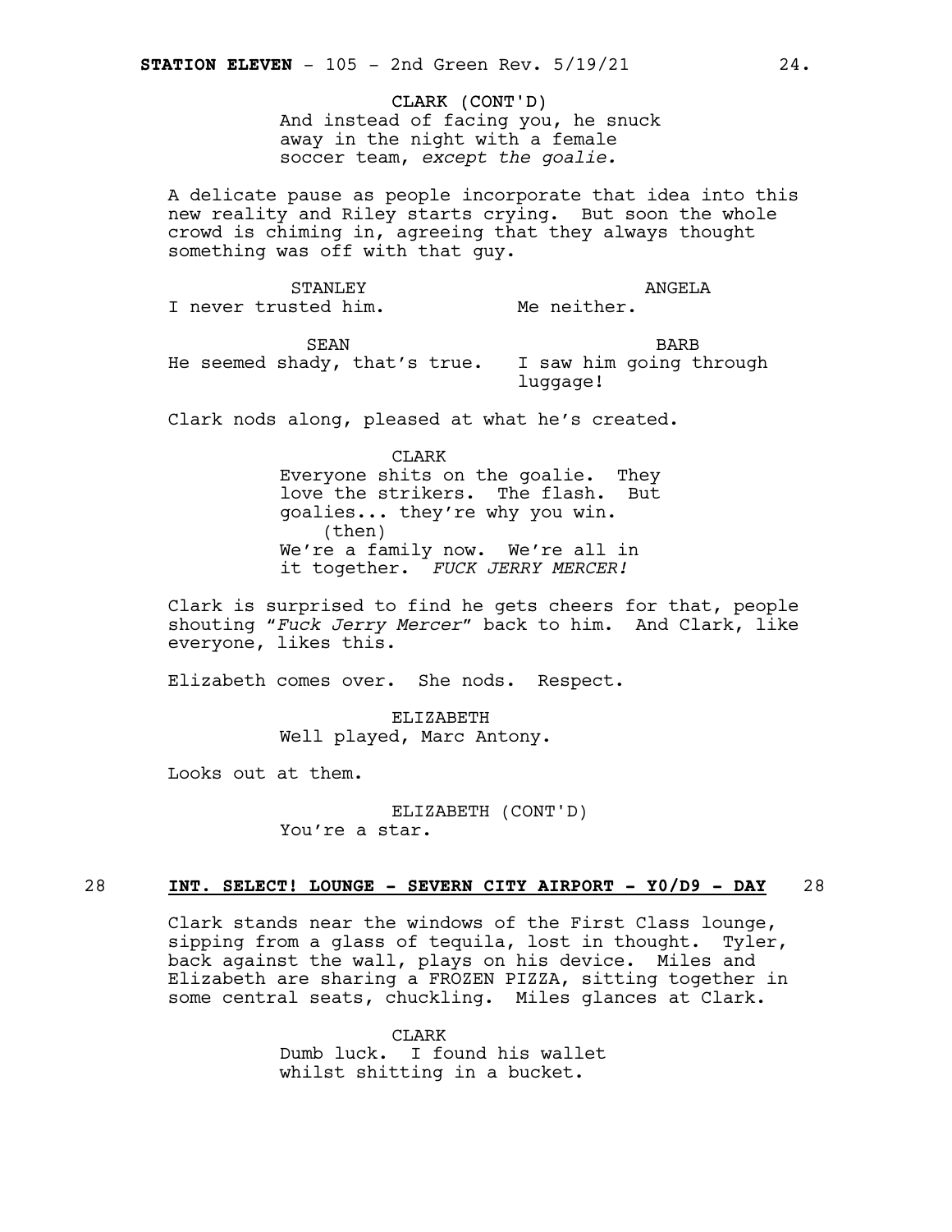CLARK (CONT'D)
And instead of facing you, he snuck away in the night with a female soccer team, *except the goalie.*

A delicate pause as people incorporate that idea into this new reality and Riley starts crying. But soon the whole crowd is chiming in, agreeing that they always thought something was off with that guy.

STANLEY
I never trusted him.

ANGELA
Me neither.

SEAN
He seemed shady, that's true.

BARB
I saw him going through luggage!

Clark nods along, pleased at what he's created.

CLARK
Everyone shits on the goalie. They love the strikers. The flash. But goalies... they're why you win.
(then)
We're a family now. We're all in it together. *FUCK JERRY MERCER!*

Clark is surprised to find he gets cheers for that, people shouting "*Fuck Jerry Mercer*" back to him. And Clark, like everyone, likes this.

Elizabeth comes over. She nods. Respect.

ELIZABETH
Well played, Marc Antony.

Looks out at them.

ELIZABETH (CONT'D)
You're a star.

**28 INT. SELECT! LOUNGE - SEVERN CITY AIRPORT - Y0/D9 - DAY 28**

Clark stands near the windows of the First Class lounge, sipping from a glass of tequila, lost in thought. Tyler, back against the wall, plays on his device. Miles and Elizabeth are sharing a FROZEN PIZZA, sitting together in some central seats, chuckling. Miles glances at Clark.

CLARK
Dumb luck. I found his wallet whilst shitting in a bucket.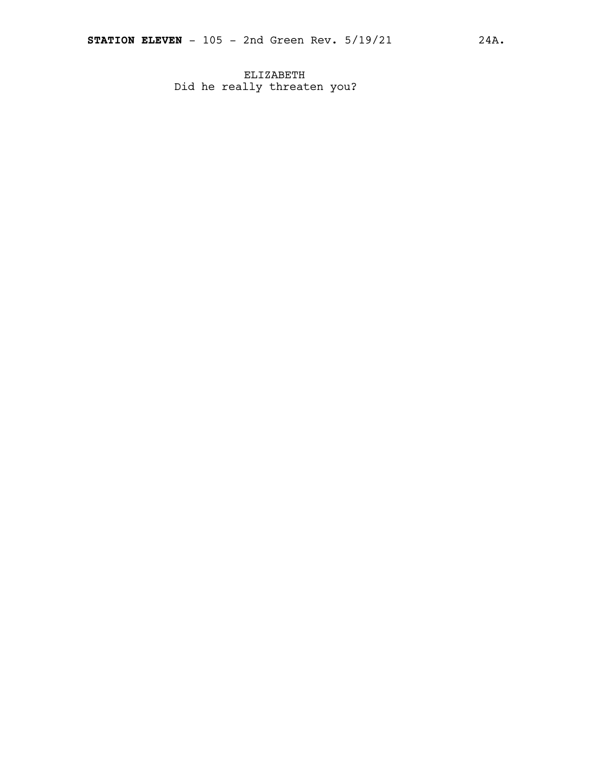ELIZABETH
Did he really threaten you?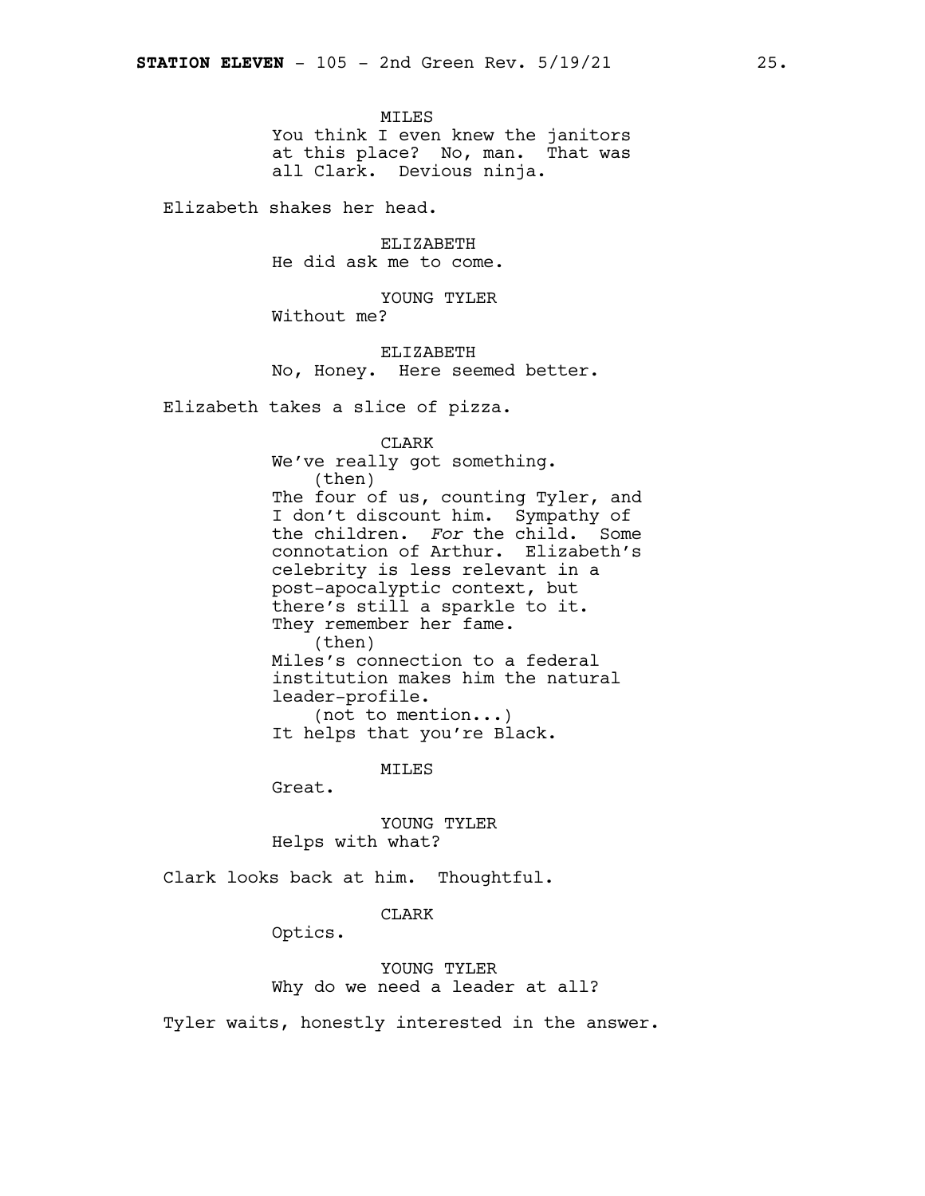MILES
You think I even knew the janitors at this place? No, man. That was all Clark. Devious ninja.

Elizabeth shakes her head.

ELIZABETH
He did ask me to come.

YOUNG TYLER
Without me?

ELIZABETH
No, Honey. Here seemed better.

Elizabeth takes a slice of pizza.

CLARK
We've really got something.
(then)
The four of us, counting Tyler, and I don't discount him. Sympathy of the children. *For* the child. Some connotation of Arthur. Elizabeth's celebrity is less relevant in a post-apocalyptic context, but there's still a sparkle to it. They remember her fame.
(then)
Miles's connection to a federal institution makes him the natural leader-profile.
(not to mention...)
It helps that you're Black.

MILES
Great.

YOUNG TYLER
Helps with what?

Clark looks back at him. Thoughtful.

CLARK
Optics.

YOUNG TYLER
Why do we need a leader at all?

Tyler waits, honestly interested in the answer.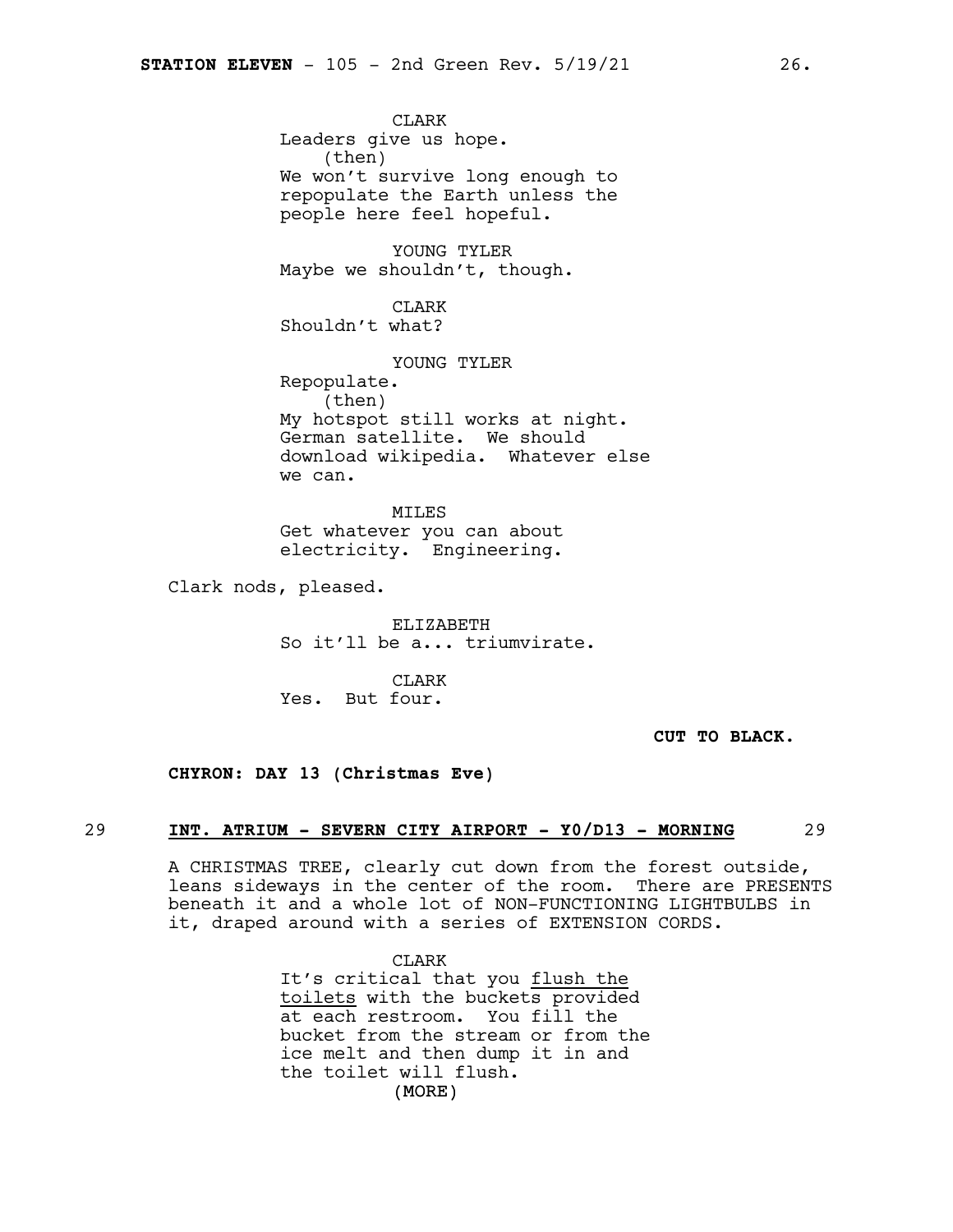CLARK
Leaders give us hope.
(then)
We won't survive long enough to repopulate the Earth unless the people here feel hopeful.

YOUNG TYLER
Maybe we shouldn't, though.

CLARK
Shouldn't what?

YOUNG TYLER
Repopulate.
(then)
My hotspot still works at night. German satellite. We should download wikipedia. Whatever else we can.

MILES
Get whatever you can about electricity. Engineering.

Clark nods, pleased.

ELIZABETH
So it'll be a... triumvirate.

CLARK
Yes. But four.

**CUT TO BLACK.**

**CHYRON: DAY 13 (Christmas Eve)**

29 **INT. ATRIUM - SEVERN CITY AIRPORT - Y0/D13 - MORNING** 29

A CHRISTMAS TREE, clearly cut down from the forest outside, leans sideways in the center of the room. There are PRESENTS beneath it and a whole lot of NON-FUNCTIONING LIGHTBULBS in it, draped around with a series of EXTENSION CORDS.

CLARK
It's critical that you flush the toilets with the buckets provided at each restroom. You fill the bucket from the stream or from the ice melt and then dump it in and the toilet will flush.
(MORE)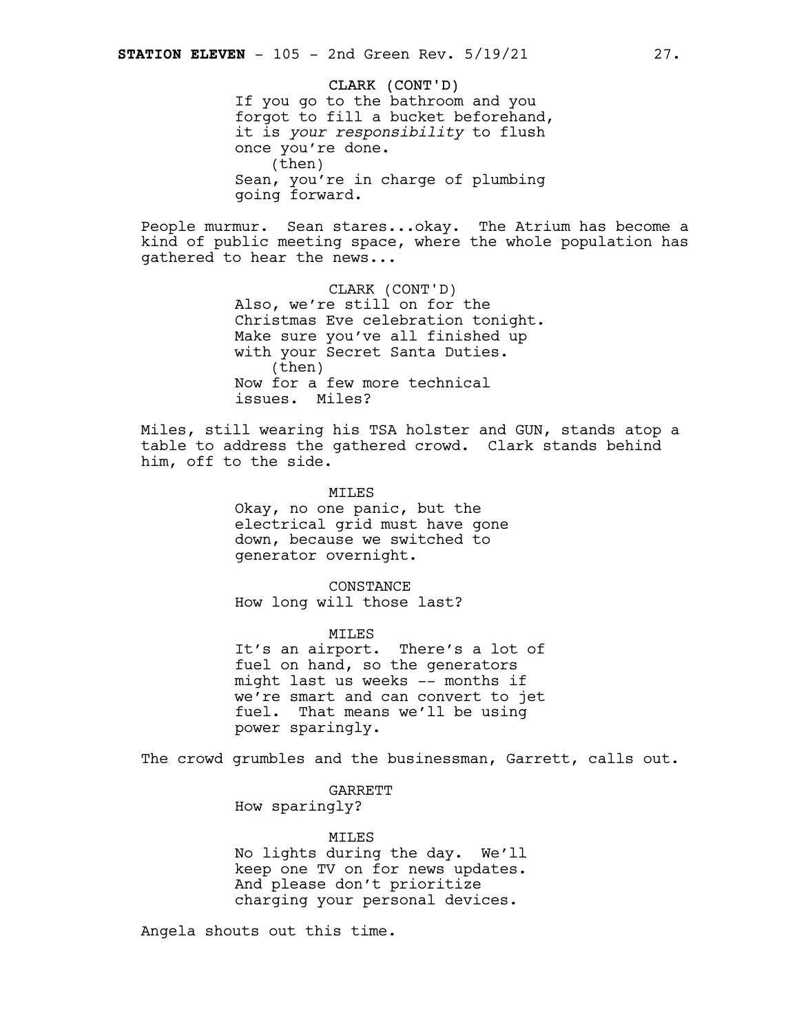CLARK (CONT'D)
If you go to the bathroom and you forgot to fill a bucket beforehand, it is *your responsibility* to flush once you're done.
(then)
Sean, you're in charge of plumbing going forward.

People murmur. Sean stares...okay. The Atrium has become a kind of public meeting space, where the whole population has gathered to hear the news...

CLARK (CONT'D)
Also, we're still on for the Christmas Eve celebration tonight. Make sure you've all finished up with your Secret Santa Duties.
(then)
Now for a few more technical issues. Miles?

Miles, still wearing his TSA holster and GUN, stands atop a table to address the gathered crowd. Clark stands behind him, off to the side.

MILES
Okay, no one panic, but the electrical grid must have gone down, because we switched to generator overnight.

CONSTANCE
How long will those last?

MILES
It's an airport. There's a lot of fuel on hand, so the generators might last us weeks -- months if we're smart and can convert to jet fuel. That means we'll be using power sparingly.

The crowd grumbles and the businessman, Garrett, calls out.

GARRETT
How sparingly?

MILES
No lights during the day. We'll keep one TV on for news updates. And please don't prioritize charging your personal devices.

Angela shouts out this time.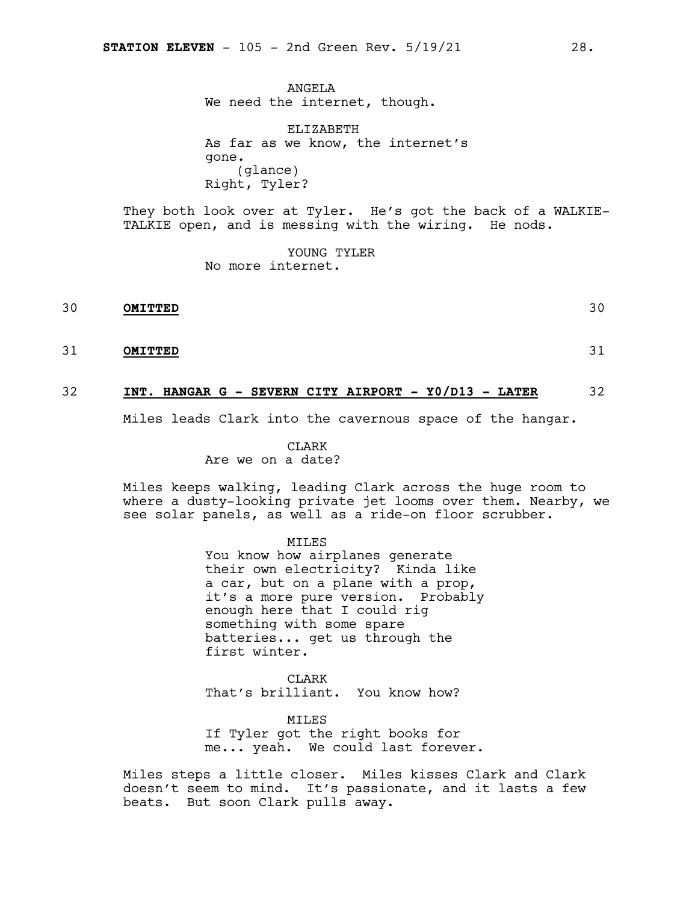ANGELA
We need the internet, though.

ELIZABETH
As far as we know, the internet's gone.
(glance)
Right, Tyler?

They both look over at Tyler. He's got the back of a WALKIE-TALKIE open, and is messing with the wiring. He nods.

YOUNG TYLER
No more internet.

30 **OMITTED** 30

31 **OMITTED** 31

32 **INT. HANGAR G - SEVERN CITY AIRPORT - Y0/D13 - LATER** 32

Miles leads Clark into the cavernous space of the hangar.

CLARK
Are we on a date?

Miles keeps walking, leading Clark across the huge room to where a dusty-looking private jet looms over them. Nearby, we see solar panels, as well as a ride-on floor scrubber.

MILES
You know how airplanes generate their own electricity? Kinda like a car, but on a plane with a prop, it's a more pure version. Probably enough here that I could rig something with some spare batteries... get us through the first winter.

CLARK
That's brilliant. You know how?

MILES
If Tyler got the right books for me... yeah. We could last forever.

Miles steps a little closer. Miles kisses Clark and Clark doesn't seem to mind. It's passionate, and it lasts a few beats. But soon Clark pulls away.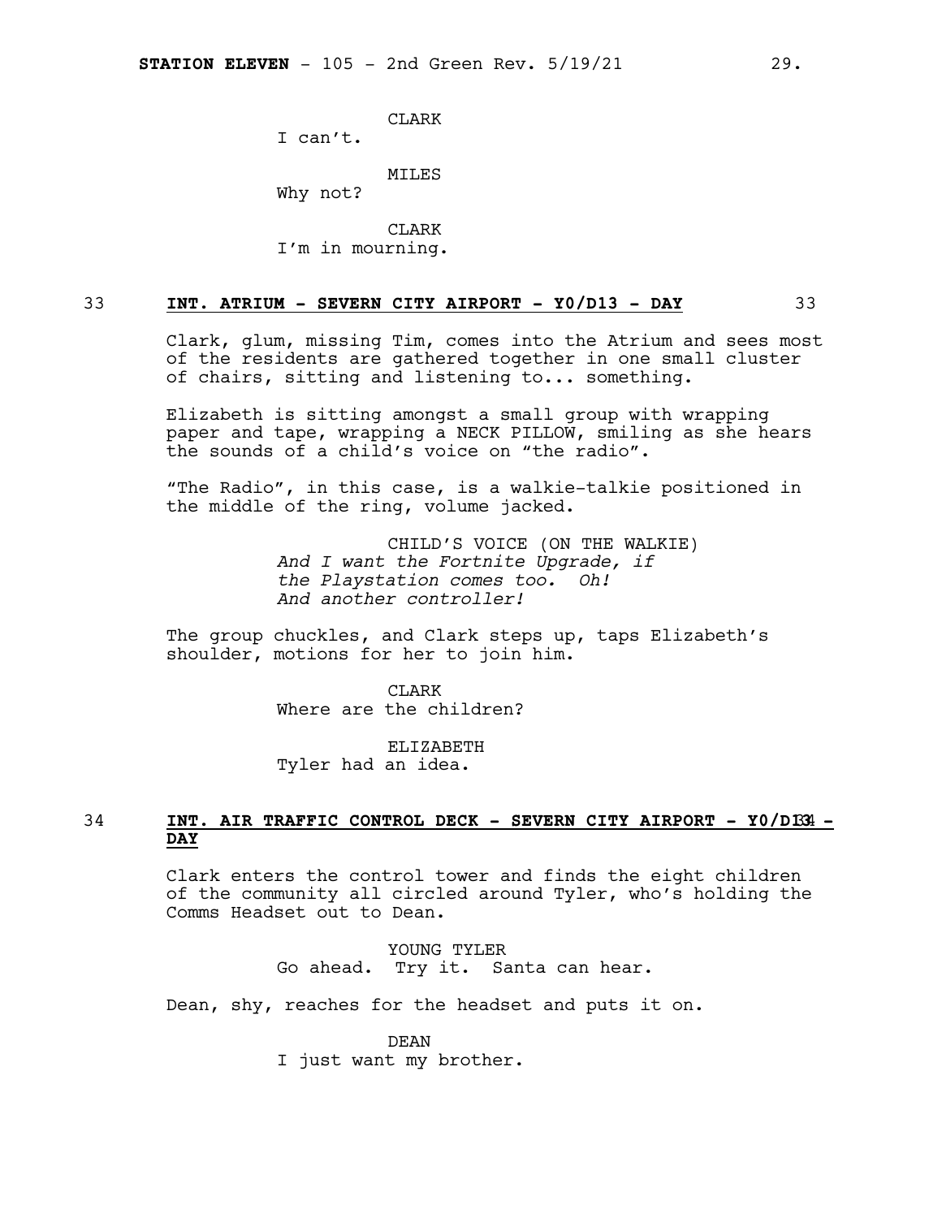CLARK
I can't.

MILES
Why not?

CLARK
I'm in mourning.

33 **INT. ATRIUM - SEVERN CITY AIRPORT - Y0/D13 - DAY** 33

Clark, glum, missing Tim, comes into the Atrium and sees most of the residents are gathered together in one small cluster of chairs, sitting and listening to... something.

Elizabeth is sitting amongst a small group with wrapping paper and tape, wrapping a NECK PILLOW, smiling as she hears the sounds of a child's voice on "the radio".

"The Radio", in this case, is a walkie-talkie positioned in the middle of the ring, volume jacked.

CHILD'S VOICE (ON THE WALKIE)
*And I want the Fortnite Upgrade, if the Playstation comes too. Oh! And another controller!*

The group chuckles, and Clark steps up, taps Elizabeth's shoulder, motions for her to join him.

CLARK
Where are the children?

ELIZABETH
Tyler had an idea.

34 **INT. AIR TRAFFIC CONTROL DECK - SEVERN CITY AIRPORT - Y0/D13 - DAY** 34

Clark enters the control tower and finds the eight children of the community all circled around Tyler, who's holding the Comms Headset out to Dean.

YOUNG TYLER
Go ahead. Try it. Santa can hear.

Dean, shy, reaches for the headset and puts it on.

DEAN
I just want my brother.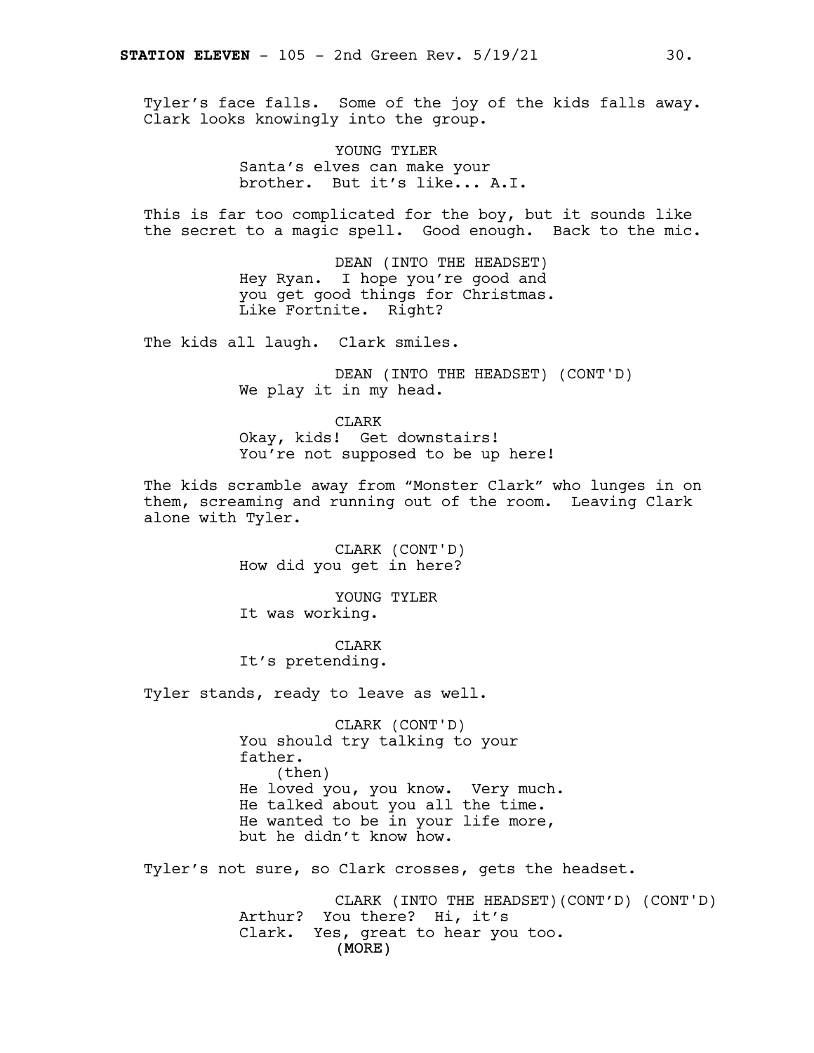Tyler's face falls. Some of the joy of the kids falls away. Clark looks knowingly into the group.

YOUNG TYLER
Santa's elves can make your brother. But it's like... A.I.

This is far too complicated for the boy, but it sounds like the secret to a magic spell. Good enough. Back to the mic.

DEAN (INTO THE HEADSET)
Hey Ryan. I hope you're good and you get good things for Christmas. Like Fortnite. Right?

The kids all laugh. Clark smiles.

DEAN (INTO THE HEADSET) (CONT'D)
We play it in my head.

CLARK
Okay, kids! Get downstairs! You're not supposed to be up here!

The kids scramble away from "Monster Clark" who lunges in on them, screaming and running out of the room. Leaving Clark alone with Tyler.

CLARK (CONT'D)
How did you get in here?

YOUNG TYLER
It was working.

CLARK
It's pretending.

Tyler stands, ready to leave as well.

CLARK (CONT'D)
You should try talking to your father.
(then)
He loved you, you know. Very much. He talked about you all the time. He wanted to be in your life more, but he didn't know how.

Tyler's not sure, so Clark crosses, gets the headset.

CLARK (INTO THE HEADSET)(CONT'D) (CONT'D)
Arthur? You there? Hi, it's Clark. Yes, great to hear you too.
(MORE)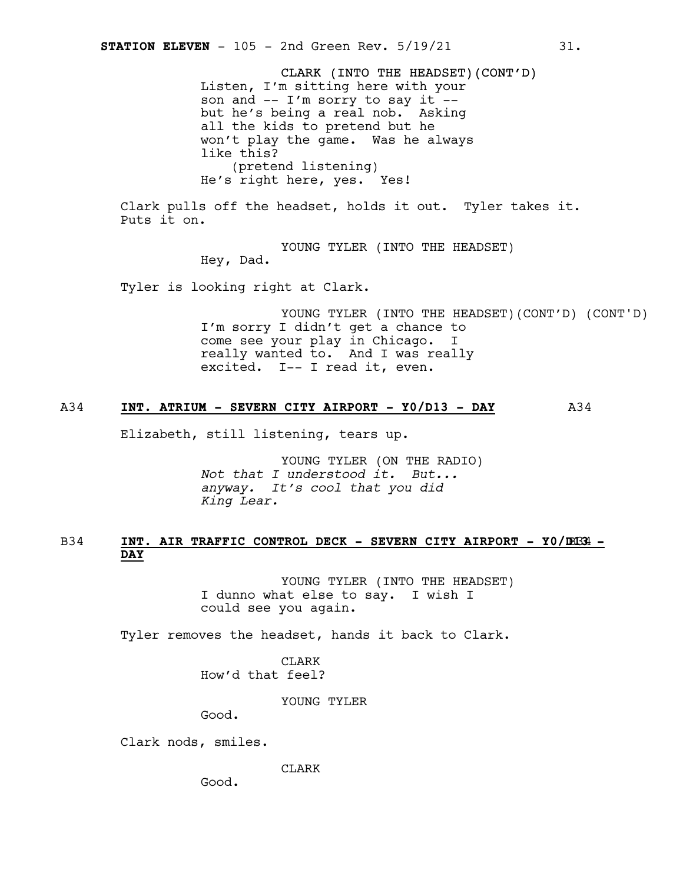CLARK (INTO THE HEADSET)(CONT'D)
Listen, I'm sitting here with your son and -- I'm sorry to say it -- but he's being a real nob. Asking all the kids to pretend but he won't play the game. Was he always like this?
(pretend listening)
He's right here, yes. Yes!

Clark pulls off the headset, holds it out. Tyler takes it. Puts it on.

YOUNG TYLER (INTO THE HEADSET)
Hey, Dad.

Tyler is looking right at Clark.

YOUNG TYLER (INTO THE HEADSET)(CONT'D) (CONT'D)
I'm sorry I didn't get a chance to come see your play in Chicago. I really wanted to. And I was really excited. I-- I read it, even.

**A34 INT. ATRIUM - SEVERN CITY AIRPORT - Y0/D13 - DAY A34**

Elizabeth, still listening, tears up.

YOUNG TYLER (ON THE RADIO)
*Not that I understood it. But... anyway. It's cool that you did King Lear.*

**B34 INT. AIR TRAFFIC CONTROL DECK - SEVERN CITY AIRPORT - Y0/D13 - DAY B34**

YOUNG TYLER (INTO THE HEADSET)
I dunno what else to say. I wish I could see you again.

Tyler removes the headset, hands it back to Clark.

CLARK
How'd that feel?

YOUNG TYLER
Good.

Clark nods, smiles.

CLARK
Good.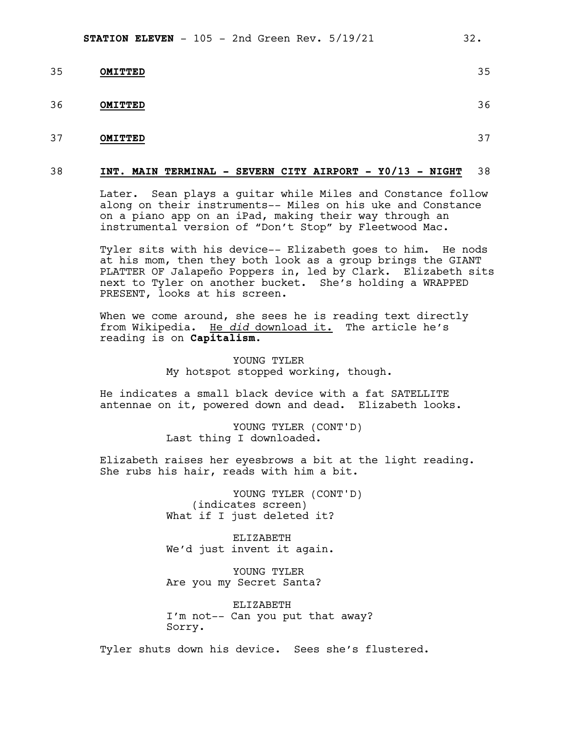35 **OMITTED** 35

36 **OMITTED** 36

37 **OMITTED** 37

38 **INT. MAIN TERMINAL - SEVERN CITY AIRPORT - Y0/13 - NIGHT** 38

Later. Sean plays a guitar while Miles and Constance follow along on their instruments-- Miles on his uke and Constance on a piano app on an iPad, making their way through an instrumental version of “Don’t Stop” by Fleetwood Mac.

Tyler sits with his device-- Elizabeth goes to him. He nods at his mom, then they both look as a group brings the GIANT PLATTER OF Jalapeño Poppers in, led by Clark. Elizabeth sits next to Tyler on another bucket. She’s holding a WRAPPED PRESENT, looks at his screen.

When we come around, she sees he is reading text directly from Wikipedia. He *did* download it. The article he’s reading is on **Capitalism.**

YOUNG TYLER
My hotspot stopped working, though.

He indicates a small black device with a fat SATELLITE antennae on it, powered down and dead. Elizabeth looks.

YOUNG TYLER (CONT'D)
Last thing I downloaded.

Elizabeth raises her eyesbrows a bit at the light reading. She rubs his hair, reads with him a bit.

YOUNG TYLER (CONT'D)
(indicates screen)
What if I just deleted it?

ELIZABETH
We’d just invent it again.

YOUNG TYLER
Are you my Secret Santa?

ELIZABETH
I’m not-- Can you put that away?
Sorry.

Tyler shuts down his device. Sees she’s flustered.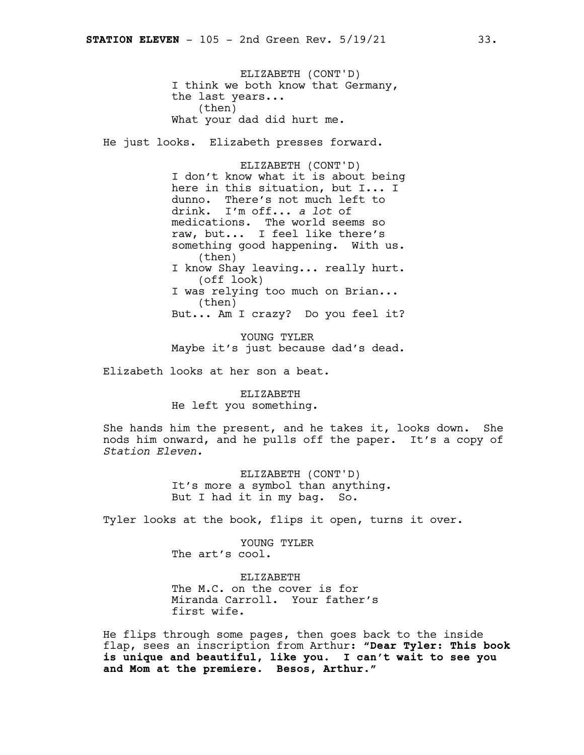ELIZABETH (CONT'D)
I think we both know that Germany, the last years...
(then)
What your dad did hurt me.

He just looks. Elizabeth presses forward.

ELIZABETH (CONT'D)
I don't know what it is about being here in this situation, but I... I dunno. There's not much left to drink. I'm off... *a lot* of medications. The world seems so raw, but... I feel like there's something good happening. With us.
(then)
I know Shay leaving... really hurt.
(off look)
I was relying too much on Brian...
(then)
But... Am I crazy? Do you feel it?

YOUNG TYLER
Maybe it's just because dad's dead.

Elizabeth looks at her son a beat.

ELIZABETH
He left you something.

She hands him the present, and he takes it, looks down. She nods him onward, and he pulls off the paper. It's a copy of *Station Eleven.*

ELIZABETH (CONT'D)
It's more a symbol than anything. But I had it in my bag. So.

Tyler looks at the book, flips it open, turns it over.

YOUNG TYLER
The art's cool.

ELIZABETH
The M.C. on the cover is for Miranda Carroll. Your father's first wife.

He flips through some pages, then goes back to the inside flap, sees an inscription from Arthur: **"Dear Tyler: This book is unique and beautiful, like you. I can't wait to see you and Mom at the premiere. Besos, Arthur."**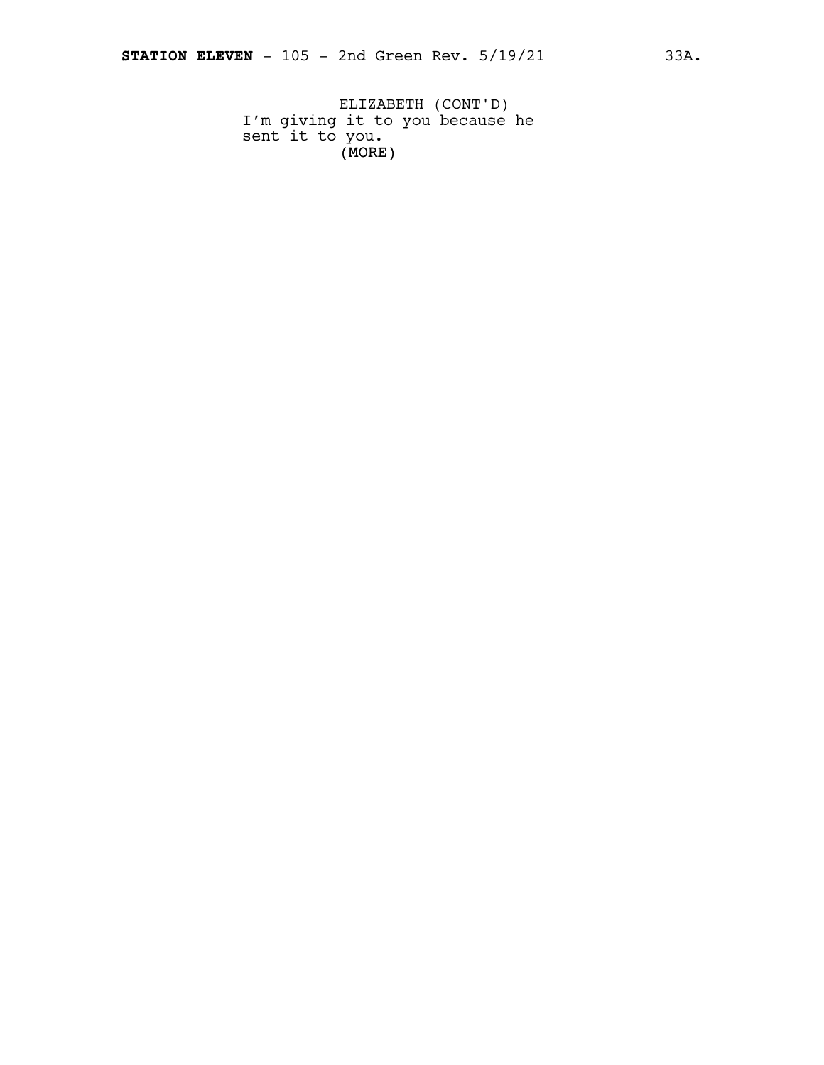ELIZABETH (CONT'D)
I'm giving it to you because he sent it to you.
(MORE)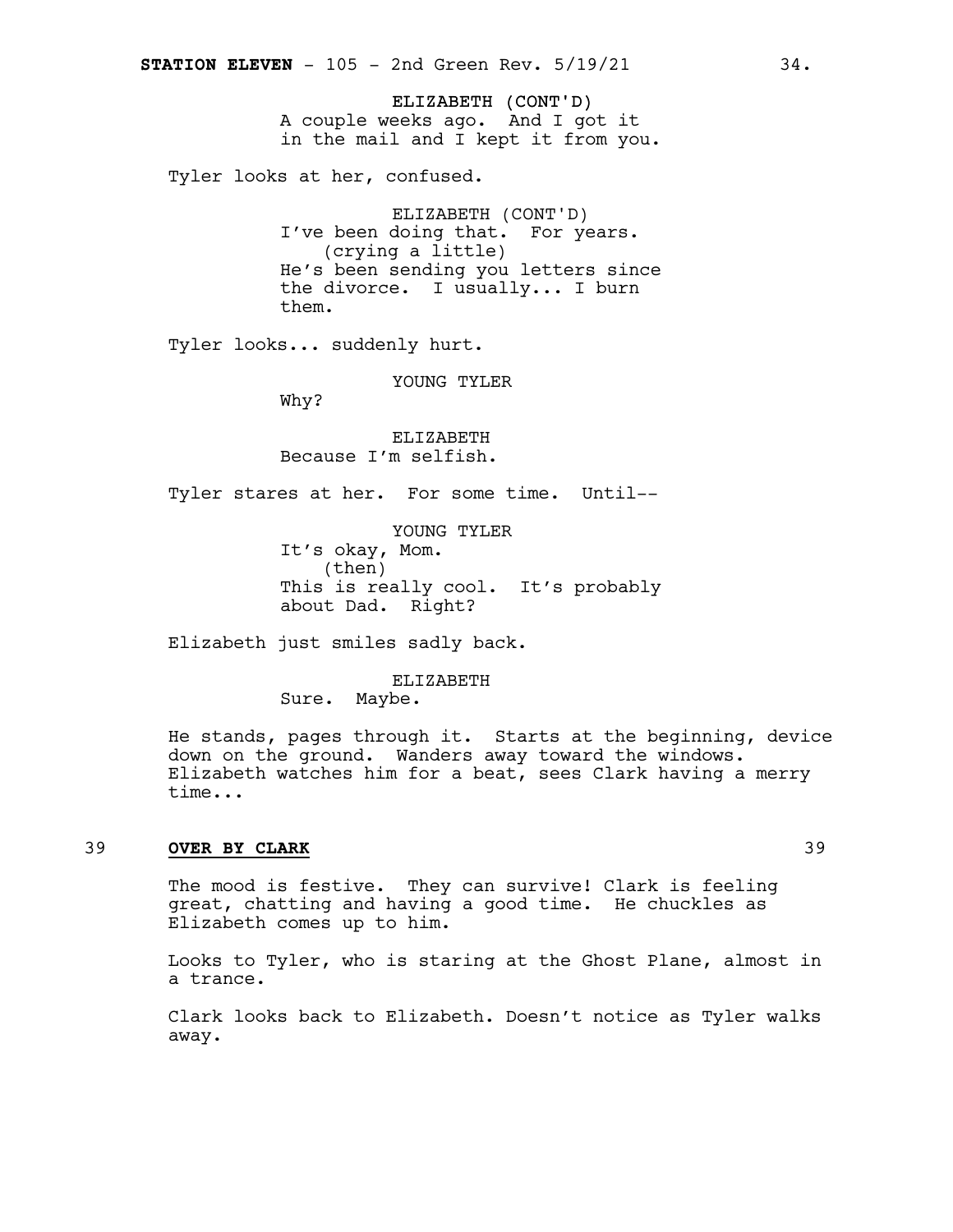ELIZABETH (CONT'D)
A couple weeks ago. And I got it in the mail and I kept it from you.

Tyler looks at her, confused.

ELIZABETH (CONT'D)
I've been doing that. For years.
(crying a little)
He's been sending you letters since the divorce. I usually... I burn them.

Tyler looks... suddenly hurt.

YOUNG TYLER
Why?

ELIZABETH
Because I'm selfish.

Tyler stares at her. For some time. Until--

YOUNG TYLER
It's okay, Mom.
(then)
This is really cool. It's probably about Dad. Right?

Elizabeth just smiles sadly back.

ELIZABETH
Sure. Maybe.

He stands, pages through it. Starts at the beginning, device down on the ground. Wanders away toward the windows. Elizabeth watches him for a beat, sees Clark having a merry time...

39 **OVER BY CLARK** 39

The mood is festive. They can survive! Clark is feeling great, chatting and having a good time. He chuckles as Elizabeth comes up to him.

Looks to Tyler, who is staring at the Ghost Plane, almost in a trance.

Clark looks back to Elizabeth. Doesn't notice as Tyler walks away.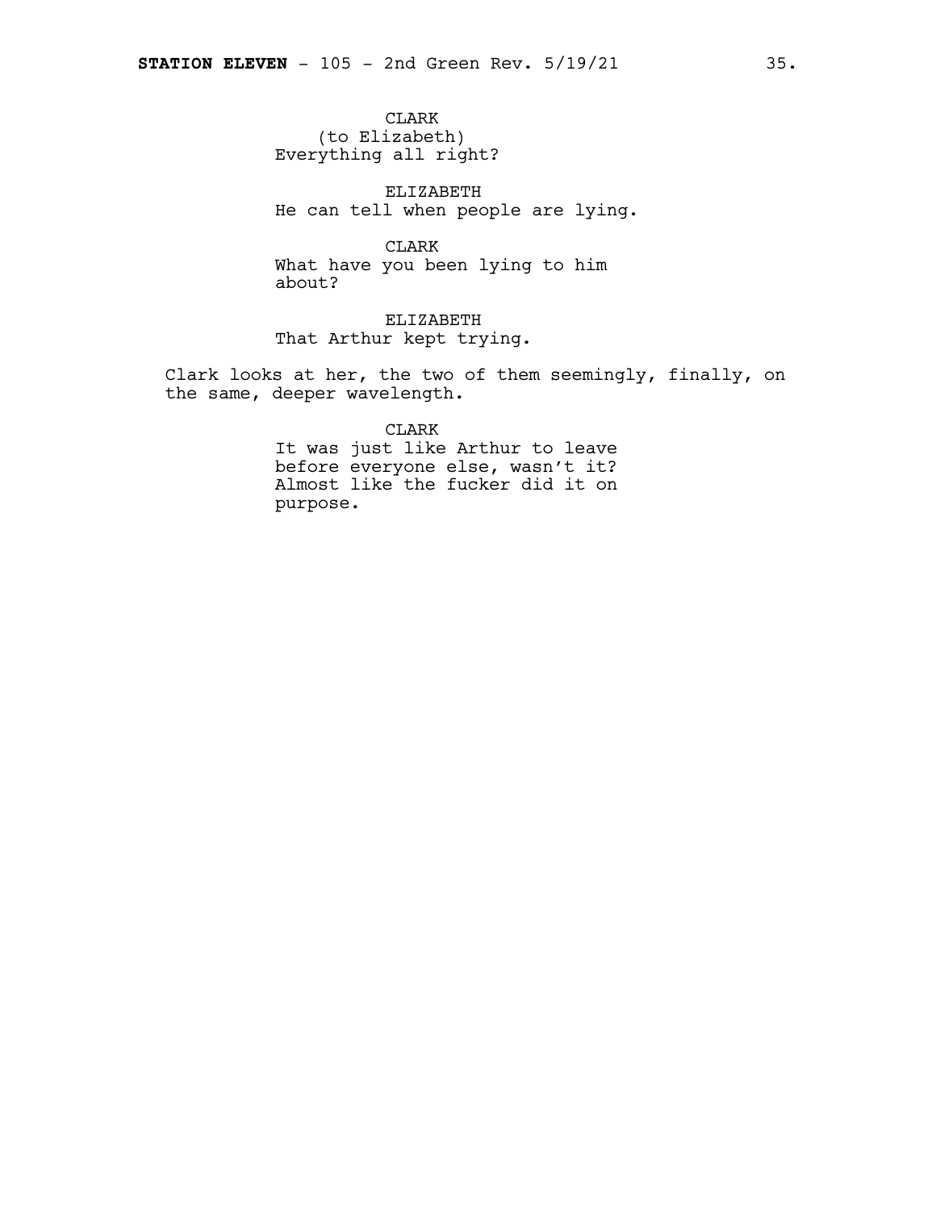CLARK
(to Elizabeth)
Everything all right?

ELIZABETH
He can tell when people are lying.

CLARK
What have you been lying to him about?

ELIZABETH
That Arthur kept trying.

Clark looks at her, the two of them seemingly, finally, on the same, deeper wavelength.

CLARK
It was just like Arthur to leave before everyone else, wasn't it? Almost like the fucker did it on purpose.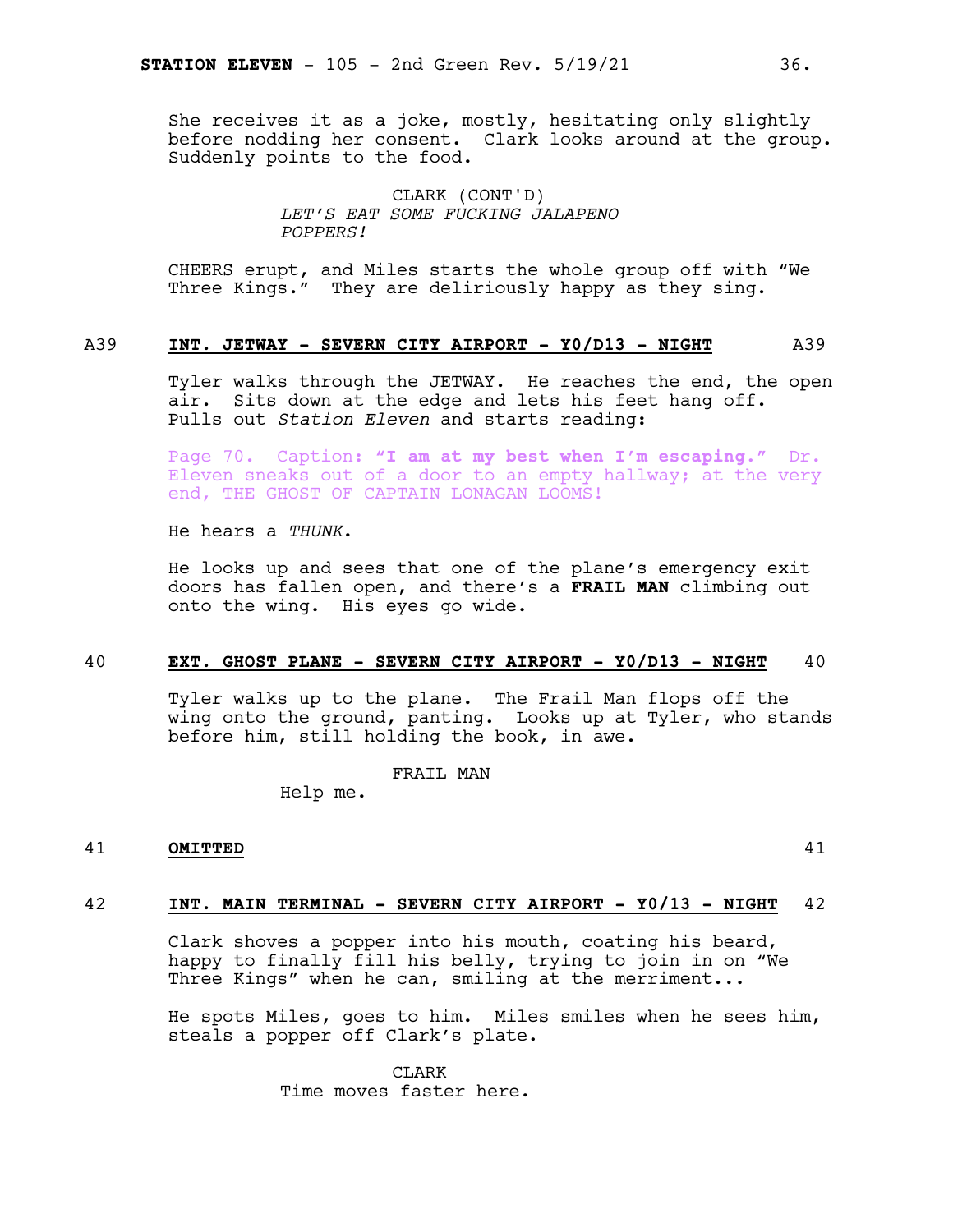She receives it as a joke, mostly, hesitating only slightly before nodding her consent. Clark looks around at the group. Suddenly points to the food.

CLARK (CONT'D)
*LET'S EAT SOME FUCKING JALAPENO POPPERS!*

CHEERS erupt, and Miles starts the whole group off with "We Three Kings." They are deliriously happy as they sing.

A39 **INT. JETWAY - SEVERN CITY AIRPORT - Y0/D13 - NIGHT** A39

Tyler walks through the JETWAY. He reaches the end, the open air. Sits down at the edge and lets his feet hang off. Pulls out *Station Eleven* and starts reading:

Page 70. Caption: **"I am at my best when I'm escaping."** Dr. Eleven sneaks out of a door to an empty hallway; at the very end, THE GHOST OF CAPTAIN LONAGAN LOOMS!

He hears a *THUNK*.

He looks up and sees that one of the plane's emergency exit doors has fallen open, and there's a **FRAIL MAN** climbing out onto the wing. His eyes go wide.

40 **EXT. GHOST PLANE - SEVERN CITY AIRPORT - Y0/D13 - NIGHT** 40

Tyler walks up to the plane. The Frail Man flops off the wing onto the ground, panting. Looks up at Tyler, who stands before him, still holding the book, in awe.

FRAIL MAN
Help me.

41 **OMITTED** 41

42 **INT. MAIN TERMINAL - SEVERN CITY AIRPORT - Y0/13 - NIGHT** 42

Clark shoves a popper into his mouth, coating his beard, happy to finally fill his belly, trying to join in on "We Three Kings" when he can, smiling at the merriment...

He spots Miles, goes to him. Miles smiles when he sees him, steals a popper off Clark's plate.

CLARK
Time moves faster here.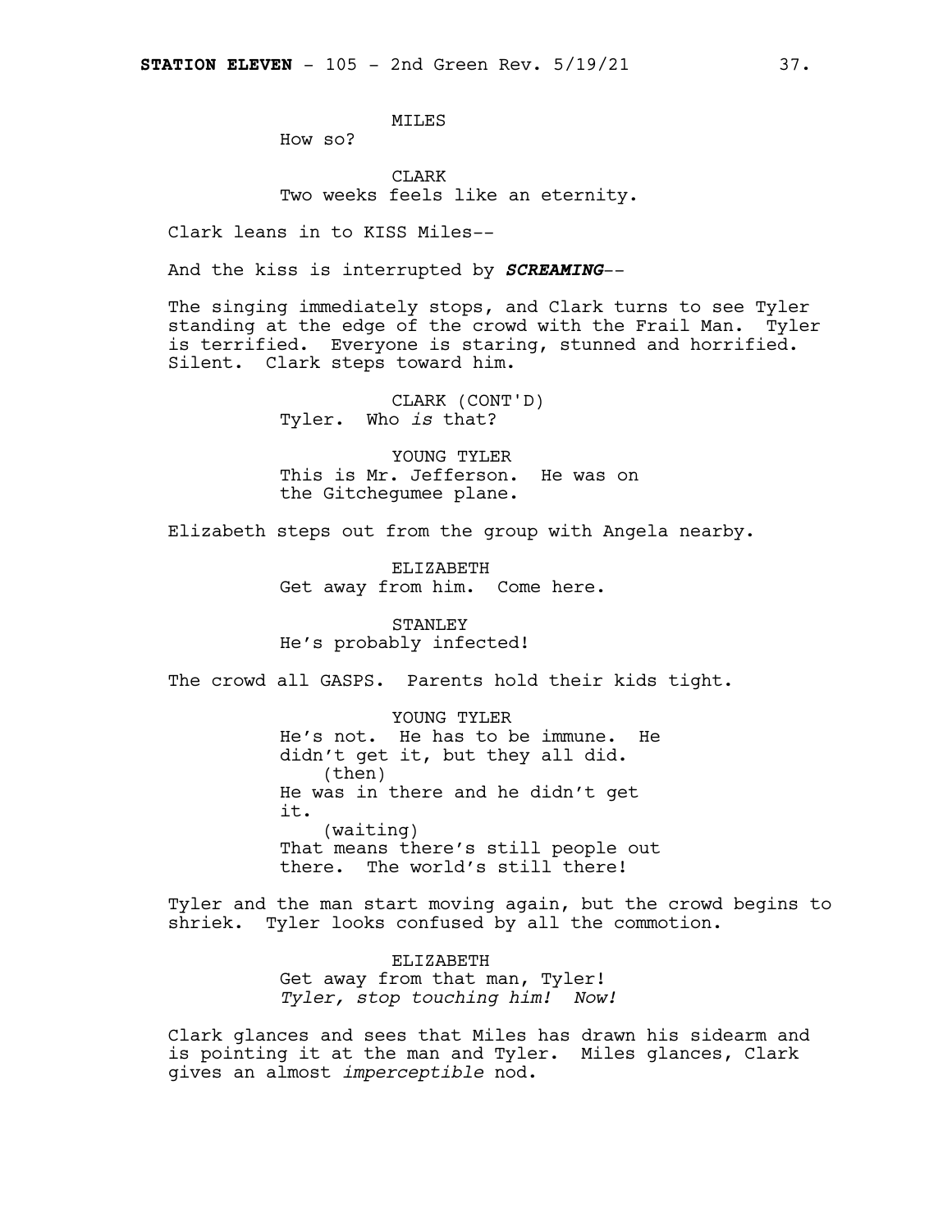MILES
How so?

CLARK
Two weeks feels like an eternity.

Clark leans in to KISS Miles--

And the kiss is interrupted by ***SCREAMING***--

The singing immediately stops, and Clark turns to see Tyler standing at the edge of the crowd with the Frail Man. Tyler is terrified. Everyone is staring, stunned and horrified. Silent. Clark steps toward him.

CLARK (CONT'D)
Tyler. Who *is* that?

YOUNG TYLER
This is Mr. Jefferson. He was on the Gitchegumee plane.

Elizabeth steps out from the group with Angela nearby.

ELIZABETH
Get away from him. Come here.

STANLEY
He's probably infected!

The crowd all GASPS. Parents hold their kids tight.

YOUNG TYLER
He's not. He has to be immune. He didn't get it, but they all did.
(then)
He was in there and he didn't get it.
(waiting)
That means there's still people out there. The world's still there!

Tyler and the man start moving again, but the crowd begins to shriek. Tyler looks confused by all the commotion.

ELIZABETH
Get away from that man, Tyler!
*Tyler, stop touching him! Now!*

Clark glances and sees that Miles has drawn his sidearm and is pointing it at the man and Tyler. Miles glances, Clark gives an almost *imperceptible* nod.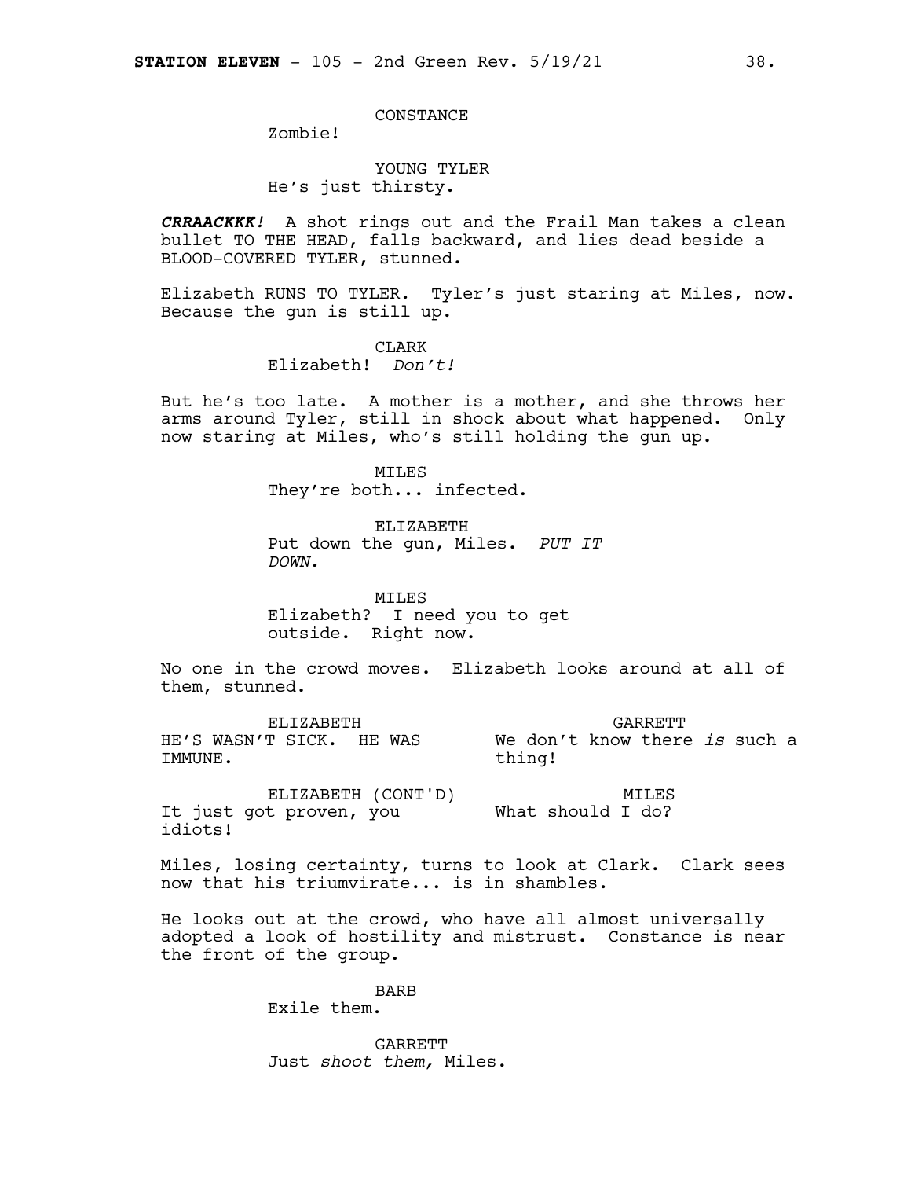CONSTANCE
Zombie!

YOUNG TYLER
He's just thirsty.

***CRRAACKKK!*** A shot rings out and the Frail Man takes a clean bullet TO THE HEAD, falls backward, and lies dead beside a BLOOD-COVERED TYLER, stunned.

Elizabeth RUNS TO TYLER. Tyler's just staring at Miles, now. Because the gun is still up.

CLARK
Elizabeth! *Don't!*

But he's too late. A mother is a mother, and she throws her arms around Tyler, still in shock about what happened. Only now staring at Miles, who's still holding the gun up.

MILES
They're both... infected.

ELIZABETH
Put down the gun, Miles. *PUT IT DOWN.*

MILES
Elizabeth? I need you to get outside. Right now.

No one in the crowd moves. Elizabeth looks around at all of them, stunned.

ELIZABETH
HE'S WASN'T SICK. HE WAS IMMUNE.

GARRETT
We don't know there *is* such a thing!

ELIZABETH (CONT'D)
It just got proven, you idiots!

MILES
What should I do?

Miles, losing certainty, turns to look at Clark. Clark sees now that his triumvirate... is in shambles.

He looks out at the crowd, who have all almost universally adopted a look of hostility and mistrust. Constance is near the front of the group.

BARB
Exile them.

GARRETT
Just *shoot them,* Miles.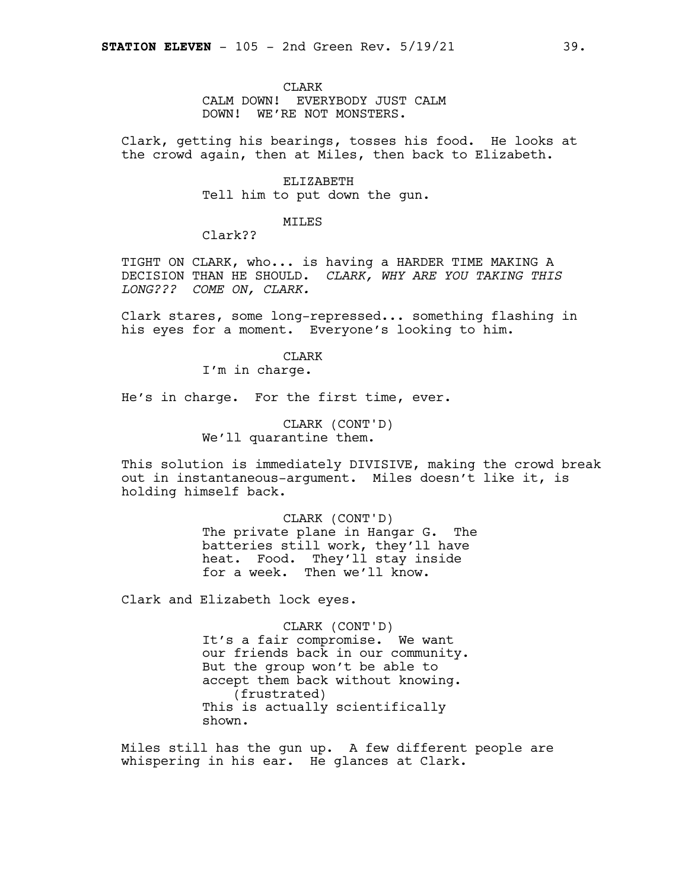CLARK

CALM DOWN! EVERYBODY JUST CALM DOWN! WE'RE NOT MONSTERS.

Clark, getting his bearings, tosses his food. He looks at the crowd again, then at Miles, then back to Elizabeth.

ELIZABETH

Tell him to put down the gun.

MILES

Clark??

TIGHT ON CLARK, who... is having a HARDER TIME MAKING A DECISION THAN HE SHOULD. *CLARK, WHY ARE YOU TAKING THIS LONG??? COME ON, CLARK.*

Clark stares, some long-repressed... something flashing in his eyes for a moment. Everyone's looking to him.

CLARK

I'm in charge.

He's in charge. For the first time, ever.

CLARK (CONT'D)

We'll quarantine them.

This solution is immediately DIVISIVE, making the crowd break out in instantaneous-argument. Miles doesn't like it, is holding himself back.

CLARK (CONT'D)

The private plane in Hangar G. The batteries still work, they'll have heat. Food. They'll stay inside for a week. Then we'll know.

Clark and Elizabeth lock eyes.

CLARK (CONT'D)

It's a fair compromise. We want our friends back in our community. But the group won't be able to accept them back without knowing.

(frustrated)

This is actually scientifically shown.

Miles still has the gun up. A few different people are whispering in his ear. He glances at Clark.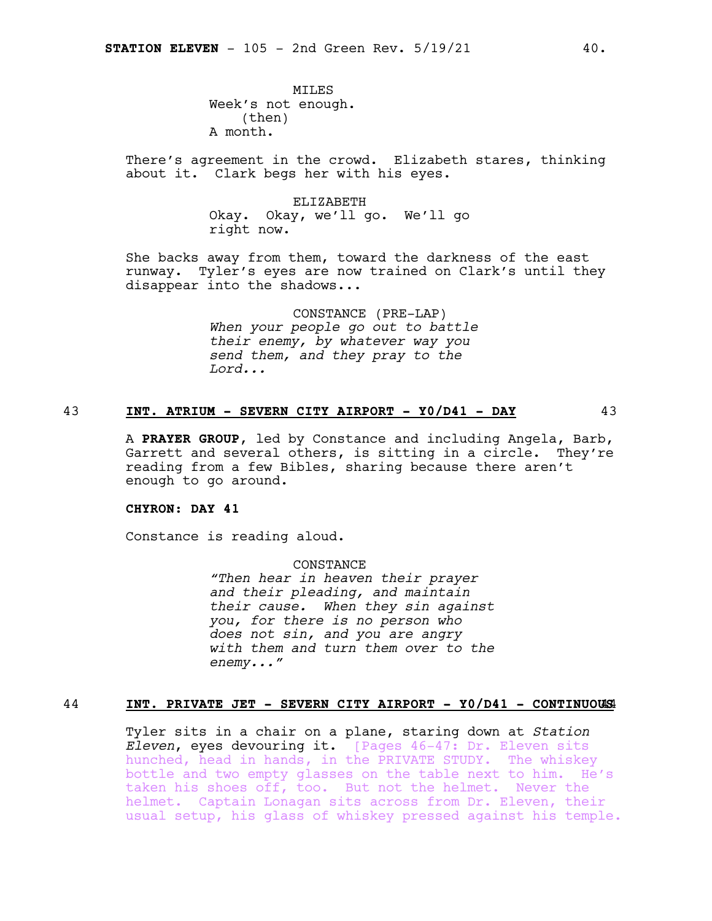MILES
Week's not enough.
(then)
A month.

There's agreement in the crowd. Elizabeth stares, thinking about it. Clark begs her with his eyes.

ELIZABETH
Okay. Okay, we'll go. We'll go right now.

She backs away from them, toward the darkness of the east runway. Tyler's eyes are now trained on Clark's until they disappear into the shadows...

CONSTANCE (PRE-LAP)
*When your people go out to battle their enemy, by whatever way you send them, and they pray to the Lord...*

43 **INT. ATRIUM - SEVERN CITY AIRPORT - Y0/D41 - DAY** 43

A **PRAYER GROUP**, led by Constance and including Angela, Barb, Garrett and several others, is sitting in a circle. They're reading from a few Bibles, sharing because there aren't enough to go around.

**CHYRON: DAY 41**

Constance is reading aloud.

CONSTANCE
*"Then hear in heaven their prayer and their pleading, and maintain their cause. When they sin against you, for there is no person who does not sin, and you are angry with them and turn them over to the enemy..."*

44 **INT. PRIVATE JET - SEVERN CITY AIRPORT - Y0/D41 - CONTINUOUS** 44

Tyler sits in a chair on a plane, staring down at *Station Eleven*, eyes devouring it. [Pages 46-47: Dr. Eleven sits hunched, head in hands, in the PRIVATE STUDY. The whiskey bottle and two empty glasses on the table next to him. He's taken his shoes off, too. But not the helmet. Never the helmet. Captain Lonagan sits across from Dr. Eleven, their usual setup, his glass of whiskey pressed against his temple.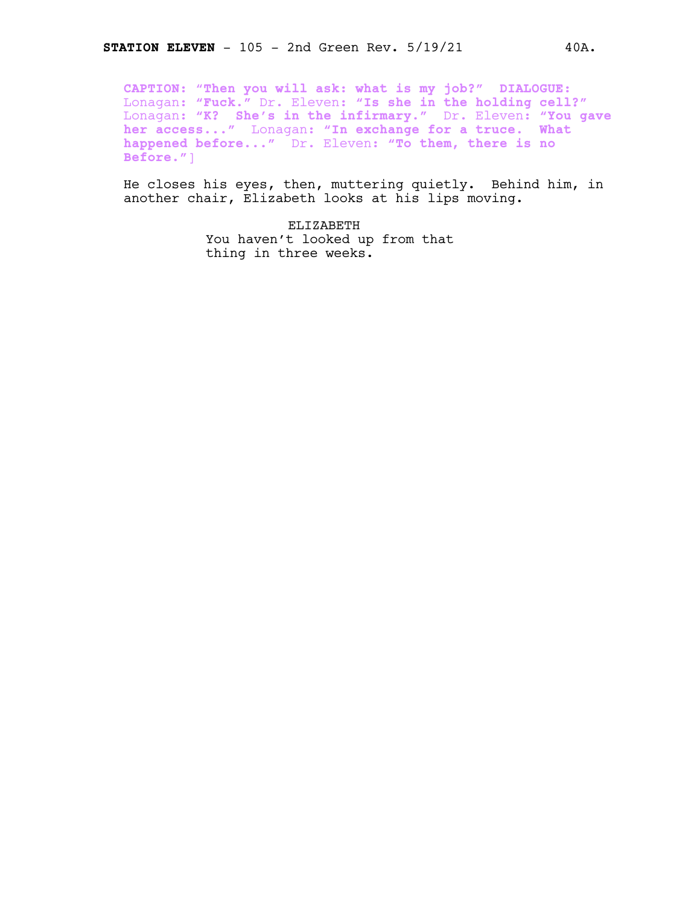**CAPTION:** “**Then you will ask: what is my job?**” **DIALOGUE:** Lonagan: “**Fuck.**” Dr. Eleven: “**Is she in the holding cell?**” Lonagan: “**K? She’s in the infirmary.**” Dr. Eleven: “**You gave her access...**” Lonagan: “**In exchange for a truce. What happened before...**” Dr. Eleven: “**To them, there is no Before.**”]

He closes his eyes, then, muttering quietly. Behind him, in another chair, Elizabeth looks at his lips moving.

ELIZABETH
You haven’t looked up from that thing in three weeks.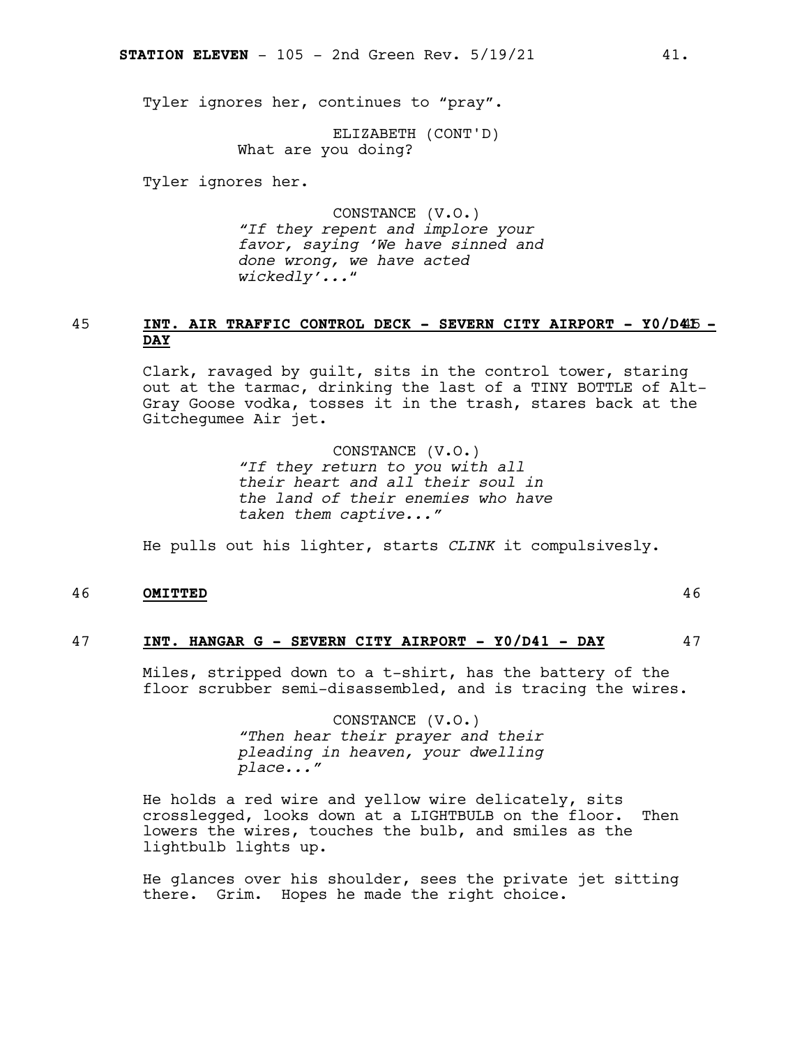Tyler ignores her, continues to "pray".

ELIZABETH (CONT'D)
What are you doing?

Tyler ignores her.

CONSTANCE (V.O.)
*"If they repent and implore your favor, saying 'We have sinned and done wrong, we have acted wickedly'..."*

## 45 INT. AIR TRAFFIC CONTROL DECK - SEVERN CITY AIRPORT - Y0/D41 - DAY 45

Clark, ravaged by guilt, sits in the control tower, staring out at the tarmac, drinking the last of a TINY BOTTLE of Alt-Gray Goose vodka, tosses it in the trash, stares back at the Gitchegumee Air jet.

CONSTANCE (V.O.)
*"If they return to you with all their heart and all their soul in the land of their enemies who have taken them captive..."*

He pulls out his lighter, starts *CLINK* it compulsively.

## 46 OMITTED 46

## 47 INT. HANGAR G - SEVERN CITY AIRPORT - Y0/D41 - DAY 47

Miles, stripped down to a t-shirt, has the battery of the floor scrubber semi-disassembled, and is tracing the wires.

CONSTANCE (V.O.)
*"Then hear their prayer and their pleading in heaven, your dwelling place..."*

He holds a red wire and yellow wire delicately, sits crosslegged, looks down at a LIGHTBULB on the floor. Then lowers the wires, touches the bulb, and smiles as the lightbulb lights up.

He glances over his shoulder, sees the private jet sitting there. Grim. Hopes he made the right choice.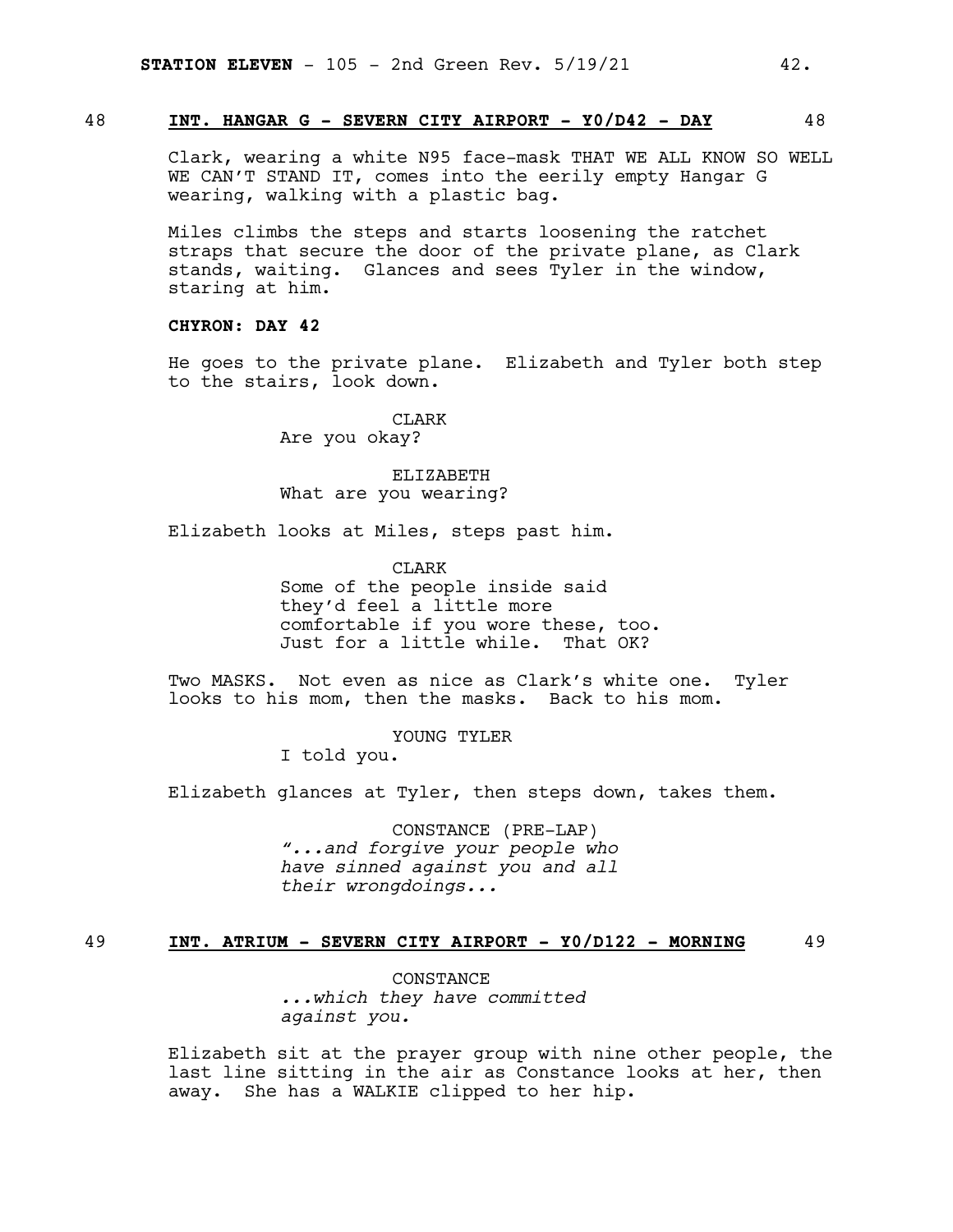48 **INT. HANGAR G - SEVERN CITY AIRPORT - Y0/D42 - DAY** 48

Clark, wearing a white N95 face-mask THAT WE ALL KNOW SO WELL WE CAN'T STAND IT, comes into the eerily empty Hangar G wearing, walking with a plastic bag.

Miles climbs the steps and starts loosening the ratchet straps that secure the door of the private plane, as Clark stands, waiting. Glances and sees Tyler in the window, staring at him.

**CHYRON: DAY 42**

He goes to the private plane. Elizabeth and Tyler both step to the stairs, look down.

CLARK
Are you okay?

ELIZABETH
What are you wearing?

Elizabeth looks at Miles, steps past him.

CLARK
Some of the people inside said they'd feel a little more comfortable if you wore these, too. Just for a little while. That OK?

Two MASKS. Not even as nice as Clark's white one. Tyler looks to his mom, then the masks. Back to his mom.

YOUNG TYLER
I told you.

Elizabeth glances at Tyler, then steps down, takes them.

CONSTANCE (PRE-LAP)
*"...and forgive your people who have sinned against you and all their wrongdoings...*

49 **INT. ATRIUM - SEVERN CITY AIRPORT - Y0/D122 - MORNING** 49

CONSTANCE
*...which they have committed against you.*

Elizabeth sit at the prayer group with nine other people, the last line sitting in the air as Constance looks at her, then away. She has a WALKIE clipped to her hip.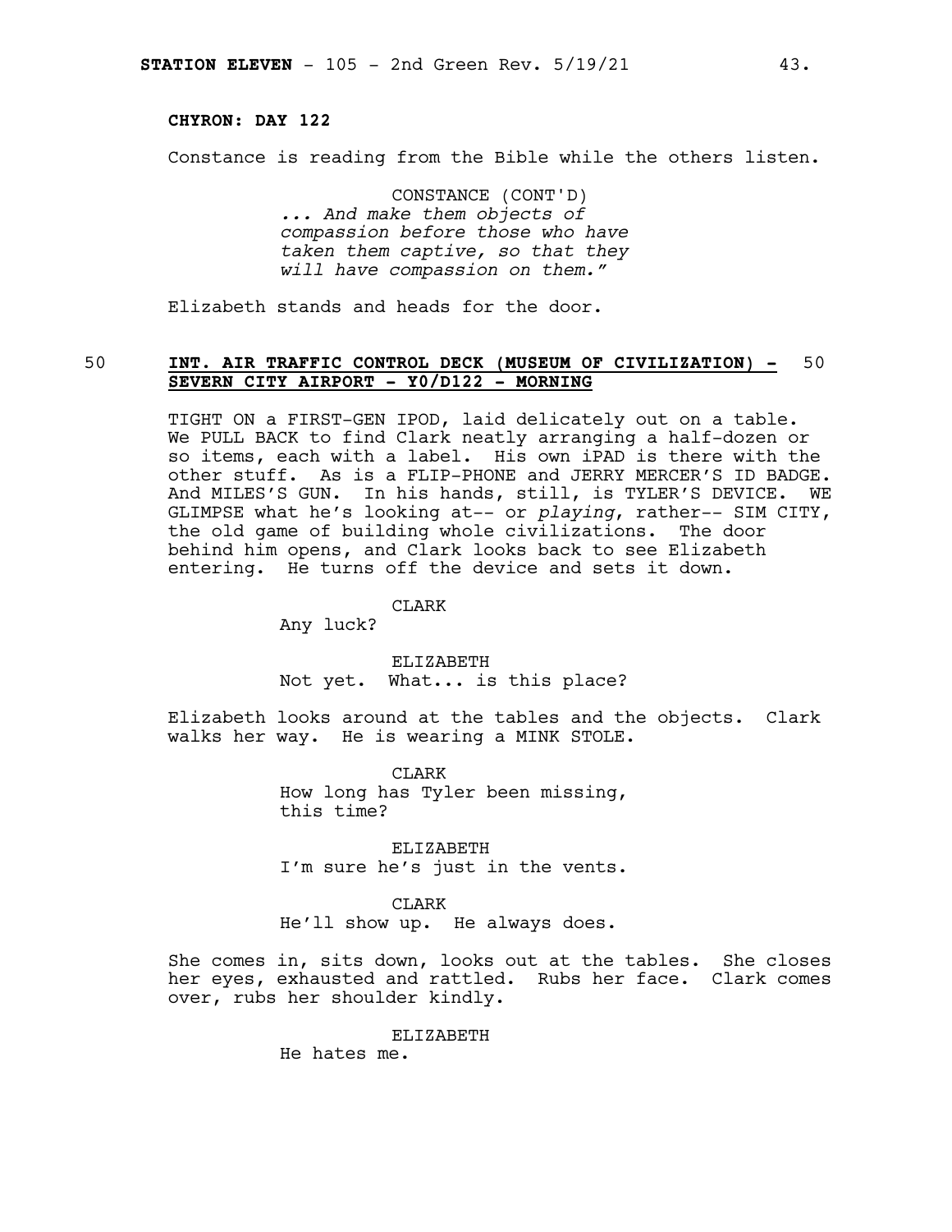**CHYRON: DAY 122**

Constance is reading from the Bible while the others listen.

CONSTANCE (CONT'D)
*... And make them objects of compassion before those who have taken them captive, so that they will have compassion on them."*

Elizabeth stands and heads for the door.

50 **INT. AIR TRAFFIC CONTROL DECK (MUSEUM OF CIVILIZATION) - SEVERN CITY AIRPORT - Y0/D122 - MORNING** 50

TIGHT ON a FIRST-GEN IPOD, laid delicately out on a table. We PULL BACK to find Clark neatly arranging a half-dozen or so items, each with a label. His own iPAD is there with the other stuff. As is a FLIP-PHONE and JERRY MERCER'S ID BADGE. And MILES'S GUN. In his hands, still, is TYLER'S DEVICE. WE GLIMPSE what he's looking at-- or *playing*, rather-- SIM CITY, the old game of building whole civilizations. The door behind him opens, and Clark looks back to see Elizabeth entering. He turns off the device and sets it down.

CLARK
Any luck?

ELIZABETH
Not yet. What... is this place?

Elizabeth looks around at the tables and the objects. Clark walks her way. He is wearing a MINK STOLE.

CLARK
How long has Tyler been missing, this time?

ELIZABETH
I'm sure he's just in the vents.

CLARK
He'll show up. He always does.

She comes in, sits down, looks out at the tables. She closes her eyes, exhausted and rattled. Rubs her face. Clark comes over, rubs her shoulder kindly.

ELIZABETH
He hates me.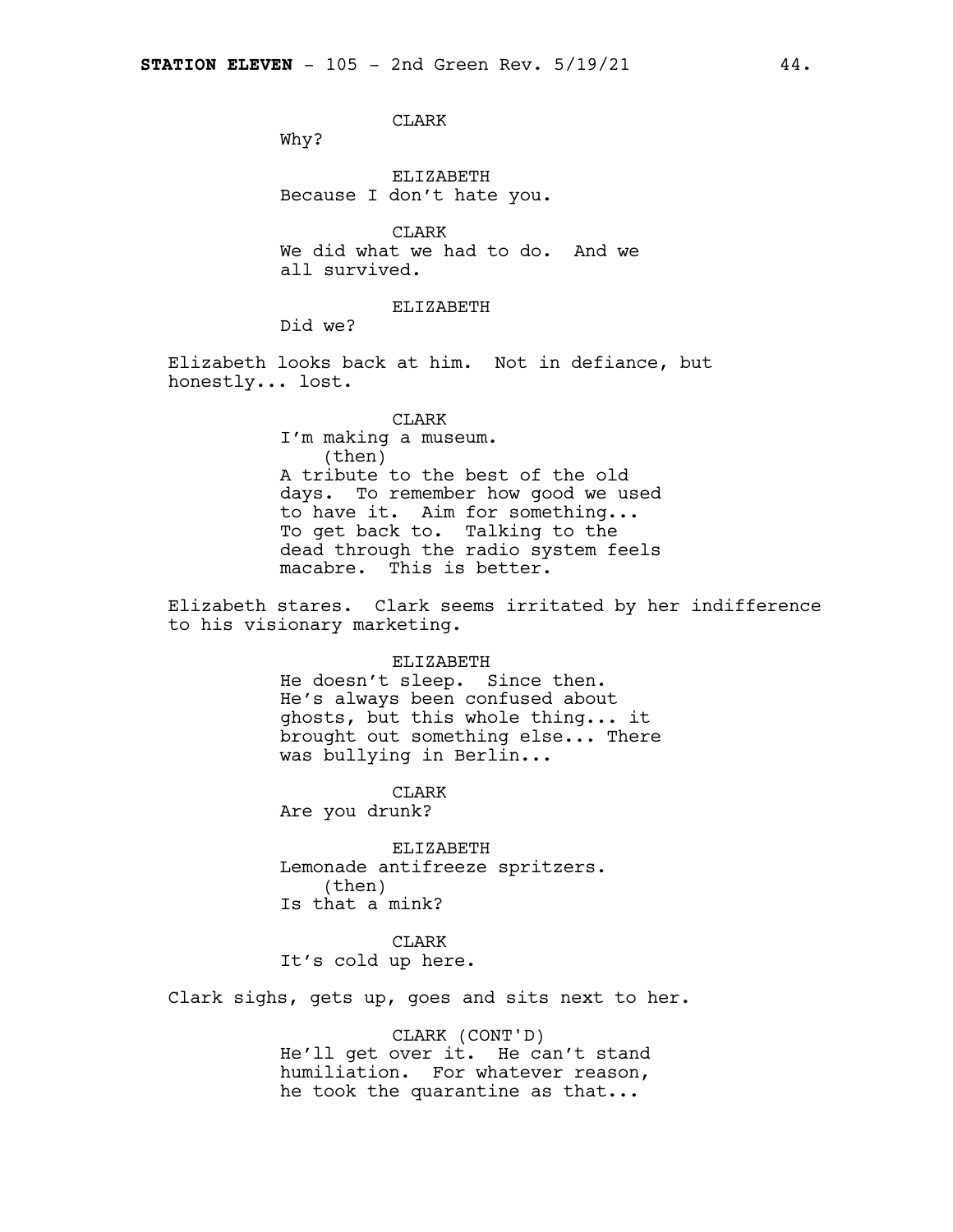CLARK
Why?

ELIZABETH
Because I don't hate you.

CLARK
We did what we had to do. And we all survived.

ELIZABETH
Did we?

Elizabeth looks back at him. Not in defiance, but honestly... lost.

CLARK
I'm making a museum.
(then)
A tribute to the best of the old days. To remember how good we used to have it. Aim for something... To get back to. Talking to the dead through the radio system feels macabre. This is better.

Elizabeth stares. Clark seems irritated by her indifference to his visionary marketing.

ELIZABETH
He doesn't sleep. Since then. He's always been confused about ghosts, but this whole thing... it brought out something else... There was bullying in Berlin...

CLARK
Are you drunk?

ELIZABETH
Lemonade antifreeze spritzers.
(then)
Is that a mink?

CLARK
It's cold up here.

Clark sighs, gets up, goes and sits next to her.

CLARK (CONT'D)
He'll get over it. He can't stand humiliation. For whatever reason, he took the quarantine as that...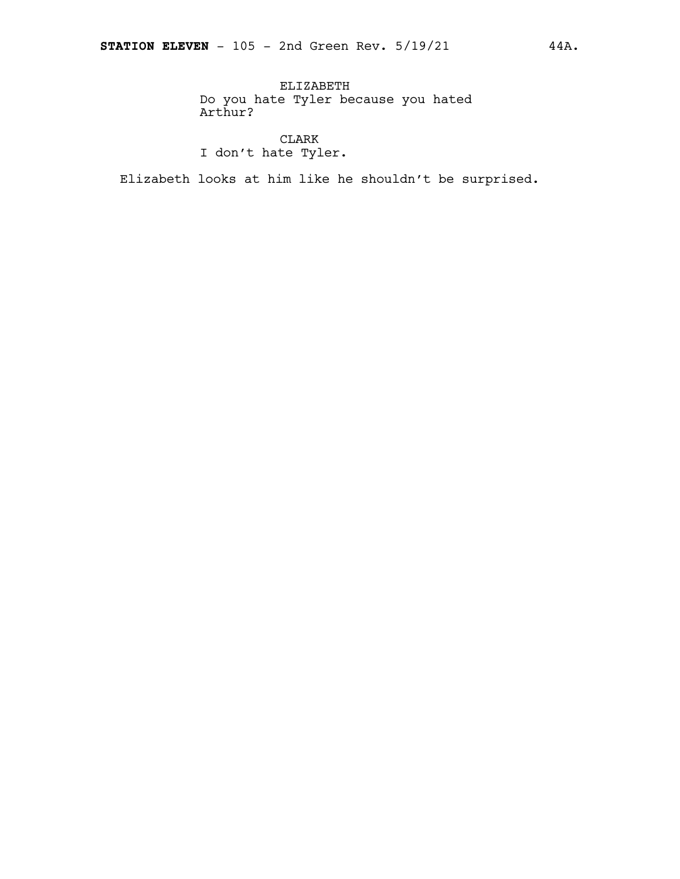ELIZABETH
Do you hate Tyler because you hated Arthur?

CLARK
I don't hate Tyler.

Elizabeth looks at him like he shouldn't be surprised.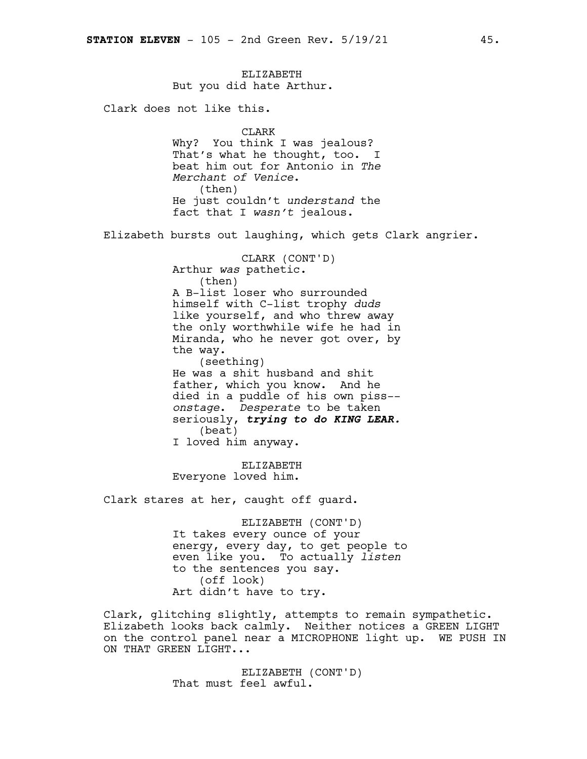ELIZABETH
But you did hate Arthur.

Clark does not like this.

CLARK
Why? You think I was jealous? That's what he thought, too. I beat him out for Antonio in *The Merchant of Venice*.
(then)
He just couldn't *understand* the fact that I *wasn't* jealous.

Elizabeth bursts out laughing, which gets Clark angrier.

CLARK (CONT'D)
Arthur *was* pathetic.
(then)
A B-list loser who surrounded himself with C-list trophy *duds* like yourself, and who threw away the only worthwhile wife he had in Miranda, who he never got over, by the way.
(seething)
He was a shit husband and shit father, which you know. And he died in a puddle of his own piss--*onstage*. *Desperate* to be taken seriously, ***trying to do KING LEAR.***
(beat)
I loved him anyway.

ELIZABETH
Everyone loved him.

Clark stares at her, caught off guard.

ELIZABETH (CONT'D)
It takes every ounce of your energy, every day, to get people to even like you. To actually *listen* to the sentences you say.
(off look)
Art didn't have to try.

Clark, glitching slightly, attempts to remain sympathetic. Elizabeth looks back calmly. Neither notices a GREEN LIGHT on the control panel near a MICROPHONE light up. WE PUSH IN ON THAT GREEN LIGHT...

ELIZABETH (CONT'D)
That must feel awful.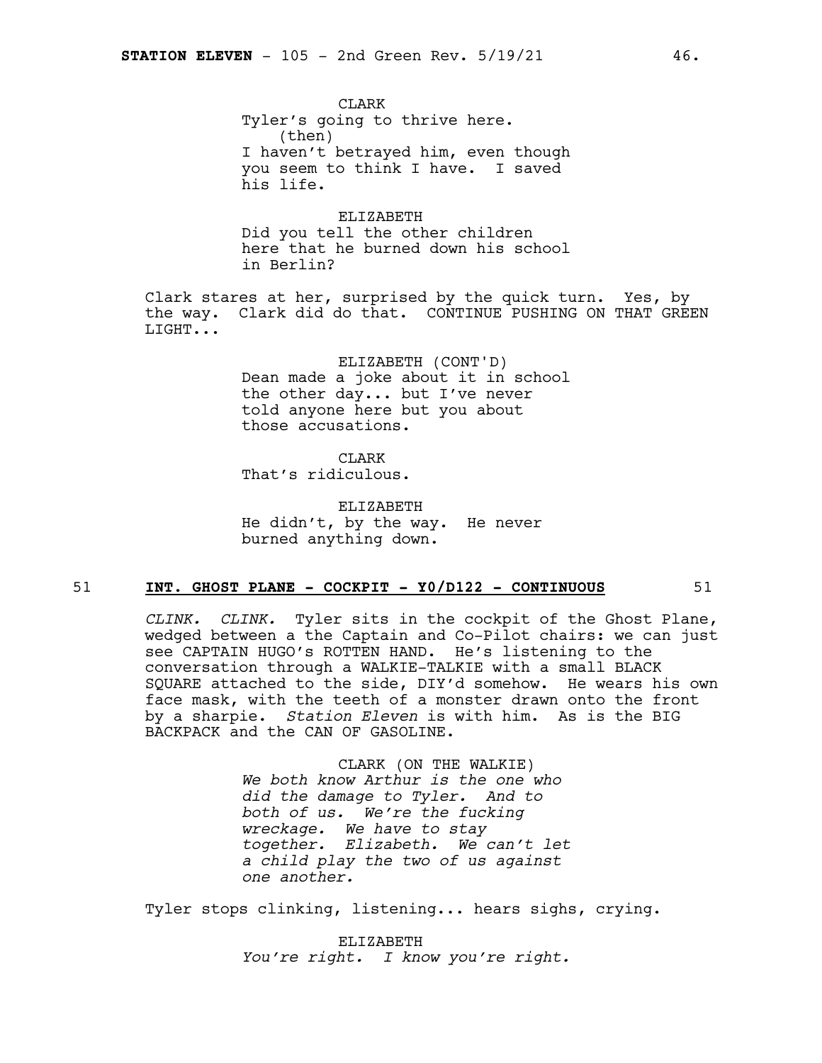CLARK
Tyler's going to thrive here.
(then)
I haven't betrayed him, even though you seem to think I have. I saved his life.

ELIZABETH
Did you tell the other children here that he burned down his school in Berlin?

Clark stares at her, surprised by the quick turn. Yes, by the way. Clark did do that. CONTINUE PUSHING ON THAT GREEN LIGHT...

ELIZABETH (CONT'D)
Dean made a joke about it in school the other day... but I've never told anyone here but you about those accusations.

CLARK
That's ridiculous.

ELIZABETH
He didn't, by the way. He never burned anything down.

51 **INT. GHOST PLANE - COCKPIT - Y0/D122 - CONTINUOUS** 51

*CLINK. CLINK.* Tyler sits in the cockpit of the Ghost Plane, wedged between a the Captain and Co-Pilot chairs: we can just see CAPTAIN HUGO's ROTTEN HAND. He's listening to the conversation through a WALKIE-TALKIE with a small BLACK SQUARE attached to the side, DIY'd somehow. He wears his own face mask, with the teeth of a monster drawn onto the front by a sharpie. *Station Eleven* is with him. As is the BIG BACKPACK and the CAN OF GASOLINE.

CLARK (ON THE WALKIE)
*We both know Arthur is the one who did the damage to Tyler. And to both of us. We're the fucking wreckage. We have to stay together. Elizabeth. We can't let a child play the two of us against one another.*

Tyler stops clinking, listening... hears sighs, crying.

ELIZABETH
*You're right. I know you're right.*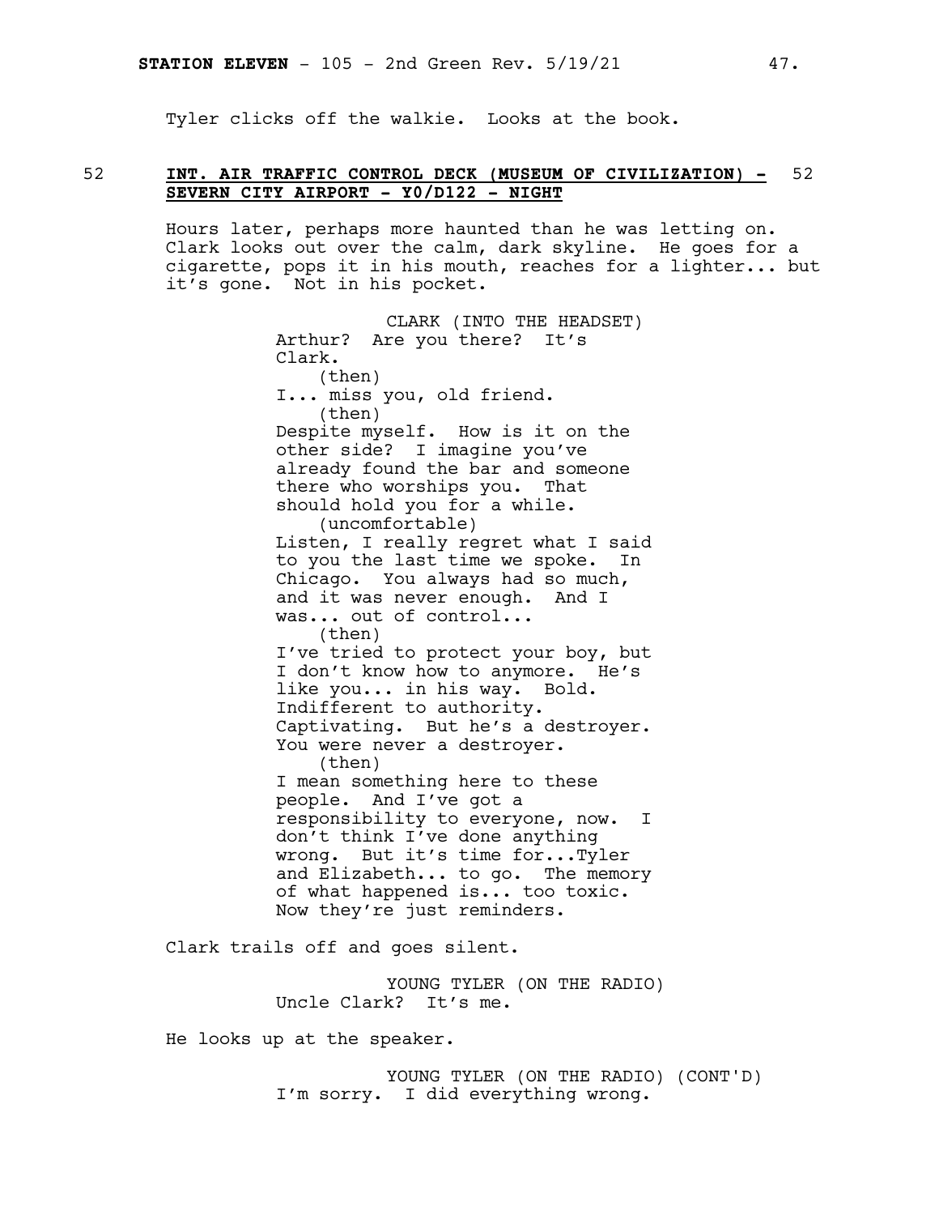Tyler clicks off the walkie. Looks at the book.

**52 INT. AIR TRAFFIC CONTROL DECK (MUSEUM OF CIVILIZATION) - SEVERN CITY AIRPORT - Y0/D122 - NIGHT 52**

Hours later, perhaps more haunted than he was letting on. Clark looks out over the calm, dark skyline. He goes for a cigarette, pops it in his mouth, reaches for a lighter... but it's gone. Not in his pocket.

CLARK (INTO THE HEADSET)
Arthur? Are you there? It's Clark.
(then)
I... miss you, old friend.
(then)
Despite myself. How is it on the other side? I imagine you've already found the bar and someone there who worships you. That should hold you for a while.
(uncomfortable)
Listen, I really regret what I said to you the last time we spoke. In Chicago. You always had so much, and it was never enough. And I was... out of control...
(then)
I've tried to protect your boy, but I don't know how to anymore. He's like you... in his way. Bold. Indifferent to authority. Captivating. But he's a destroyer. You were never a destroyer.
(then)
I mean something here to these people. And I've got a responsibility to everyone, now. I don't think I've done anything wrong. But it's time for...Tyler and Elizabeth... to go. The memory of what happened is... too toxic. Now they're just reminders.

Clark trails off and goes silent.

YOUNG TYLER (ON THE RADIO)
Uncle Clark? It's me.

He looks up at the speaker.

YOUNG TYLER (ON THE RADIO) (CONT'D)
I'm sorry. I did everything wrong.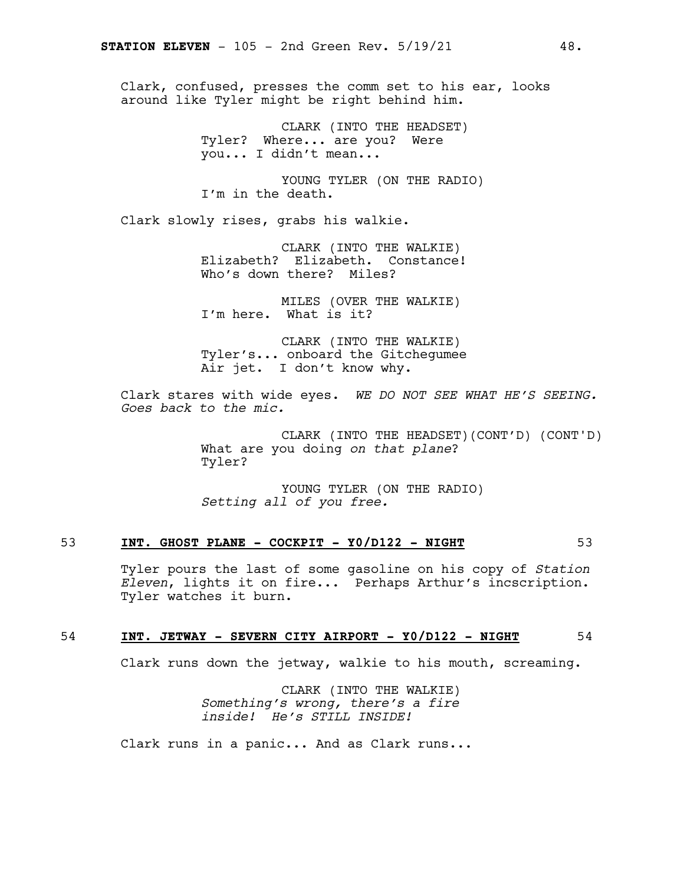Clark, confused, presses the comm set to his ear, looks around like Tyler might be right behind him.

CLARK (INTO THE HEADSET)
Tyler? Where... are you? Were you... I didn't mean...

YOUNG TYLER (ON THE RADIO)
I'm in the death.

Clark slowly rises, grabs his walkie.

CLARK (INTO THE WALKIE)
Elizabeth? Elizabeth. Constance! Who's down there? Miles?

MILES (OVER THE WALKIE)
I'm here. What is it?

CLARK (INTO THE WALKIE)
Tyler's... onboard the Gitchegumee Air jet. I don't know why.

Clark stares with wide eyes. *WE DO NOT SEE WHAT HE'S SEEING. Goes back to the mic.*

CLARK (INTO THE HEADSET)(CONT'D) (CONT'D)
What are you doing *on that plane*? Tyler?

YOUNG TYLER (ON THE RADIO)
*Setting all of you free.*

## 53 **INT. GHOST PLANE - COCKPIT - Y0/D122 - NIGHT** 53

Tyler pours the last of some gasoline on his copy of *Station Eleven*, lights it on fire... Perhaps Arthur's incscription. Tyler watches it burn.

## 54 **INT. JETWAY - SEVERN CITY AIRPORT - Y0/D122 - NIGHT** 54

Clark runs down the jetway, walkie to his mouth, screaming.

CLARK (INTO THE WALKIE)
*Something's wrong, there's a fire inside! He's STILL INSIDE!*

Clark runs in a panic... And as Clark runs...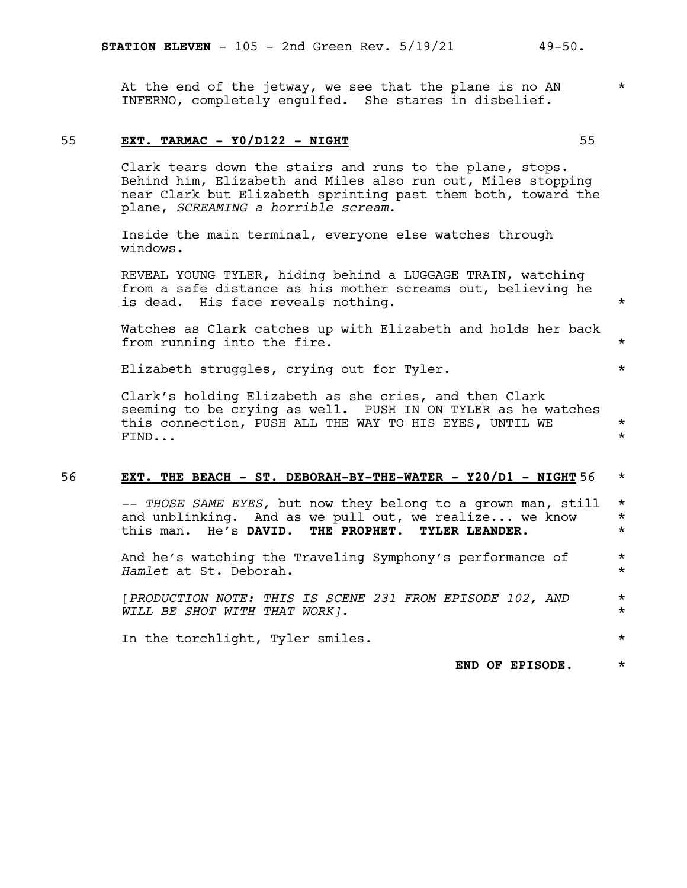At the end of the jetway, we see that the plane is no AN INFERNO, completely engulfed. She stares in disbelief. *

55 **EXT. TARMAC - Y0/D122 - NIGHT** 55

Clark tears down the stairs and runs to the plane, stops. Behind him, Elizabeth and Miles also run out, Miles stopping near Clark but Elizabeth sprinting past them both, toward the plane, *SCREAMING a horrible scream.*

Inside the main terminal, everyone else watches through windows.

REVEAL YOUNG TYLER, hiding behind a LUGGAGE TRAIN, watching from a safe distance as his mother screams out, believing he is dead. His face reveals nothing. *

Watches as Clark catches up with Elizabeth and holds her back from running into the fire. *

Elizabeth struggles, crying out for Tyler. *

Clark's holding Elizabeth as she cries, and then Clark seeming to be crying as well. PUSH IN ON TYLER as he watches this connection, PUSH ALL THE WAY TO HIS EYES, UNTIL WE FIND... * *

56 **EXT. THE BEACH - ST. DEBORAH-BY-THE-WATER - Y20/D1 - NIGHT** 56 *

-- *THOSE SAME EYES,* but now they belong to a grown man, still and unblinking. And as we pull out, we realize... we know this man. He's **DAVID. THE PROPHET. TYLER LEANDER.** * * *

And he's watching the Traveling Symphony's performance of *Hamlet* at St. Deborah. * *

[*PRODUCTION NOTE: THIS IS SCENE 231 FROM EPISODE 102, AND WILL BE SHOT WITH THAT WORK].* * *

In the torchlight, Tyler smiles. *

**END OF EPISODE.** *